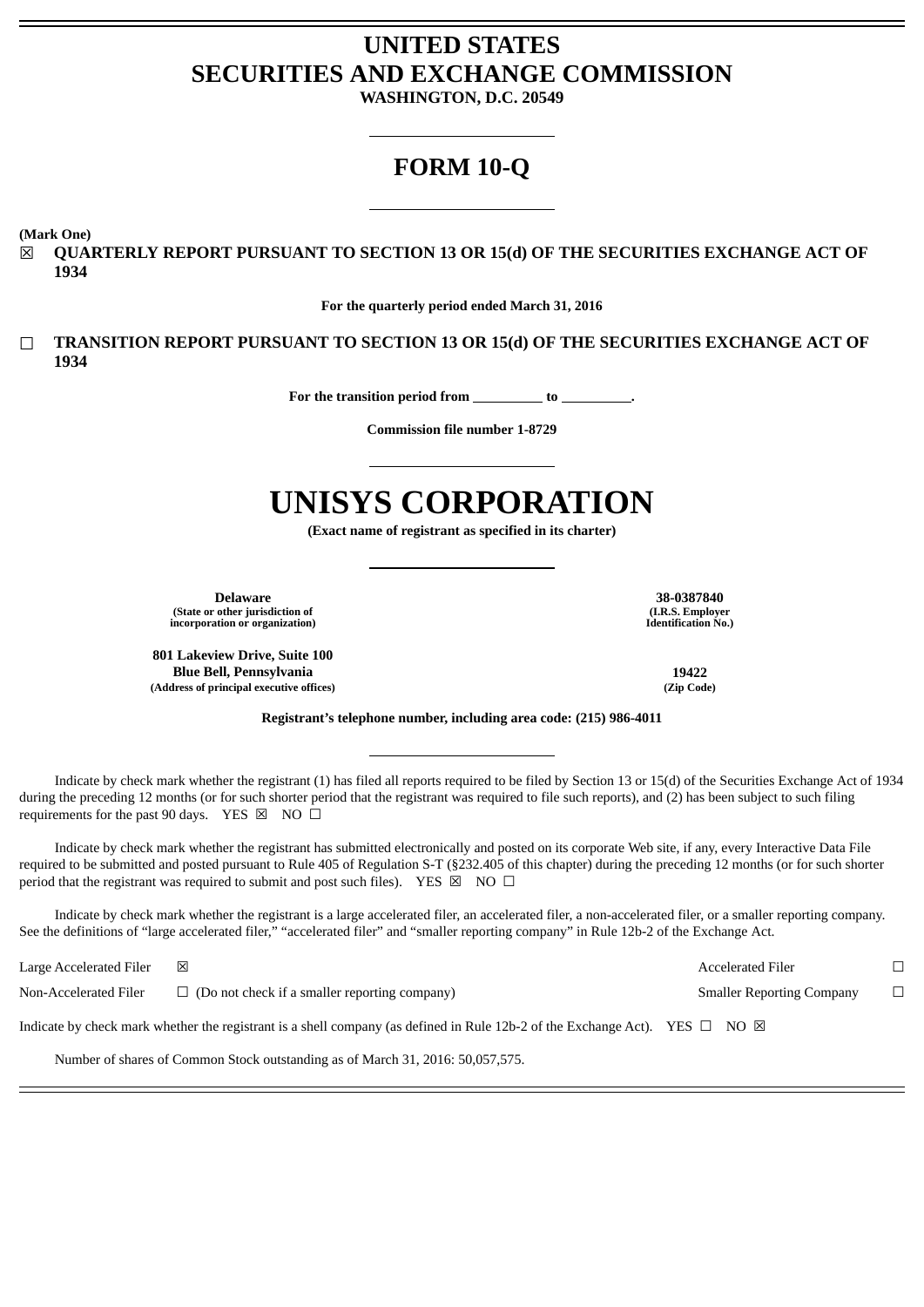# UNITED STATES
# SECURITIES AND EXCHANGE COMMISSION

**WASHINGTON, D.C. 20549**

---

# FORM 10-Q

---

**(Mark One)**

☒ **QUARTERLY REPORT PURSUANT TO SECTION 13 OR 15(d) OF THE SECURITIES EXCHANGE ACT OF 1934**

**For the quarterly period ended March 31, 2016**

☐ **TRANSITION REPORT PURSUANT TO SECTION 13 OR 15(d) OF THE SECURITIES EXCHANGE ACT OF 1934**

**For the transition period from __________ to __________.**

**Commission file number 1-8729**

---

# UNISYS CORPORATION

**(Exact name of registrant as specified in its charter)**

---

| | |
|---|---|
| **Delaware**<br>**(State or other jurisdiction of incorporation or organization)** | **38-0387840**<br>**(I.R.S. Employer Identification No.)** |
| **801 Lakeview Drive, Suite 100**<br>**Blue Bell, Pennsylvania**<br>**(Address of principal executive offices)** | **19422**<br>**(Zip Code)** |

**Registrant's telephone number, including area code: (215) 986-4011**

---

Indicate by check mark whether the registrant (1) has filed all reports required to be filed by Section 13 or 15(d) of the Securities Exchange Act of 1934 during the preceding 12 months (or for such shorter period that the registrant was required to file such reports), and (2) has been subject to such filing requirements for the past 90 days. YES ☒ NO ☐

Indicate by check mark whether the registrant has submitted electronically and posted on its corporate Web site, if any, every Interactive Data File required to be submitted and posted pursuant to Rule 405 of Regulation S-T (§232.405 of this chapter) during the preceding 12 months (or for such shorter period that the registrant was required to submit and post such files). YES ☒ NO ☐

Indicate by check mark whether the registrant is a large accelerated filer, an accelerated filer, a non-accelerated filer, or a smaller reporting company. See the definitions of "large accelerated filer," "accelerated filer" and "smaller reporting company" in Rule 12b-2 of the Exchange Act.

| | | | |
|---|---|---|---|
| Large Accelerated Filer | ☒ | Accelerated Filer | ☐ |
| Non-Accelerated Filer | ☐ (Do not check if a smaller reporting company) | Smaller Reporting Company | ☐ |

Indicate by check mark whether the registrant is a shell company (as defined in Rule 12b-2 of the Exchange Act). YES ☐ NO ☒

Number of shares of Common Stock outstanding as of March 31, 2016: 50,057,575.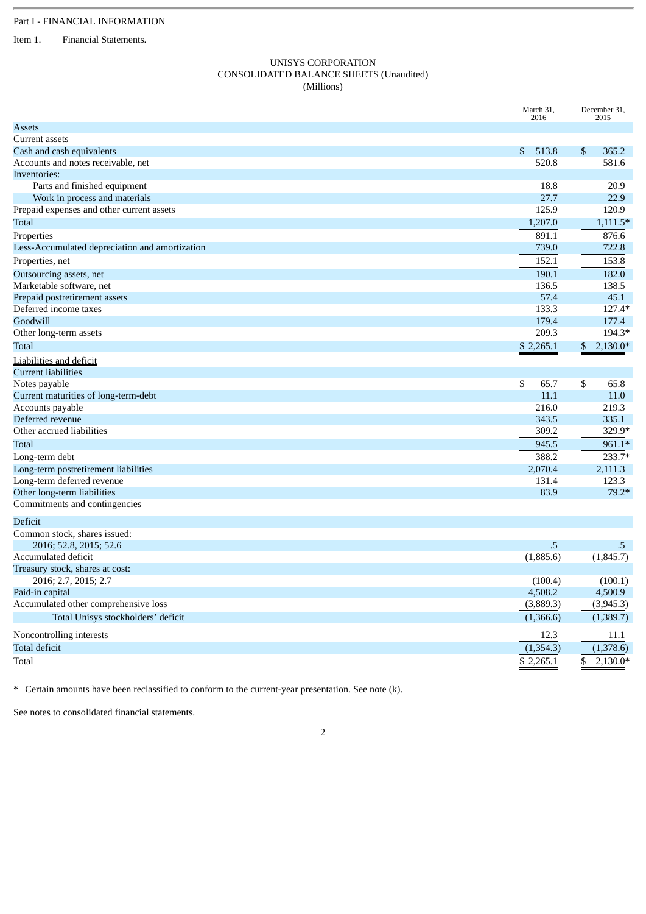Part I - FINANCIAL INFORMATION

Item 1. Financial Statements.

UNISYS CORPORATION
CONSOLIDATED BALANCE SHEETS (Unaudited)
(Millions)

| | March 31, 2016 | December 31, 2015 |
|---|---|---|
| Assets | | |
| Current assets | | |
| Cash and cash equivalents | $ 513.8 | $ 365.2 |
| Accounts and notes receivable, net | 520.8 | 581.6 |
| Inventories: | | |
| Parts and finished equipment | 18.8 | 20.9 |
| Work in process and materials | 27.7 | 22.9 |
| Prepaid expenses and other current assets | 125.9 | 120.9 |
| Total | 1,207.0 | 1,111.5* |
| Properties | 891.1 | 876.6 |
| Less-Accumulated depreciation and amortization | 739.0 | 722.8 |
| Properties, net | 152.1 | 153.8 |
| Outsourcing assets, net | 190.1 | 182.0 |
| Marketable software, net | 136.5 | 138.5 |
| Prepaid postretirement assets | 57.4 | 45.1 |
| Deferred income taxes | 133.3 | 127.4* |
| Goodwill | 179.4 | 177.4 |
| Other long-term assets | 209.3 | 194.3* |
| Total | $ 2,265.1 | $ 2,130.0* |
| Liabilities and deficit | | |
| Current liabilities | | |
| Notes payable | $ 65.7 | $ 65.8 |
| Current maturities of long-term-debt | 11.1 | 11.0 |
| Accounts payable | 216.0 | 219.3 |
| Deferred revenue | 343.5 | 335.1 |
| Other accrued liabilities | 309.2 | 329.9* |
| Total | 945.5 | 961.1* |
| Long-term debt | 388.2 | 233.7* |
| Long-term postretirement liabilities | 2,070.4 | 2,111.3 |
| Long-term deferred revenue | 131.4 | 123.3 |
| Other long-term liabilities | 83.9 | 79.2* |
| Commitments and contingencies | | |
| Deficit | | |
| Common stock, shares issued: | | |
| 2016; 52.8, 2015; 52.6 | .5 | .5 |
| Accumulated deficit | (1,885.6) | (1,845.7) |
| Treasury stock, shares at cost: | | |
| 2016; 2.7, 2015; 2.7 | (100.4) | (100.1) |
| Paid-in capital | 4,508.2 | 4,500.9 |
| Accumulated other comprehensive loss | (3,889.3) | (3,945.3) |
| Total Unisys stockholders' deficit | (1,366.6) | (1,389.7) |
| Noncontrolling interests | 12.3 | 11.1 |
| Total deficit | (1,354.3) | (1,378.6) |
| Total | $ 2,265.1 | $ 2,130.0* |

\* Certain amounts have been reclassified to conform to the current-year presentation. See note (k).

See notes to consolidated financial statements.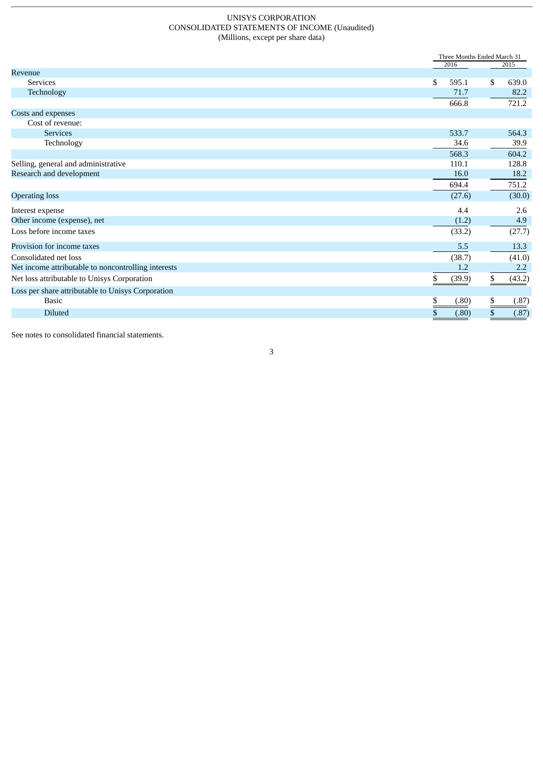# UNISYS CORPORATION
## CONSOLIDATED STATEMENTS OF INCOME (Unaudited)
(Millions, except per share data)

| | Three Months Ended March 31 | |
|---|---|---|
| | 2016 | 2015 |
| Revenue | | |
| Services | $ 595.1 | $ 639.0 |
| Technology | 71.7 | 82.2 |
| | 666.8 | 721.2 |
| Costs and expenses | | |
| Cost of revenue: | | |
| Services | 533.7 | 564.3 |
| Technology | 34.6 | 39.9 |
| | 568.3 | 604.2 |
| Selling, general and administrative | 110.1 | 128.8 |
| Research and development | 16.0 | 18.2 |
| | 694.4 | 751.2 |
| Operating loss | (27.6) | (30.0) |
| Interest expense | 4.4 | 2.6 |
| Other income (expense), net | (1.2) | 4.9 |
| Loss before income taxes | (33.2) | (27.7) |
| Provision for income taxes | 5.5 | 13.3 |
| Consolidated net loss | (38.7) | (41.0) |
| Net income attributable to noncontrolling interests | 1.2 | 2.2 |
| Net loss attributable to Unisys Corporation | $ (39.9) | $ (43.2) |
| Loss per share attributable to Unisys Corporation | | |
| Basic | $ (.80) | $ (.87) |
| Diluted | $ (.80) | $ (.87) |

See notes to consolidated financial statements.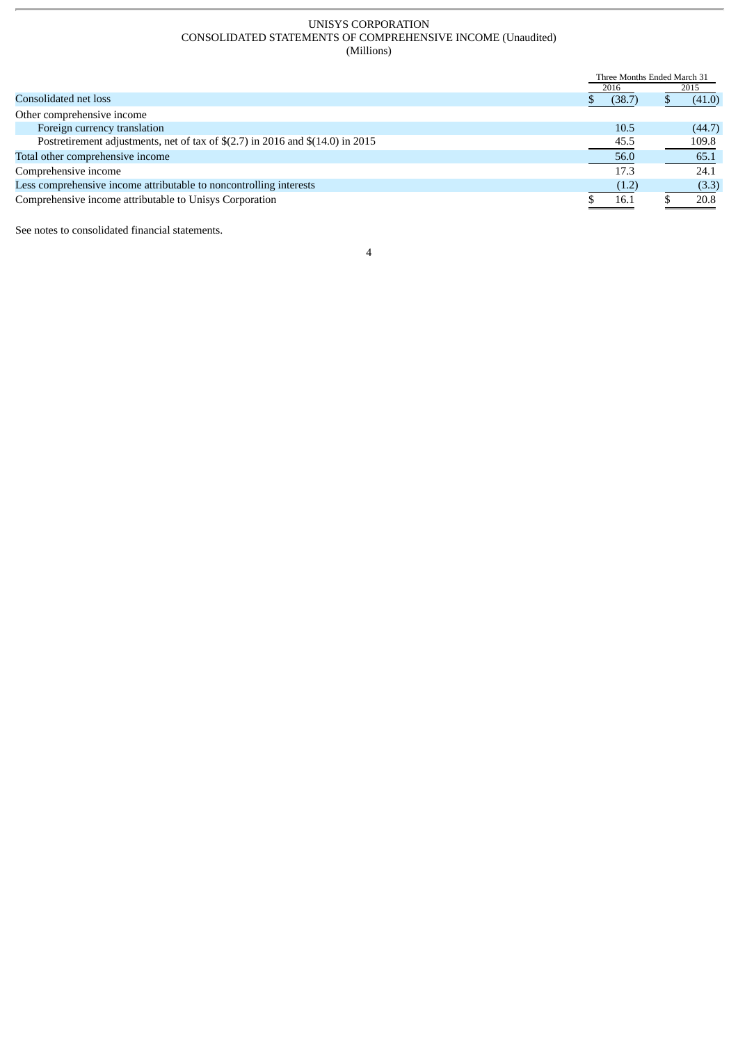UNISYS CORPORATION
CONSOLIDATED STATEMENTS OF COMPREHENSIVE INCOME (Unaudited)
(Millions)

| | Three Months Ended March 31 | |
|---|---|---|
| | 2016 | 2015 |
| Consolidated net loss | $ (38.7) | $ (41.0) |
| Other comprehensive income | | |
| Foreign currency translation | 10.5 | (44.7) |
| Postretirement adjustments, net of tax of $(2.7) in 2016 and $(14.0) in 2015 | 45.5 | 109.8 |
| Total other comprehensive income | 56.0 | 65.1 |
| Comprehensive income | 17.3 | 24.1 |
| Less comprehensive income attributable to noncontrolling interests | (1.2) | (3.3) |
| Comprehensive income attributable to Unisys Corporation | $ 16.1 | $ 20.8 |

See notes to consolidated financial statements.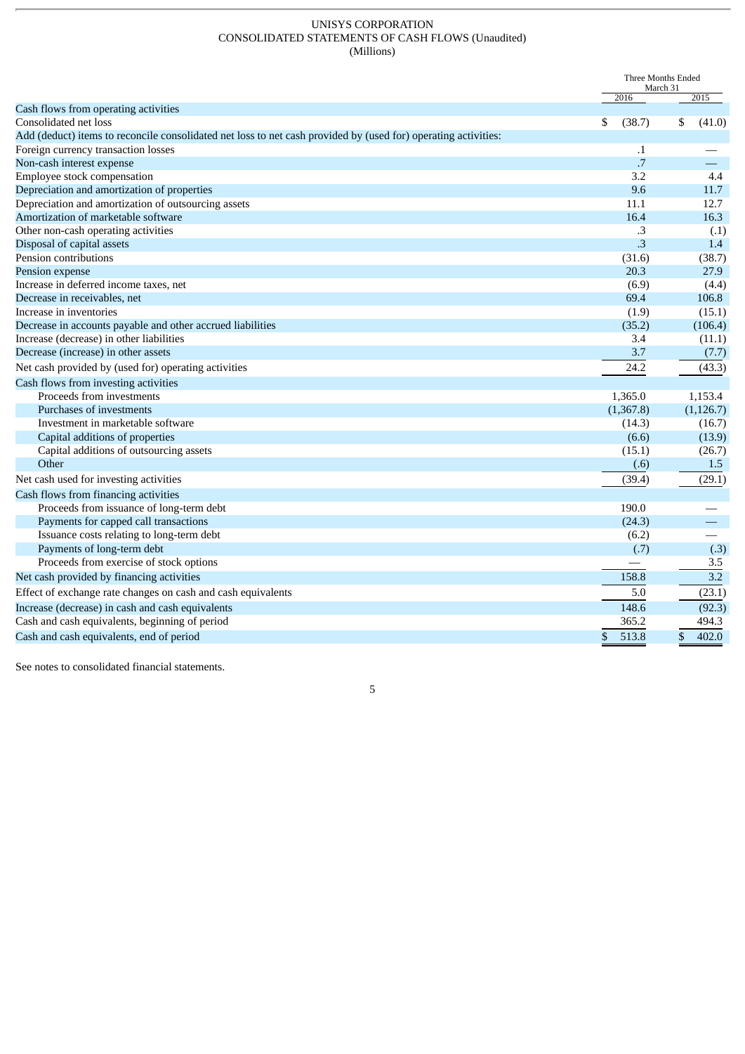UNISYS CORPORATION

CONSOLIDATED STATEMENTS OF CASH FLOWS (Unaudited)

(Millions)

| | Three Months Ended March 31 | |
|---|---|---|
| | 2016 | 2015 |
| Cash flows from operating activities | | |
| Consolidated net loss | $ (38.7) | $ (41.0) |
| Add (deduct) items to reconcile consolidated net loss to net cash provided by (used for) operating activities: | | |
| Foreign currency transaction losses | .1 | — |
| Non-cash interest expense | .7 | — |
| Employee stock compensation | 3.2 | 4.4 |
| Depreciation and amortization of properties | 9.6 | 11.7 |
| Depreciation and amortization of outsourcing assets | 11.1 | 12.7 |
| Amortization of marketable software | 16.4 | 16.3 |
| Other non-cash operating activities | .3 | (.1) |
| Disposal of capital assets | .3 | 1.4 |
| Pension contributions | (31.6) | (38.7) |
| Pension expense | 20.3 | 27.9 |
| Increase in deferred income taxes, net | (6.9) | (4.4) |
| Decrease in receivables, net | 69.4 | 106.8 |
| Increase in inventories | (1.9) | (15.1) |
| Decrease in accounts payable and other accrued liabilities | (35.2) | (106.4) |
| Increase (decrease) in other liabilities | 3.4 | (11.1) |
| Decrease (increase) in other assets | 3.7 | (7.7) |
| Net cash provided by (used for) operating activities | 24.2 | (43.3) |
| Cash flows from investing activities | | |
| Proceeds from investments | 1,365.0 | 1,153.4 |
| Purchases of investments | (1,367.8) | (1,126.7) |
| Investment in marketable software | (14.3) | (16.7) |
| Capital additions of properties | (6.6) | (13.9) |
| Capital additions of outsourcing assets | (15.1) | (26.7) |
| Other | (.6) | 1.5 |
| Net cash used for investing activities | (39.4) | (29.1) |
| Cash flows from financing activities | | |
| Proceeds from issuance of long-term debt | 190.0 | — |
| Payments for capped call transactions | (24.3) | — |
| Issuance costs relating to long-term debt | (6.2) | — |
| Payments of long-term debt | (.7) | (.3) |
| Proceeds from exercise of stock options | — | 3.5 |
| Net cash provided by financing activities | 158.8 | 3.2 |
| Effect of exchange rate changes on cash and cash equivalents | 5.0 | (23.1) |
| Increase (decrease) in cash and cash equivalents | 148.6 | (92.3) |
| Cash and cash equivalents, beginning of period | 365.2 | 494.3 |
| Cash and cash equivalents, end of period | $ 513.8 | $ 402.0 |

See notes to consolidated financial statements.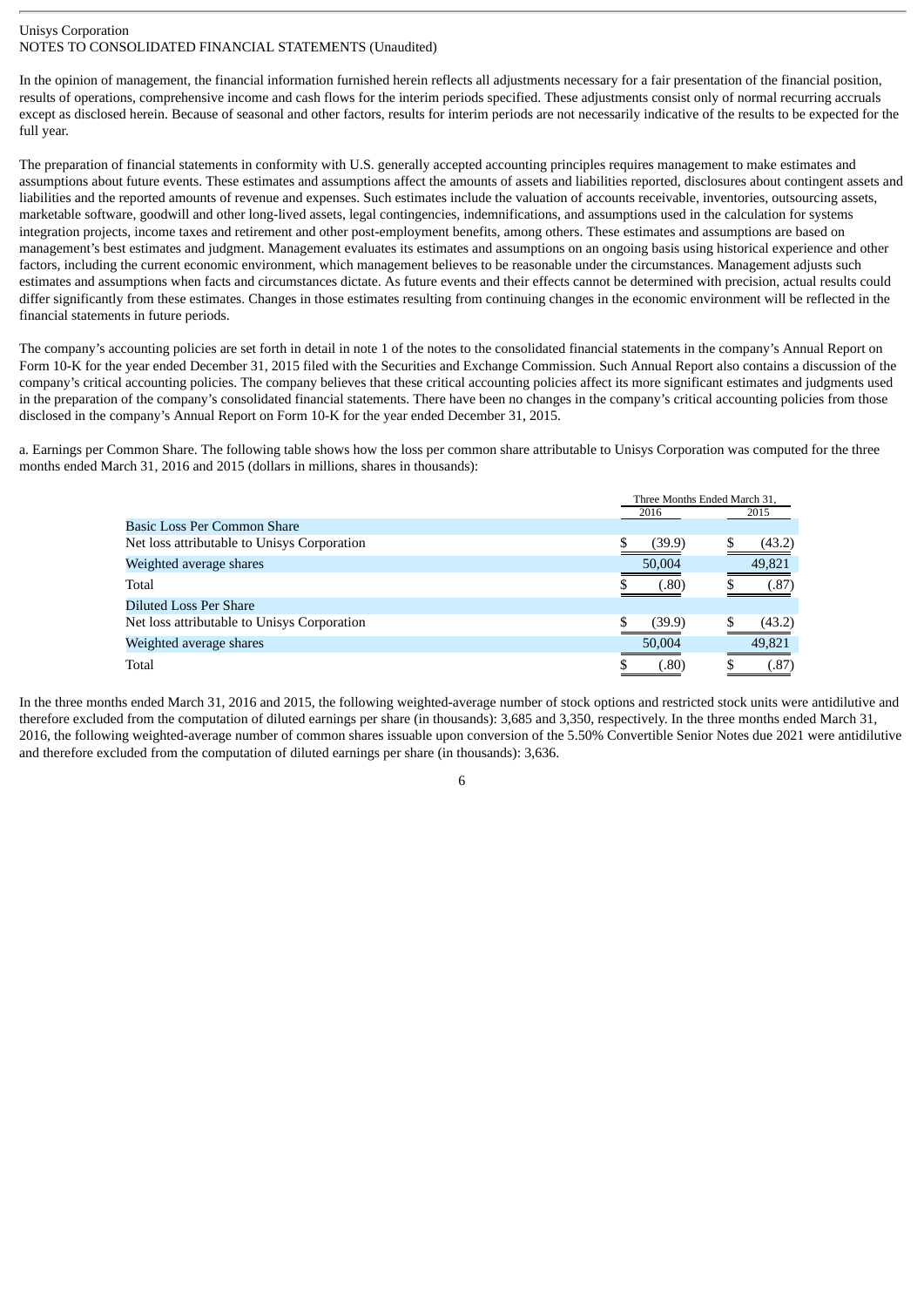Unisys Corporation
NOTES TO CONSOLIDATED FINANCIAL STATEMENTS (Unaudited)

In the opinion of management, the financial information furnished herein reflects all adjustments necessary for a fair presentation of the financial position, results of operations, comprehensive income and cash flows for the interim periods specified. These adjustments consist only of normal recurring accruals except as disclosed herein. Because of seasonal and other factors, results for interim periods are not necessarily indicative of the results to be expected for the full year.

The preparation of financial statements in conformity with U.S. generally accepted accounting principles requires management to make estimates and assumptions about future events. These estimates and assumptions affect the amounts of assets and liabilities reported, disclosures about contingent assets and liabilities and the reported amounts of revenue and expenses. Such estimates include the valuation of accounts receivable, inventories, outsourcing assets, marketable software, goodwill and other long-lived assets, legal contingencies, indemnifications, and assumptions used in the calculation for systems integration projects, income taxes and retirement and other post-employment benefits, among others. These estimates and assumptions are based on management's best estimates and judgment. Management evaluates its estimates and assumptions on an ongoing basis using historical experience and other factors, including the current economic environment, which management believes to be reasonable under the circumstances. Management adjusts such estimates and assumptions when facts and circumstances dictate. As future events and their effects cannot be determined with precision, actual results could differ significantly from these estimates. Changes in those estimates resulting from continuing changes in the economic environment will be reflected in the financial statements in future periods.

The company's accounting policies are set forth in detail in note 1 of the notes to the consolidated financial statements in the company's Annual Report on Form 10-K for the year ended December 31, 2015 filed with the Securities and Exchange Commission. Such Annual Report also contains a discussion of the company's critical accounting policies. The company believes that these critical accounting policies affect its more significant estimates and judgments used in the preparation of the company's consolidated financial statements. There have been no changes in the company's critical accounting policies from those disclosed in the company's Annual Report on Form 10-K for the year ended December 31, 2015.

a. Earnings per Common Share. The following table shows how the loss per common share attributable to Unisys Corporation was computed for the three months ended March 31, 2016 and 2015 (dollars in millions, shares in thousands):

| | Three Months Ended March 31, | |
|---|---|---|
| | 2016 | 2015 |
| Basic Loss Per Common Share | | |
| Net loss attributable to Unisys Corporation | $ (39.9) | $ (43.2) |
| Weighted average shares | 50,004 | 49,821 |
| Total | $ (.80) | $ (.87) |
| Diluted Loss Per Share | | |
| Net loss attributable to Unisys Corporation | $ (39.9) | $ (43.2) |
| Weighted average shares | 50,004 | 49,821 |
| Total | $ (.80) | $ (.87) |

In the three months ended March 31, 2016 and 2015, the following weighted-average number of stock options and restricted stock units were antidilutive and therefore excluded from the computation of diluted earnings per share (in thousands): 3,685 and 3,350, respectively. In the three months ended March 31, 2016, the following weighted-average number of common shares issuable upon conversion of the 5.50% Convertible Senior Notes due 2021 were antidilutive and therefore excluded from the computation of diluted earnings per share (in thousands): 3,636.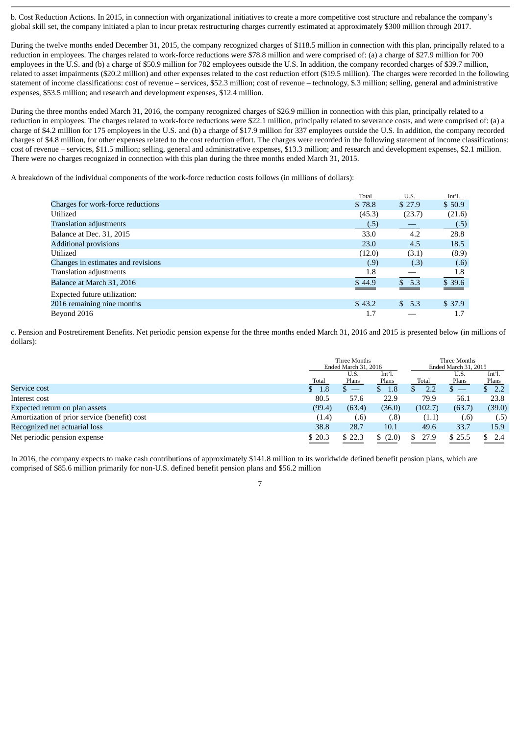b. Cost Reduction Actions. In 2015, in connection with organizational initiatives to create a more competitive cost structure and rebalance the company's global skill set, the company initiated a plan to incur pretax restructuring charges currently estimated at approximately $300 million through 2017.

During the twelve months ended December 31, 2015, the company recognized charges of $118.5 million in connection with this plan, principally related to a reduction in employees. The charges related to work-force reductions were $78.8 million and were comprised of: (a) a charge of $27.9 million for 700 employees in the U.S. and (b) a charge of $50.9 million for 782 employees outside the U.S. In addition, the company recorded charges of $39.7 million, related to asset impairments ($20.2 million) and other expenses related to the cost reduction effort ($19.5 million). The charges were recorded in the following statement of income classifications: cost of revenue – services, $52.3 million; cost of revenue – technology, $.3 million; selling, general and administrative expenses, $53.5 million; and research and development expenses, $12.4 million.

During the three months ended March 31, 2016, the company recognized charges of $26.9 million in connection with this plan, principally related to a reduction in employees. The charges related to work-force reductions were $22.1 million, principally related to severance costs, and were comprised of: (a) a charge of $4.2 million for 175 employees in the U.S. and (b) a charge of $17.9 million for 337 employees outside the U.S. In addition, the company recorded charges of $4.8 million, for other expenses related to the cost reduction effort. The charges were recorded in the following statement of income classifications: cost of revenue – services, $11.5 million; selling, general and administrative expenses, $13.3 million; and research and development expenses, $2.1 million. There were no charges recognized in connection with this plan during the three months ended March 31, 2015.

A breakdown of the individual components of the work-force reduction costs follows (in millions of dollars):

| | Total | U.S. | Int'l. |
|---|---|---|---|
| Charges for work-force reductions | $ 78.8 | $ 27.9 | $ 50.9 |
| Utilized | (45.3) | (23.7) | (21.6) |
| Translation adjustments | (.5) | — | (.5) |
| Balance at Dec. 31, 2015 | 33.0 | 4.2 | 28.8 |
| Additional provisions | 23.0 | 4.5 | 18.5 |
| Utilized | (12.0) | (3.1) | (8.9) |
| Changes in estimates and revisions | (.9) | (.3) | (.6) |
| Translation adjustments | 1.8 | — | 1.8 |
| Balance at March 31, 2016 | $ 44.9 | $ 5.3 | $ 39.6 |
| Expected future utilization: | | | |
| 2016 remaining nine months | $ 43.2 | $ 5.3 | $ 37.9 |
| Beyond 2016 | 1.7 | — | 1.7 |

c. Pension and Postretirement Benefits. Net periodic pension expense for the three months ended March 31, 2016 and 2015 is presented below (in millions of dollars):

| | Three Months Ended March 31, 2016 | | | Three Months Ended March 31, 2015 | | |
|---|---|---|---|---|---|---|
| | Total | U.S. Plans | Int'l. Plans | Total | U.S. Plans | Int'l. Plans |
| Service cost | $ 1.8 | $ — | $ 1.8 | $ 2.2 | $ — | $ 2.2 |
| Interest cost | 80.5 | 57.6 | 22.9 | 79.9 | 56.1 | 23.8 |
| Expected return on plan assets | (99.4) | (63.4) | (36.0) | (102.7) | (63.7) | (39.0) |
| Amortization of prior service (benefit) cost | (1.4) | (.6) | (.8) | (1.1) | (.6) | (.5) |
| Recognized net actuarial loss | 38.8 | 28.7 | 10.1 | 49.6 | 33.7 | 15.9 |
| Net periodic pension expense | $ 20.3 | $ 22.3 | $ (2.0) | $ 27.9 | $ 25.5 | $ 2.4 |

In 2016, the company expects to make cash contributions of approximately $141.8 million to its worldwide defined benefit pension plans, which are comprised of $85.6 million primarily for non-U.S. defined benefit pension plans and $56.2 million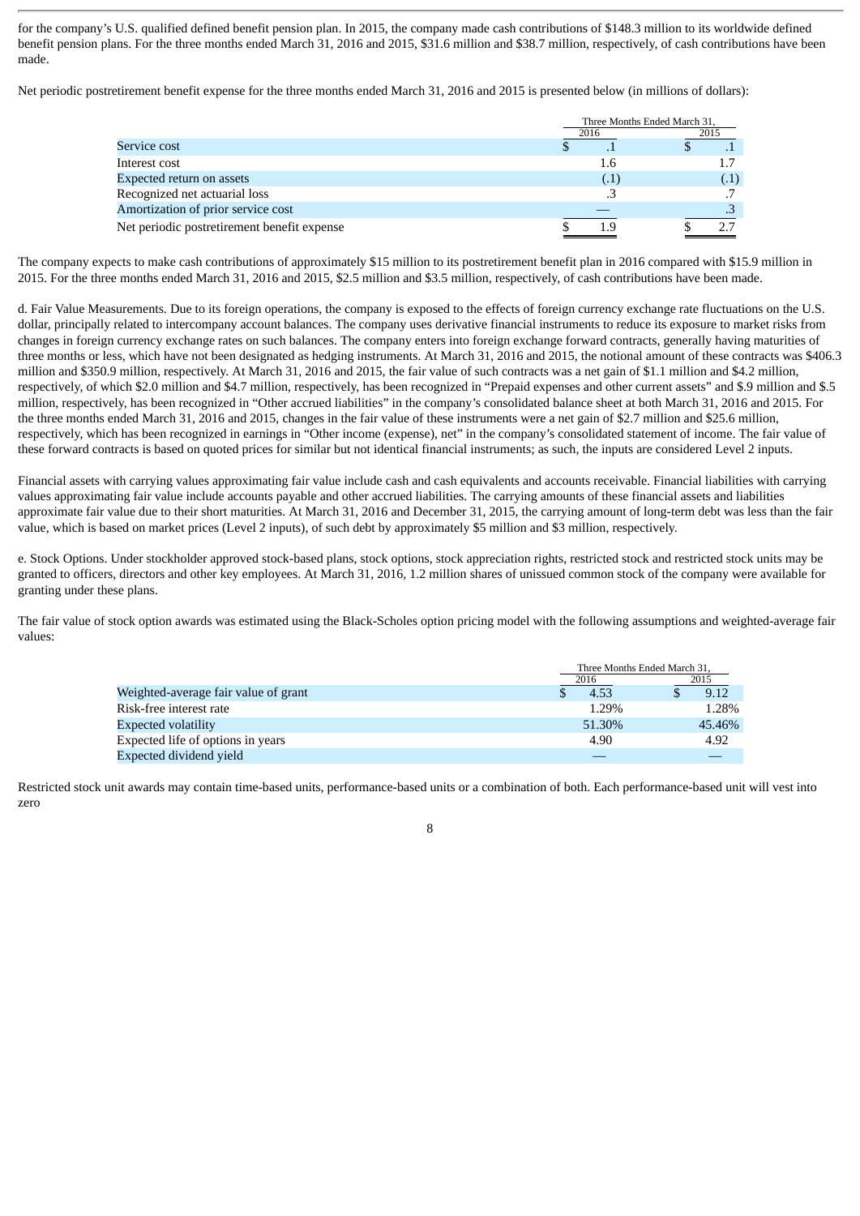for the company's U.S. qualified defined benefit pension plan. In 2015, the company made cash contributions of $148.3 million to its worldwide defined benefit pension plans. For the three months ended March 31, 2016 and 2015, $31.6 million and $38.7 million, respectively, of cash contributions have been made.

Net periodic postretirement benefit expense for the three months ended March 31, 2016 and 2015 is presented below (in millions of dollars):

| | Three Months Ended March 31, | |
|---|---|---|
| | 2016 | 2015 |
| Service cost | $ .1 | $ .1 |
| Interest cost | 1.6 | 1.7 |
| Expected return on assets | (.1) | (.1) |
| Recognized net actuarial loss | .3 | .7 |
| Amortization of prior service cost | — | .3 |
| Net periodic postretirement benefit expense | $ 1.9 | $ 2.7 |

The company expects to make cash contributions of approximately $15 million to its postretirement benefit plan in 2016 compared with $15.9 million in 2015. For the three months ended March 31, 2016 and 2015, $2.5 million and $3.5 million, respectively, of cash contributions have been made.

d. Fair Value Measurements. Due to its foreign operations, the company is exposed to the effects of foreign currency exchange rate fluctuations on the U.S. dollar, principally related to intercompany account balances. The company uses derivative financial instruments to reduce its exposure to market risks from changes in foreign currency exchange rates on such balances. The company enters into foreign exchange forward contracts, generally having maturities of three months or less, which have not been designated as hedging instruments. At March 31, 2016 and 2015, the notional amount of these contracts was $406.3 million and $350.9 million, respectively. At March 31, 2016 and 2015, the fair value of such contracts was a net gain of $1.1 million and $4.2 million, respectively, of which $2.0 million and $4.7 million, respectively, has been recognized in "Prepaid expenses and other current assets" and $.9 million and $.5 million, respectively, has been recognized in "Other accrued liabilities" in the company's consolidated balance sheet at both March 31, 2016 and 2015. For the three months ended March 31, 2016 and 2015, changes in the fair value of these instruments were a net gain of $2.7 million and $25.6 million, respectively, which has been recognized in earnings in "Other income (expense), net" in the company's consolidated statement of income. The fair value of these forward contracts is based on quoted prices for similar but not identical financial instruments; as such, the inputs are considered Level 2 inputs.

Financial assets with carrying values approximating fair value include cash and cash equivalents and accounts receivable. Financial liabilities with carrying values approximating fair value include accounts payable and other accrued liabilities. The carrying amounts of these financial assets and liabilities approximate fair value due to their short maturities. At March 31, 2016 and December 31, 2015, the carrying amount of long-term debt was less than the fair value, which is based on market prices (Level 2 inputs), of such debt by approximately $5 million and $3 million, respectively.

e. Stock Options. Under stockholder approved stock-based plans, stock options, stock appreciation rights, restricted stock and restricted stock units may be granted to officers, directors and other key employees. At March 31, 2016, 1.2 million shares of unissued common stock of the company were available for granting under these plans.

The fair value of stock option awards was estimated using the Black-Scholes option pricing model with the following assumptions and weighted-average fair values:

| | Three Months Ended March 31, | |
|---|---|---|
| | 2016 | 2015 |
| Weighted-average fair value of grant | $ 4.53 | $ 9.12 |
| Risk-free interest rate | 1.29% | 1.28% |
| Expected volatility | 51.30% | 45.46% |
| Expected life of options in years | 4.90 | 4.92 |
| Expected dividend yield | — | — |

Restricted stock unit awards may contain time-based units, performance-based units or a combination of both. Each performance-based unit will vest into zero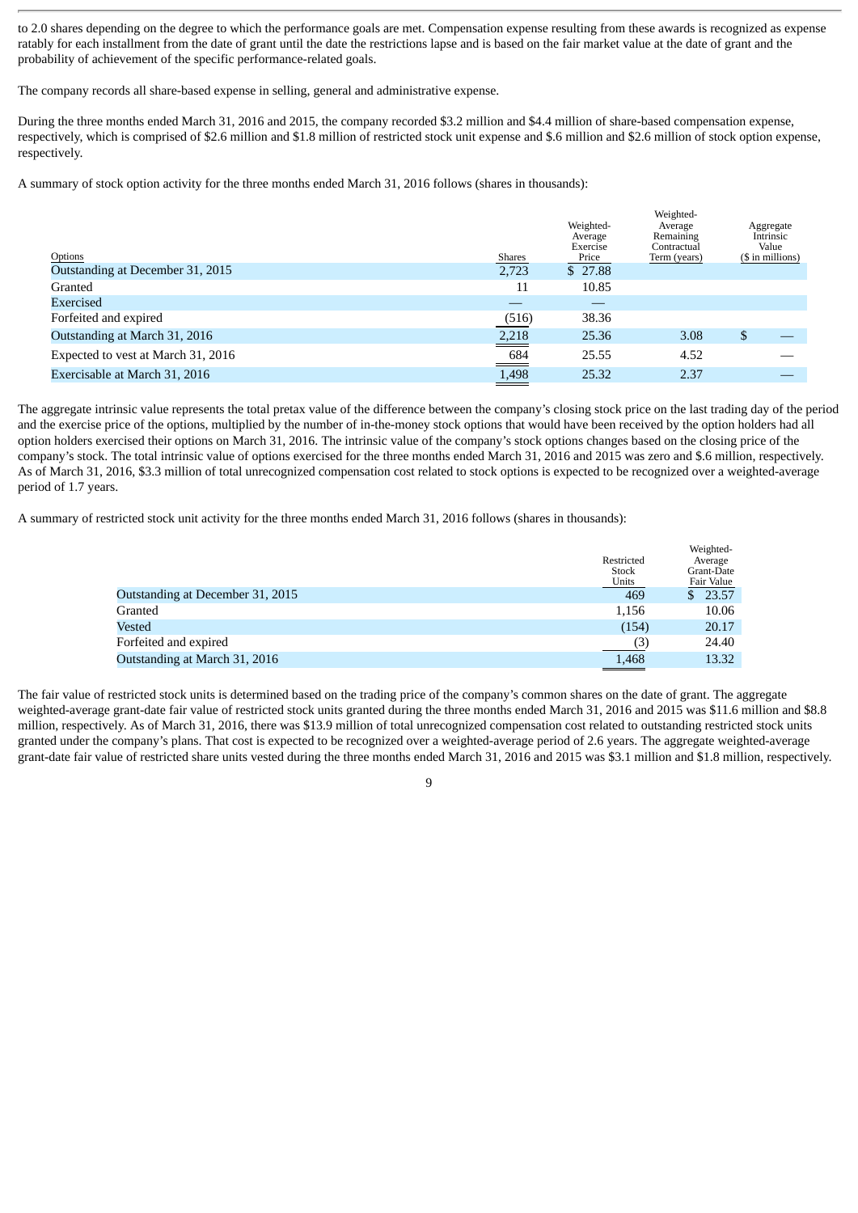to 2.0 shares depending on the degree to which the performance goals are met. Compensation expense resulting from these awards is recognized as expense ratably for each installment from the date of grant until the date the restrictions lapse and is based on the fair market value at the date of grant and the probability of achievement of the specific performance-related goals.

The company records all share-based expense in selling, general and administrative expense.

During the three months ended March 31, 2016 and 2015, the company recorded $3.2 million and $4.4 million of share-based compensation expense, respectively, which is comprised of $2.6 million and $1.8 million of restricted stock unit expense and $.6 million and $2.6 million of stock option expense, respectively.

A summary of stock option activity for the three months ended March 31, 2016 follows (shares in thousands):

| Options | Shares | Weighted-Average Exercise Price | Weighted-Average Remaining Contractual Term (years) | Aggregate Intrinsic Value ($ in millions) |
|---|---|---|---|---|
| Outstanding at December 31, 2015 | 2,723 | $ 27.88 | | |
| Granted | 11 | 10.85 | | |
| Exercised | — | — | | |
| Forfeited and expired | (516) | 38.36 | | |
| Outstanding at March 31, 2016 | 2,218 | 25.36 | 3.08 | $ — |
| Expected to vest at March 31, 2016 | 684 | 25.55 | 4.52 | — |
| Exercisable at March 31, 2016 | 1,498 | 25.32 | 2.37 | — |

The aggregate intrinsic value represents the total pretax value of the difference between the company's closing stock price on the last trading day of the period and the exercise price of the options, multiplied by the number of in-the-money stock options that would have been received by the option holders had all option holders exercised their options on March 31, 2016. The intrinsic value of the company's stock options changes based on the closing price of the company's stock. The total intrinsic value of options exercised for the three months ended March 31, 2016 and 2015 was zero and $.6 million, respectively. As of March 31, 2016, $3.3 million of total unrecognized compensation cost related to stock options is expected to be recognized over a weighted-average period of 1.7 years.

A summary of restricted stock unit activity for the three months ended March 31, 2016 follows (shares in thousands):

| | Restricted Stock Units | Weighted-Average Grant-Date Fair Value |
|---|---|---|
| Outstanding at December 31, 2015 | 469 | $ 23.57 |
| Granted | 1,156 | 10.06 |
| Vested | (154) | 20.17 |
| Forfeited and expired | (3) | 24.40 |
| Outstanding at March 31, 2016 | 1,468 | 13.32 |

The fair value of restricted stock units is determined based on the trading price of the company's common shares on the date of grant. The aggregate weighted-average grant-date fair value of restricted stock units granted during the three months ended March 31, 2016 and 2015 was $11.6 million and $8.8 million, respectively. As of March 31, 2016, there was $13.9 million of total unrecognized compensation cost related to outstanding restricted stock units granted under the company's plans. That cost is expected to be recognized over a weighted-average period of 2.6 years. The aggregate weighted-average grant-date fair value of restricted share units vested during the three months ended March 31, 2016 and 2015 was $3.1 million and $1.8 million, respectively.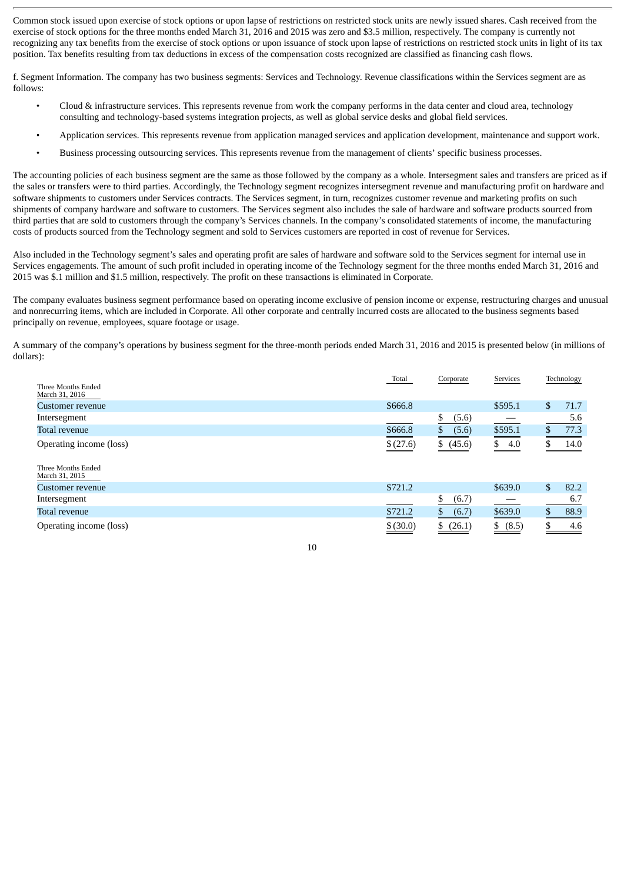Common stock issued upon exercise of stock options or upon lapse of restrictions on restricted stock units are newly issued shares. Cash received from the exercise of stock options for the three months ended March 31, 2016 and 2015 was zero and $3.5 million, respectively. The company is currently not recognizing any tax benefits from the exercise of stock options or upon issuance of stock upon lapse of restrictions on restricted stock units in light of its tax position. Tax benefits resulting from tax deductions in excess of the compensation costs recognized are classified as financing cash flows.

f. Segment Information. The company has two business segments: Services and Technology. Revenue classifications within the Services segment are as follows:

- Cloud & infrastructure services. This represents revenue from work the company performs in the data center and cloud area, technology consulting and technology-based systems integration projects, as well as global service desks and global field services.
- Application services. This represents revenue from application managed services and application development, maintenance and support work.
- Business processing outsourcing services. This represents revenue from the management of clients' specific business processes.

The accounting policies of each business segment are the same as those followed by the company as a whole. Intersegment sales and transfers are priced as if the sales or transfers were to third parties. Accordingly, the Technology segment recognizes intersegment revenue and manufacturing profit on hardware and software shipments to customers under Services contracts. The Services segment, in turn, recognizes customer revenue and marketing profits on such shipments of company hardware and software to customers. The Services segment also includes the sale of hardware and software products sourced from third parties that are sold to customers through the company's Services channels. In the company's consolidated statements of income, the manufacturing costs of products sourced from the Technology segment and sold to Services customers are reported in cost of revenue for Services.

Also included in the Technology segment's sales and operating profit are sales of hardware and software sold to the Services segment for internal use in Services engagements. The amount of such profit included in operating income of the Technology segment for the three months ended March 31, 2016 and 2015 was $.1 million and $1.5 million, respectively. The profit on these transactions is eliminated in Corporate.

The company evaluates business segment performance based on operating income exclusive of pension income or expense, restructuring charges and unusual and nonrecurring items, which are included in Corporate. All other corporate and centrally incurred costs are allocated to the business segments based principally on revenue, employees, square footage or usage.

A summary of the company's operations by business segment for the three-month periods ended March 31, 2016 and 2015 is presented below (in millions of dollars):

| | Total | Corporate | Services | Technology |
|---|---|---|---|---|
| **Three Months Ended March 31, 2016** | | | | |
| Customer revenue | $666.8 | | $595.1 | $ 71.7 |
| Intersegment | | $ (5.6) | — | 5.6 |
| Total revenue | $666.8 | $ (5.6) | $595.1 | $ 77.3 |
| Operating income (loss) | $ (27.6) | $ (45.6) | $ 4.0 | $ 14.0 |
| **Three Months Ended March 31, 2015** | | | | |
| Customer revenue | $721.2 | | $639.0 | $ 82.2 |
| Intersegment | | $ (6.7) | — | 6.7 |
| Total revenue | $721.2 | $ (6.7) | $639.0 | $ 88.9 |
| Operating income (loss) | $ (30.0) | $ (26.1) | $ (8.5) | $ 4.6 |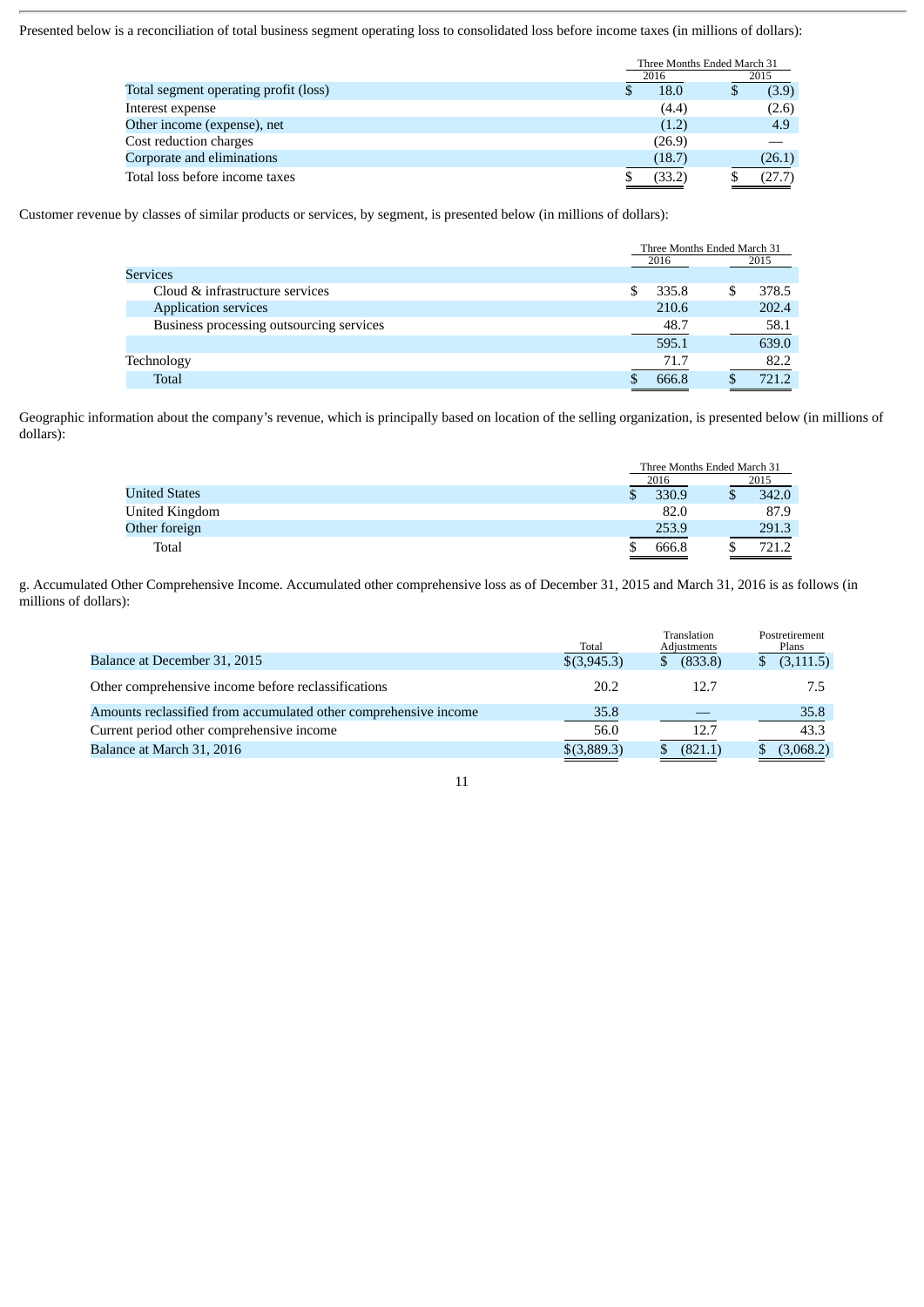Presented below is a reconciliation of total business segment operating loss to consolidated loss before income taxes (in millions of dollars):

| | Three Months Ended March 31 | |
|---|---|---|
| | 2016 | 2015 |
| Total segment operating profit (loss) | $ 18.0 | $ (3.9) |
| Interest expense | (4.4) | (2.6) |
| Other income (expense), net | (1.2) | 4.9 |
| Cost reduction charges | (26.9) | — |
| Corporate and eliminations | (18.7) | (26.1) |
| Total loss before income taxes | $ (33.2) | $ (27.7) |

Customer revenue by classes of similar products or services, by segment, is presented below (in millions of dollars):

| | Three Months Ended March 31 | |
|---|---|---|
| | 2016 | 2015 |
| Services | | |
| Cloud & infrastructure services | $ 335.8 | $ 378.5 |
| Application services | 210.6 | 202.4 |
| Business processing outsourcing services | 48.7 | 58.1 |
| | 595.1 | 639.0 |
| Technology | 71.7 | 82.2 |
| Total | $ 666.8 | $ 721.2 |

Geographic information about the company's revenue, which is principally based on location of the selling organization, is presented below (in millions of dollars):

| | Three Months Ended March 31 | |
|---|---|---|
| | 2016 | 2015 |
| United States | $ 330.9 | $ 342.0 |
| United Kingdom | 82.0 | 87.9 |
| Other foreign | 253.9 | 291.3 |
| Total | $ 666.8 | $ 721.2 |

g. Accumulated Other Comprehensive Income. Accumulated other comprehensive loss as of December 31, 2015 and March 31, 2016 is as follows (in millions of dollars):

| | Total | Translation Adjustments | Postretirement Plans |
|---|---|---|---|
| Balance at December 31, 2015 | $(3,945.3) | $ (833.8) | $ (3,111.5) |
| Other comprehensive income before reclassifications | 20.2 | 12.7 | 7.5 |
| Amounts reclassified from accumulated other comprehensive income | 35.8 | — | 35.8 |
| Current period other comprehensive income | 56.0 | 12.7 | 43.3 |
| Balance at March 31, 2016 | $(3,889.3) | $ (821.1) | $ (3,068.2) |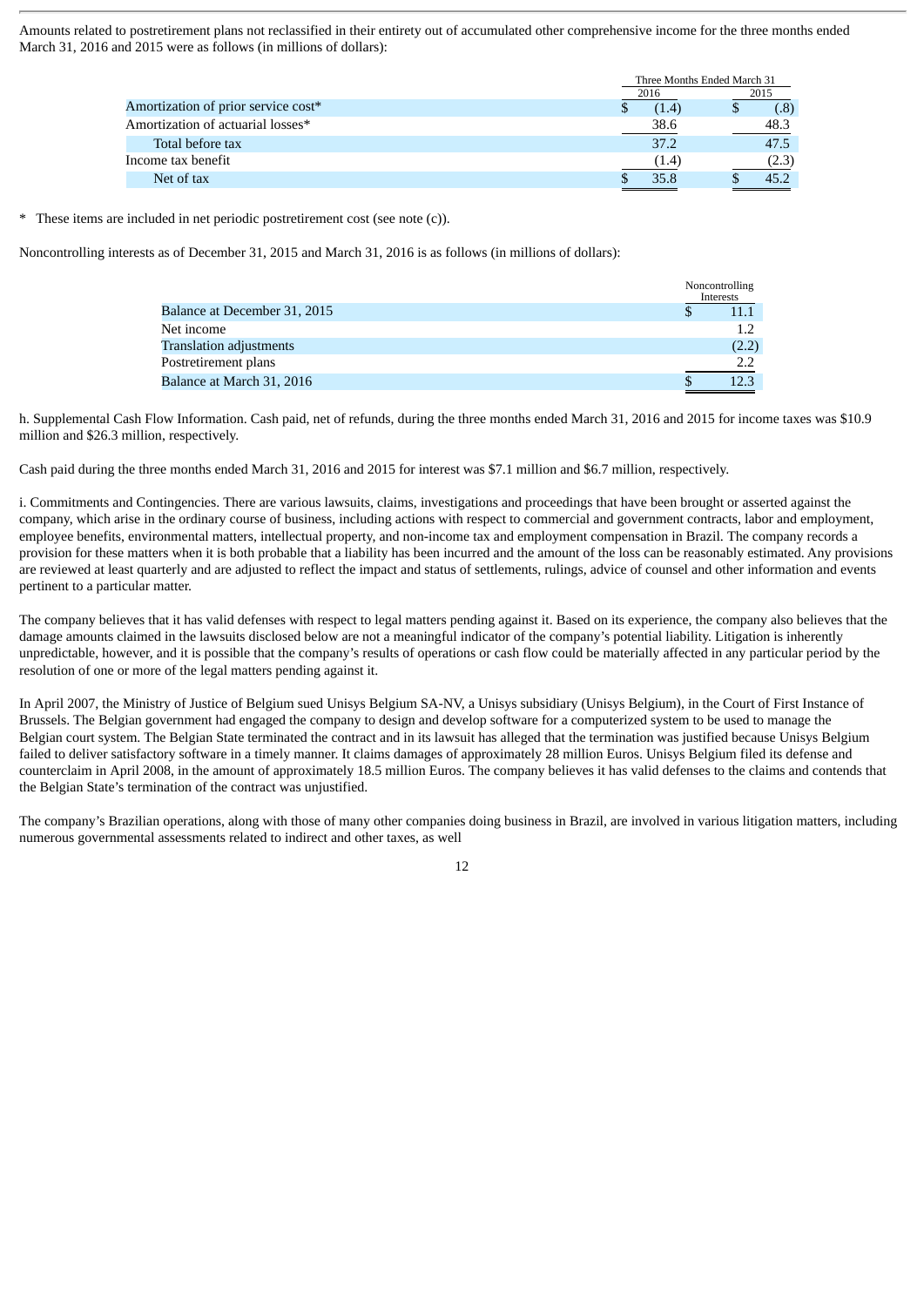Amounts related to postretirement plans not reclassified in their entirety out of accumulated other comprehensive income for the three months ended March 31, 2016 and 2015 were as follows (in millions of dollars):

| | Three Months Ended March 31 | |
|---|---|---|
| | 2016 | 2015 |
| Amortization of prior service cost* | $ (1.4) | $ (.8) |
| Amortization of actuarial losses* | 38.6 | 48.3 |
| Total before tax | 37.2 | 47.5 |
| Income tax benefit | (1.4) | (2.3) |
| Net of tax | $ 35.8 | $ 45.2 |

\* These items are included in net periodic postretirement cost (see note (c)).

Noncontrolling interests as of December 31, 2015 and March 31, 2016 is as follows (in millions of dollars):

| | Noncontrolling Interests |
|---|---|
| Balance at December 31, 2015 | $ 11.1 |
| Net income | 1.2 |
| Translation adjustments | (2.2) |
| Postretirement plans | 2.2 |
| Balance at March 31, 2016 | $ 12.3 |

h. Supplemental Cash Flow Information. Cash paid, net of refunds, during the three months ended March 31, 2016 and 2015 for income taxes was $10.9 million and $26.3 million, respectively.

Cash paid during the three months ended March 31, 2016 and 2015 for interest was $7.1 million and $6.7 million, respectively.

i. Commitments and Contingencies. There are various lawsuits, claims, investigations and proceedings that have been brought or asserted against the company, which arise in the ordinary course of business, including actions with respect to commercial and government contracts, labor and employment, employee benefits, environmental matters, intellectual property, and non-income tax and employment compensation in Brazil. The company records a provision for these matters when it is both probable that a liability has been incurred and the amount of the loss can be reasonably estimated. Any provisions are reviewed at least quarterly and are adjusted to reflect the impact and status of settlements, rulings, advice of counsel and other information and events pertinent to a particular matter.

The company believes that it has valid defenses with respect to legal matters pending against it. Based on its experience, the company also believes that the damage amounts claimed in the lawsuits disclosed below are not a meaningful indicator of the company's potential liability. Litigation is inherently unpredictable, however, and it is possible that the company's results of operations or cash flow could be materially affected in any particular period by the resolution of one or more of the legal matters pending against it.

In April 2007, the Ministry of Justice of Belgium sued Unisys Belgium SA-NV, a Unisys subsidiary (Unisys Belgium), in the Court of First Instance of Brussels. The Belgian government had engaged the company to design and develop software for a computerized system to be used to manage the Belgian court system. The Belgian State terminated the contract and in its lawsuit has alleged that the termination was justified because Unisys Belgium failed to deliver satisfactory software in a timely manner. It claims damages of approximately 28 million Euros. Unisys Belgium filed its defense and counterclaim in April 2008, in the amount of approximately 18.5 million Euros. The company believes it has valid defenses to the claims and contends that the Belgian State's termination of the contract was unjustified.

The company's Brazilian operations, along with those of many other companies doing business in Brazil, are involved in various litigation matters, including numerous governmental assessments related to indirect and other taxes, as well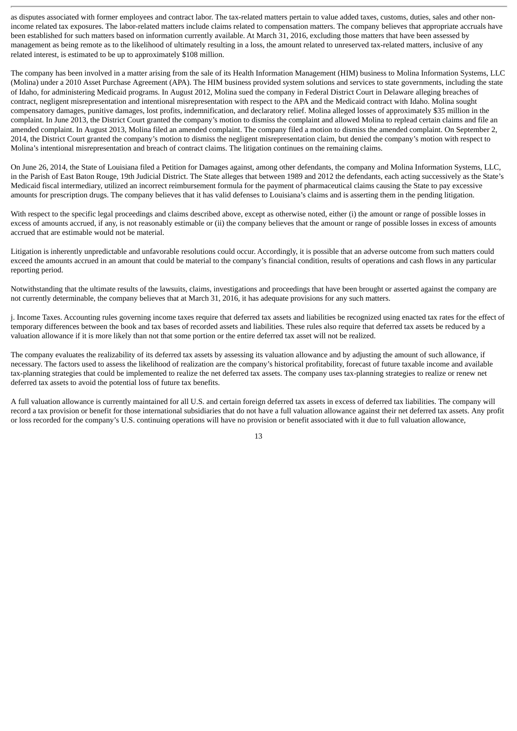as disputes associated with former employees and contract labor. The tax-related matters pertain to value added taxes, customs, duties, sales and other non-income related tax exposures. The labor-related matters include claims related to compensation matters. The company believes that appropriate accruals have been established for such matters based on information currently available. At March 31, 2016, excluding those matters that have been assessed by management as being remote as to the likelihood of ultimately resulting in a loss, the amount related to unreserved tax-related matters, inclusive of any related interest, is estimated to be up to approximately $108 million.

The company has been involved in a matter arising from the sale of its Health Information Management (HIM) business to Molina Information Systems, LLC (Molina) under a 2010 Asset Purchase Agreement (APA). The HIM business provided system solutions and services to state governments, including the state of Idaho, for administering Medicaid programs. In August 2012, Molina sued the company in Federal District Court in Delaware alleging breaches of contract, negligent misrepresentation and intentional misrepresentation with respect to the APA and the Medicaid contract with Idaho. Molina sought compensatory damages, punitive damages, lost profits, indemnification, and declaratory relief. Molina alleged losses of approximately $35 million in the complaint. In June 2013, the District Court granted the company's motion to dismiss the complaint and allowed Molina to replead certain claims and file an amended complaint. In August 2013, Molina filed an amended complaint. The company filed a motion to dismiss the amended complaint. On September 2, 2014, the District Court granted the company's motion to dismiss the negligent misrepresentation claim, but denied the company's motion with respect to Molina's intentional misrepresentation and breach of contract claims. The litigation continues on the remaining claims.

On June 26, 2014, the State of Louisiana filed a Petition for Damages against, among other defendants, the company and Molina Information Systems, LLC, in the Parish of East Baton Rouge, 19th Judicial District. The State alleges that between 1989 and 2012 the defendants, each acting successively as the State's Medicaid fiscal intermediary, utilized an incorrect reimbursement formula for the payment of pharmaceutical claims causing the State to pay excessive amounts for prescription drugs. The company believes that it has valid defenses to Louisiana's claims and is asserting them in the pending litigation.

With respect to the specific legal proceedings and claims described above, except as otherwise noted, either (i) the amount or range of possible losses in excess of amounts accrued, if any, is not reasonably estimable or (ii) the company believes that the amount or range of possible losses in excess of amounts accrued that are estimable would not be material.

Litigation is inherently unpredictable and unfavorable resolutions could occur. Accordingly, it is possible that an adverse outcome from such matters could exceed the amounts accrued in an amount that could be material to the company's financial condition, results of operations and cash flows in any particular reporting period.

Notwithstanding that the ultimate results of the lawsuits, claims, investigations and proceedings that have been brought or asserted against the company are not currently determinable, the company believes that at March 31, 2016, it has adequate provisions for any such matters.

j. Income Taxes. Accounting rules governing income taxes require that deferred tax assets and liabilities be recognized using enacted tax rates for the effect of temporary differences between the book and tax bases of recorded assets and liabilities. These rules also require that deferred tax assets be reduced by a valuation allowance if it is more likely than not that some portion or the entire deferred tax asset will not be realized.

The company evaluates the realizability of its deferred tax assets by assessing its valuation allowance and by adjusting the amount of such allowance, if necessary. The factors used to assess the likelihood of realization are the company's historical profitability, forecast of future taxable income and available tax-planning strategies that could be implemented to realize the net deferred tax assets. The company uses tax-planning strategies to realize or renew net deferred tax assets to avoid the potential loss of future tax benefits.

A full valuation allowance is currently maintained for all U.S. and certain foreign deferred tax assets in excess of deferred tax liabilities. The company will record a tax provision or benefit for those international subsidiaries that do not have a full valuation allowance against their net deferred tax assets. Any profit or loss recorded for the company's U.S. continuing operations will have no provision or benefit associated with it due to full valuation allowance,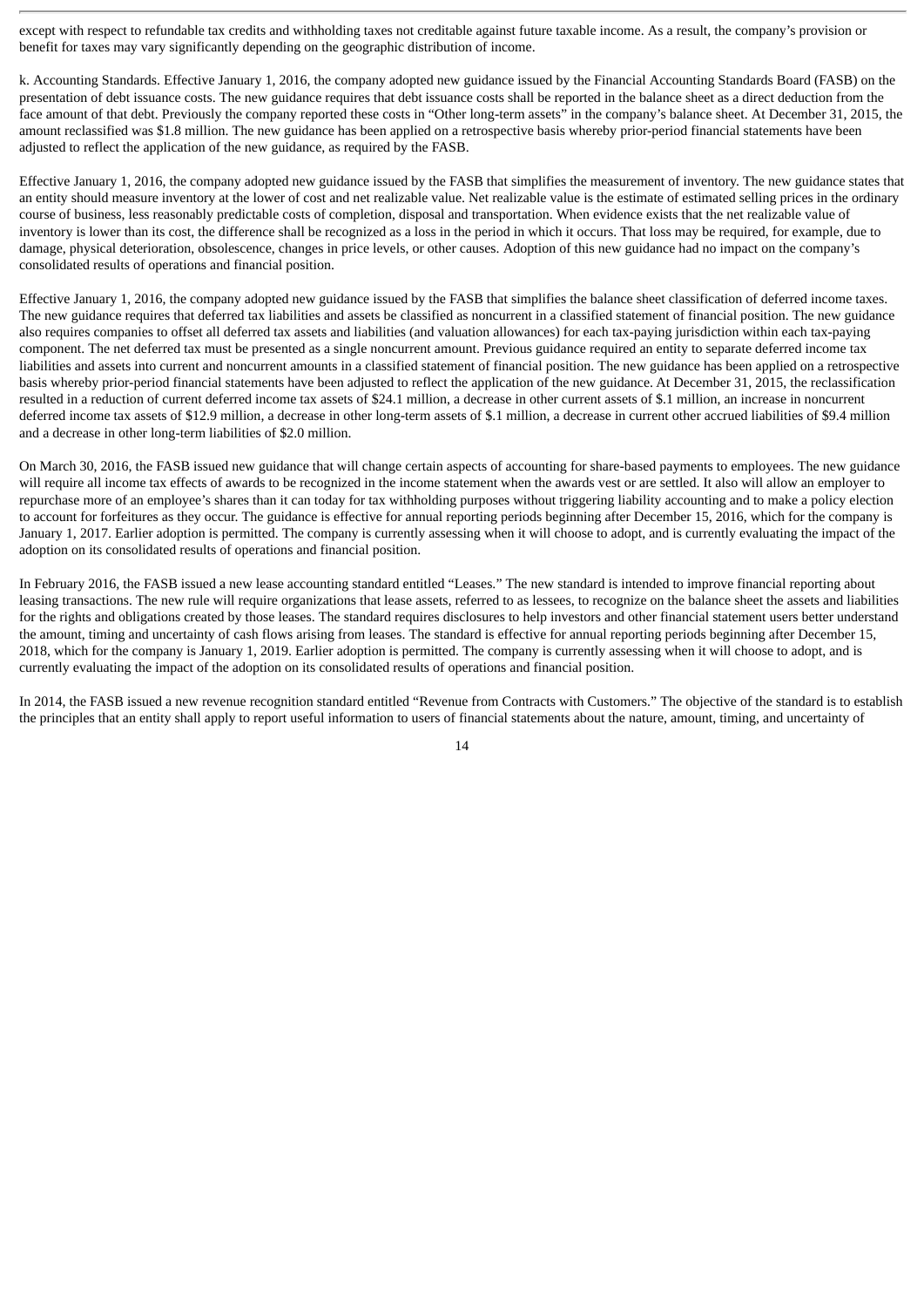except with respect to refundable tax credits and withholding taxes not creditable against future taxable income. As a result, the company's provision or benefit for taxes may vary significantly depending on the geographic distribution of income.

k. Accounting Standards. Effective January 1, 2016, the company adopted new guidance issued by the Financial Accounting Standards Board (FASB) on the presentation of debt issuance costs. The new guidance requires that debt issuance costs shall be reported in the balance sheet as a direct deduction from the face amount of that debt. Previously the company reported these costs in "Other long-term assets" in the company's balance sheet. At December 31, 2015, the amount reclassified was $1.8 million. The new guidance has been applied on a retrospective basis whereby prior-period financial statements have been adjusted to reflect the application of the new guidance, as required by the FASB.

Effective January 1, 2016, the company adopted new guidance issued by the FASB that simplifies the measurement of inventory. The new guidance states that an entity should measure inventory at the lower of cost and net realizable value. Net realizable value is the estimate of estimated selling prices in the ordinary course of business, less reasonably predictable costs of completion, disposal and transportation. When evidence exists that the net realizable value of inventory is lower than its cost, the difference shall be recognized as a loss in the period in which it occurs. That loss may be required, for example, due to damage, physical deterioration, obsolescence, changes in price levels, or other causes. Adoption of this new guidance had no impact on the company's consolidated results of operations and financial position.

Effective January 1, 2016, the company adopted new guidance issued by the FASB that simplifies the balance sheet classification of deferred income taxes. The new guidance requires that deferred tax liabilities and assets be classified as noncurrent in a classified statement of financial position. The new guidance also requires companies to offset all deferred tax assets and liabilities (and valuation allowances) for each tax-paying jurisdiction within each tax-paying component. The net deferred tax must be presented as a single noncurrent amount. Previous guidance required an entity to separate deferred income tax liabilities and assets into current and noncurrent amounts in a classified statement of financial position. The new guidance has been applied on a retrospective basis whereby prior-period financial statements have been adjusted to reflect the application of the new guidance. At December 31, 2015, the reclassification resulted in a reduction of current deferred income tax assets of $24.1 million, a decrease in other current assets of $.1 million, an increase in noncurrent deferred income tax assets of $12.9 million, a decrease in other long-term assets of $.1 million, a decrease in current other accrued liabilities of $9.4 million and a decrease in other long-term liabilities of $2.0 million.

On March 30, 2016, the FASB issued new guidance that will change certain aspects of accounting for share-based payments to employees. The new guidance will require all income tax effects of awards to be recognized in the income statement when the awards vest or are settled. It also will allow an employer to repurchase more of an employee's shares than it can today for tax withholding purposes without triggering liability accounting and to make a policy election to account for forfeitures as they occur. The guidance is effective for annual reporting periods beginning after December 15, 2016, which for the company is January 1, 2017. Earlier adoption is permitted. The company is currently assessing when it will choose to adopt, and is currently evaluating the impact of the adoption on its consolidated results of operations and financial position.

In February 2016, the FASB issued a new lease accounting standard entitled "Leases." The new standard is intended to improve financial reporting about leasing transactions. The new rule will require organizations that lease assets, referred to as lessees, to recognize on the balance sheet the assets and liabilities for the rights and obligations created by those leases. The standard requires disclosures to help investors and other financial statement users better understand the amount, timing and uncertainty of cash flows arising from leases. The standard is effective for annual reporting periods beginning after December 15, 2018, which for the company is January 1, 2019. Earlier adoption is permitted. The company is currently assessing when it will choose to adopt, and is currently evaluating the impact of the adoption on its consolidated results of operations and financial position.

In 2014, the FASB issued a new revenue recognition standard entitled "Revenue from Contracts with Customers." The objective of the standard is to establish the principles that an entity shall apply to report useful information to users of financial statements about the nature, amount, timing, and uncertainty of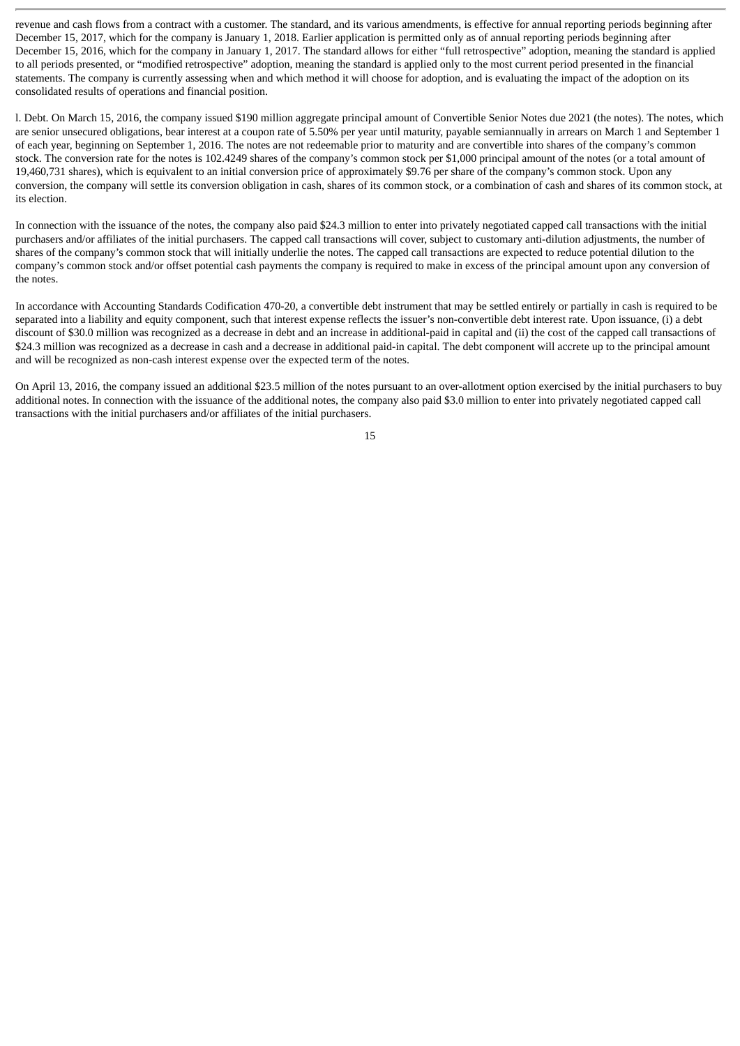revenue and cash flows from a contract with a customer. The standard, and its various amendments, is effective for annual reporting periods beginning after December 15, 2017, which for the company is January 1, 2018. Earlier application is permitted only as of annual reporting periods beginning after December 15, 2016, which for the company in January 1, 2017. The standard allows for either "full retrospective" adoption, meaning the standard is applied to all periods presented, or "modified retrospective" adoption, meaning the standard is applied only to the most current period presented in the financial statements. The company is currently assessing when and which method it will choose for adoption, and is evaluating the impact of the adoption on its consolidated results of operations and financial position.

l. Debt. On March 15, 2016, the company issued $190 million aggregate principal amount of Convertible Senior Notes due 2021 (the notes). The notes, which are senior unsecured obligations, bear interest at a coupon rate of 5.50% per year until maturity, payable semiannually in arrears on March 1 and September 1 of each year, beginning on September 1, 2016. The notes are not redeemable prior to maturity and are convertible into shares of the company's common stock. The conversion rate for the notes is 102.4249 shares of the company's common stock per $1,000 principal amount of the notes (or a total amount of 19,460,731 shares), which is equivalent to an initial conversion price of approximately $9.76 per share of the company's common stock. Upon any conversion, the company will settle its conversion obligation in cash, shares of its common stock, or a combination of cash and shares of its common stock, at its election.

In connection with the issuance of the notes, the company also paid $24.3 million to enter into privately negotiated capped call transactions with the initial purchasers and/or affiliates of the initial purchasers. The capped call transactions will cover, subject to customary anti-dilution adjustments, the number of shares of the company's common stock that will initially underlie the notes. The capped call transactions are expected to reduce potential dilution to the company's common stock and/or offset potential cash payments the company is required to make in excess of the principal amount upon any conversion of the notes.

In accordance with Accounting Standards Codification 470-20, a convertible debt instrument that may be settled entirely or partially in cash is required to be separated into a liability and equity component, such that interest expense reflects the issuer's non-convertible debt interest rate. Upon issuance, (i) a debt discount of $30.0 million was recognized as a decrease in debt and an increase in additional-paid in capital and (ii) the cost of the capped call transactions of $24.3 million was recognized as a decrease in cash and a decrease in additional paid-in capital. The debt component will accrete up to the principal amount and will be recognized as non-cash interest expense over the expected term of the notes.

On April 13, 2016, the company issued an additional $23.5 million of the notes pursuant to an over-allotment option exercised by the initial purchasers to buy additional notes. In connection with the issuance of the additional notes, the company also paid $3.0 million to enter into privately negotiated capped call transactions with the initial purchasers and/or affiliates of the initial purchasers.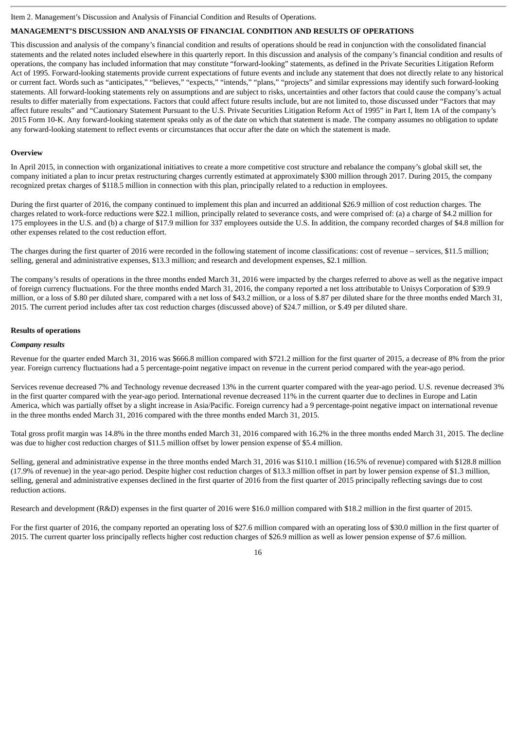Item 2. Management's Discussion and Analysis of Financial Condition and Results of Operations.

## MANAGEMENT'S DISCUSSION AND ANALYSIS OF FINANCIAL CONDITION AND RESULTS OF OPERATIONS

This discussion and analysis of the company's financial condition and results of operations should be read in conjunction with the consolidated financial statements and the related notes included elsewhere in this quarterly report. In this discussion and analysis of the company's financial condition and results of operations, the company has included information that may constitute "forward-looking" statements, as defined in the Private Securities Litigation Reform Act of 1995. Forward-looking statements provide current expectations of future events and include any statement that does not directly relate to any historical or current fact. Words such as "anticipates," "believes," "expects," "intends," "plans," "projects" and similar expressions may identify such forward-looking statements. All forward-looking statements rely on assumptions and are subject to risks, uncertainties and other factors that could cause the company's actual results to differ materially from expectations. Factors that could affect future results include, but are not limited to, those discussed under "Factors that may affect future results" and "Cautionary Statement Pursuant to the U.S. Private Securities Litigation Reform Act of 1995" in Part I, Item 1A of the company's 2015 Form 10-K. Any forward-looking statement speaks only as of the date on which that statement is made. The company assumes no obligation to update any forward-looking statement to reflect events or circumstances that occur after the date on which the statement is made.

### Overview

In April 2015, in connection with organizational initiatives to create a more competitive cost structure and rebalance the company's global skill set, the company initiated a plan to incur pretax restructuring charges currently estimated at approximately $300 million through 2017. During 2015, the company recognized pretax charges of $118.5 million in connection with this plan, principally related to a reduction in employees.

During the first quarter of 2016, the company continued to implement this plan and incurred an additional $26.9 million of cost reduction charges. The charges related to work-force reductions were $22.1 million, principally related to severance costs, and were comprised of: (a) a charge of $4.2 million for 175 employees in the U.S. and (b) a charge of $17.9 million for 337 employees outside the U.S. In addition, the company recorded charges of $4.8 million for other expenses related to the cost reduction effort.

The charges during the first quarter of 2016 were recorded in the following statement of income classifications: cost of revenue – services, $11.5 million; selling, general and administrative expenses, $13.3 million; and research and development expenses, $2.1 million.

The company's results of operations in the three months ended March 31, 2016 were impacted by the charges referred to above as well as the negative impact of foreign currency fluctuations. For the three months ended March 31, 2016, the company reported a net loss attributable to Unisys Corporation of $39.9 million, or a loss of $.80 per diluted share, compared with a net loss of $43.2 million, or a loss of $.87 per diluted share for the three months ended March 31, 2015. The current period includes after tax cost reduction charges (discussed above) of $24.7 million, or $.49 per diluted share.

### Results of operations

#### *Company results*

Revenue for the quarter ended March 31, 2016 was $666.8 million compared with $721.2 million for the first quarter of 2015, a decrease of 8% from the prior year. Foreign currency fluctuations had a 5 percentage-point negative impact on revenue in the current period compared with the year-ago period.

Services revenue decreased 7% and Technology revenue decreased 13% in the current quarter compared with the year-ago period. U.S. revenue decreased 3% in the first quarter compared with the year-ago period. International revenue decreased 11% in the current quarter due to declines in Europe and Latin America, which was partially offset by a slight increase in Asia/Pacific. Foreign currency had a 9 percentage-point negative impact on international revenue in the three months ended March 31, 2016 compared with the three months ended March 31, 2015.

Total gross profit margin was 14.8% in the three months ended March 31, 2016 compared with 16.2% in the three months ended March 31, 2015. The decline was due to higher cost reduction charges of $11.5 million offset by lower pension expense of $5.4 million.

Selling, general and administrative expense in the three months ended March 31, 2016 was $110.1 million (16.5% of revenue) compared with $128.8 million (17.9% of revenue) in the year-ago period. Despite higher cost reduction charges of $13.3 million offset in part by lower pension expense of $1.3 million, selling, general and administrative expenses declined in the first quarter of 2016 from the first quarter of 2015 principally reflecting savings due to cost reduction actions.

Research and development (R&D) expenses in the first quarter of 2016 were $16.0 million compared with $18.2 million in the first quarter of 2015.

For the first quarter of 2016, the company reported an operating loss of $27.6 million compared with an operating loss of $30.0 million in the first quarter of 2015. The current quarter loss principally reflects higher cost reduction charges of $26.9 million as well as lower pension expense of $7.6 million.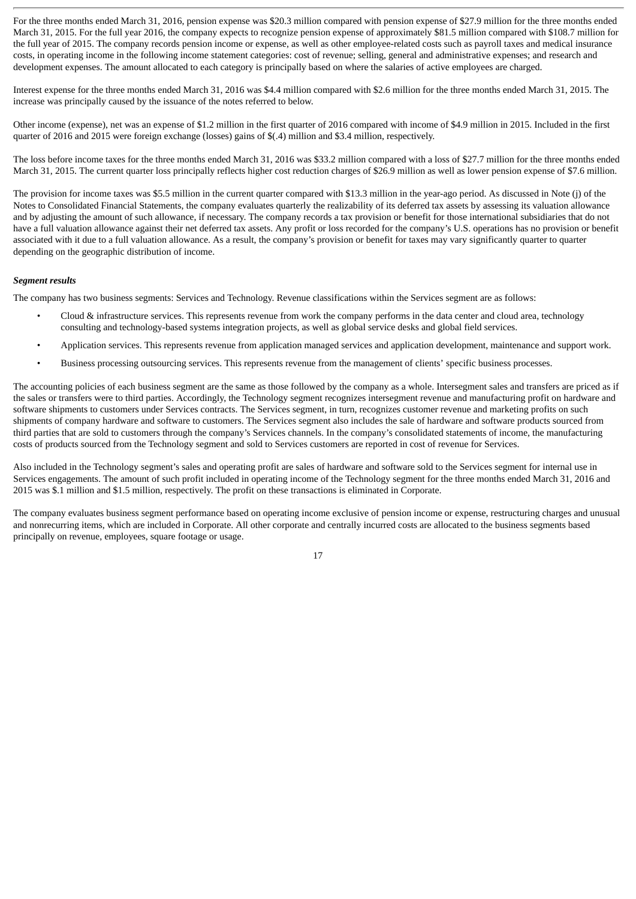For the three months ended March 31, 2016, pension expense was $20.3 million compared with pension expense of $27.9 million for the three months ended March 31, 2015. For the full year 2016, the company expects to recognize pension expense of approximately $81.5 million compared with $108.7 million for the full year of 2015. The company records pension income or expense, as well as other employee-related costs such as payroll taxes and medical insurance costs, in operating income in the following income statement categories: cost of revenue; selling, general and administrative expenses; and research and development expenses. The amount allocated to each category is principally based on where the salaries of active employees are charged.

Interest expense for the three months ended March 31, 2016 was $4.4 million compared with $2.6 million for the three months ended March 31, 2015. The increase was principally caused by the issuance of the notes referred to below.

Other income (expense), net was an expense of $1.2 million in the first quarter of 2016 compared with income of $4.9 million in 2015. Included in the first quarter of 2016 and 2015 were foreign exchange (losses) gains of $(.4) million and $3.4 million, respectively.

The loss before income taxes for the three months ended March 31, 2016 was $33.2 million compared with a loss of $27.7 million for the three months ended March 31, 2015. The current quarter loss principally reflects higher cost reduction charges of $26.9 million as well as lower pension expense of $7.6 million.

The provision for income taxes was $5.5 million in the current quarter compared with $13.3 million in the year-ago period. As discussed in Note (j) of the Notes to Consolidated Financial Statements, the company evaluates quarterly the realizability of its deferred tax assets by assessing its valuation allowance and by adjusting the amount of such allowance, if necessary. The company records a tax provision or benefit for those international subsidiaries that do not have a full valuation allowance against their net deferred tax assets. Any profit or loss recorded for the company's U.S. operations has no provision or benefit associated with it due to a full valuation allowance. As a result, the company's provision or benefit for taxes may vary significantly quarter to quarter depending on the geographic distribution of income.

***Segment results***

The company has two business segments: Services and Technology. Revenue classifications within the Services segment are as follows:

- Cloud & infrastructure services. This represents revenue from work the company performs in the data center and cloud area, technology consulting and technology-based systems integration projects, as well as global service desks and global field services.
- Application services. This represents revenue from application managed services and application development, maintenance and support work.
- Business processing outsourcing services. This represents revenue from the management of clients' specific business processes.

The accounting policies of each business segment are the same as those followed by the company as a whole. Intersegment sales and transfers are priced as if the sales or transfers were to third parties. Accordingly, the Technology segment recognizes intersegment revenue and manufacturing profit on hardware and software shipments to customers under Services contracts. The Services segment, in turn, recognizes customer revenue and marketing profits on such shipments of company hardware and software to customers. The Services segment also includes the sale of hardware and software products sourced from third parties that are sold to customers through the company's Services channels. In the company's consolidated statements of income, the manufacturing costs of products sourced from the Technology segment and sold to Services customers are reported in cost of revenue for Services.

Also included in the Technology segment's sales and operating profit are sales of hardware and software sold to the Services segment for internal use in Services engagements. The amount of such profit included in operating income of the Technology segment for the three months ended March 31, 2016 and 2015 was $.1 million and $1.5 million, respectively. The profit on these transactions is eliminated in Corporate.

The company evaluates business segment performance based on operating income exclusive of pension income or expense, restructuring charges and unusual and nonrecurring items, which are included in Corporate. All other corporate and centrally incurred costs are allocated to the business segments based principally on revenue, employees, square footage or usage.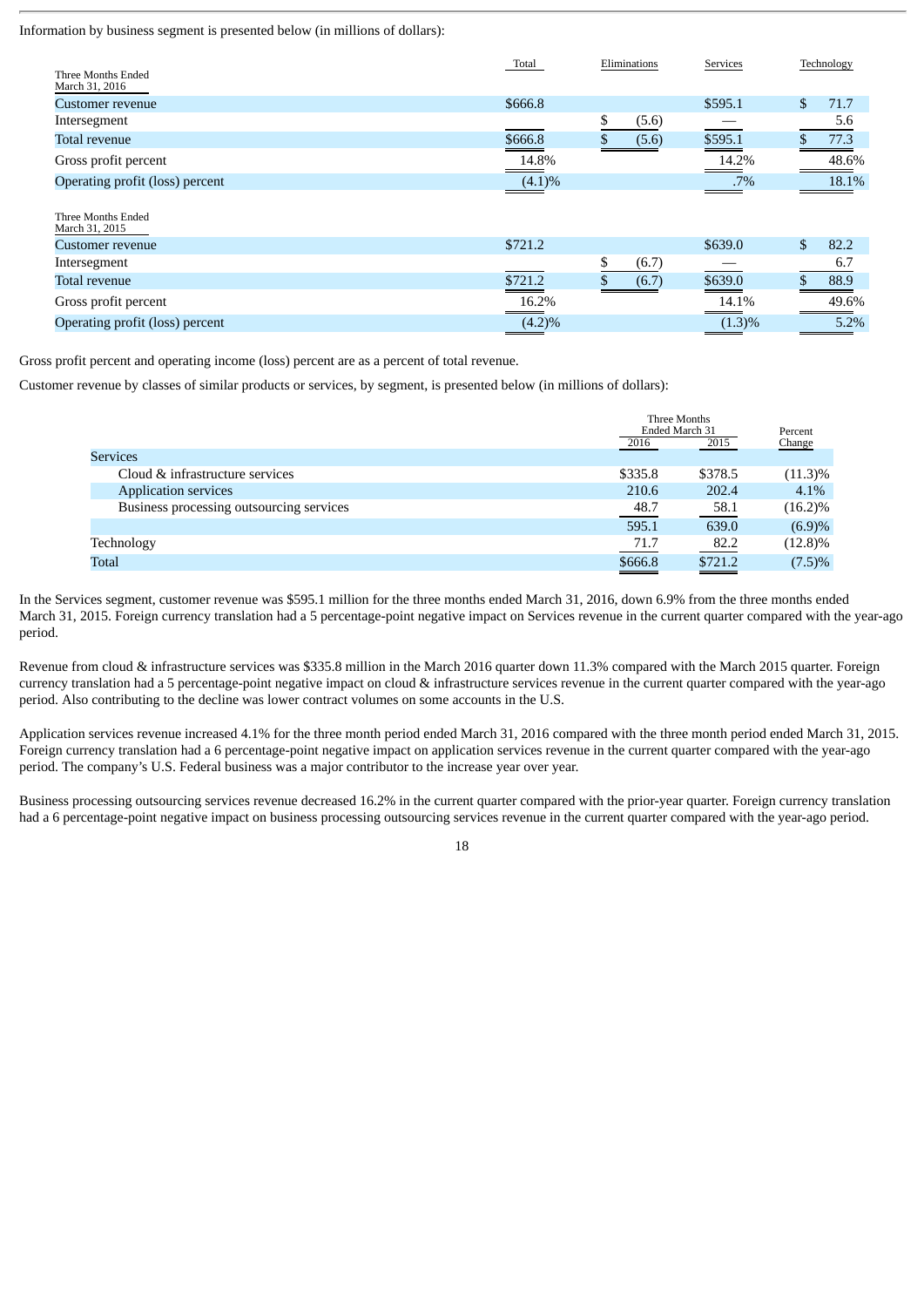Information by business segment is presented below (in millions of dollars):

| Three Months Ended March 31, 2016 | Total | Eliminations | Services | Technology |
|---|---|---|---|---|
| Customer revenue | $666.8 | | $595.1 | $ 71.7 |
| Intersegment | | $ (5.6) | — | 5.6 |
| Total revenue | $666.8 | $ (5.6) | $595.1 | $ 77.3 |
| Gross profit percent | 14.8% | | 14.2% | 48.6% |
| Operating profit (loss) percent | (4.1)% | | .7% | 18.1% |
| **Three Months Ended March 31, 2015** | | | | |
| Customer revenue | $721.2 | | $639.0 | $ 82.2 |
| Intersegment | | $ (6.7) | — | 6.7 |
| Total revenue | $721.2 | $ (6.7) | $639.0 | $ 88.9 |
| Gross profit percent | 16.2% | | 14.1% | 49.6% |
| Operating profit (loss) percent | (4.2)% | | (1.3)% | 5.2% |

Gross profit percent and operating income (loss) percent are as a percent of total revenue.

Customer revenue by classes of similar products or services, by segment, is presented below (in millions of dollars):

| | Three Months Ended March 31 | | Percent Change |
|---|---|---|---|
| | 2016 | 2015 | |
| Services | | | |
| Cloud & infrastructure services | $335.8 | $378.5 | (11.3)% |
| Application services | 210.6 | 202.4 | 4.1% |
| Business processing outsourcing services | 48.7 | 58.1 | (16.2)% |
| | 595.1 | 639.0 | (6.9)% |
| Technology | 71.7 | 82.2 | (12.8)% |
| Total | $666.8 | $721.2 | (7.5)% |

In the Services segment, customer revenue was $595.1 million for the three months ended March 31, 2016, down 6.9% from the three months ended March 31, 2015. Foreign currency translation had a 5 percentage-point negative impact on Services revenue in the current quarter compared with the year-ago period.

Revenue from cloud & infrastructure services was $335.8 million in the March 2016 quarter down 11.3% compared with the March 2015 quarter. Foreign currency translation had a 5 percentage-point negative impact on cloud & infrastructure services revenue in the current quarter compared with the year-ago period. Also contributing to the decline was lower contract volumes on some accounts in the U.S.

Application services revenue increased 4.1% for the three month period ended March 31, 2016 compared with the three month period ended March 31, 2015. Foreign currency translation had a 6 percentage-point negative impact on application services revenue in the current quarter compared with the year-ago period. The company's U.S. Federal business was a major contributor to the increase year over year.

Business processing outsourcing services revenue decreased 16.2% in the current quarter compared with the prior-year quarter. Foreign currency translation had a 6 percentage-point negative impact on business processing outsourcing services revenue in the current quarter compared with the year-ago period.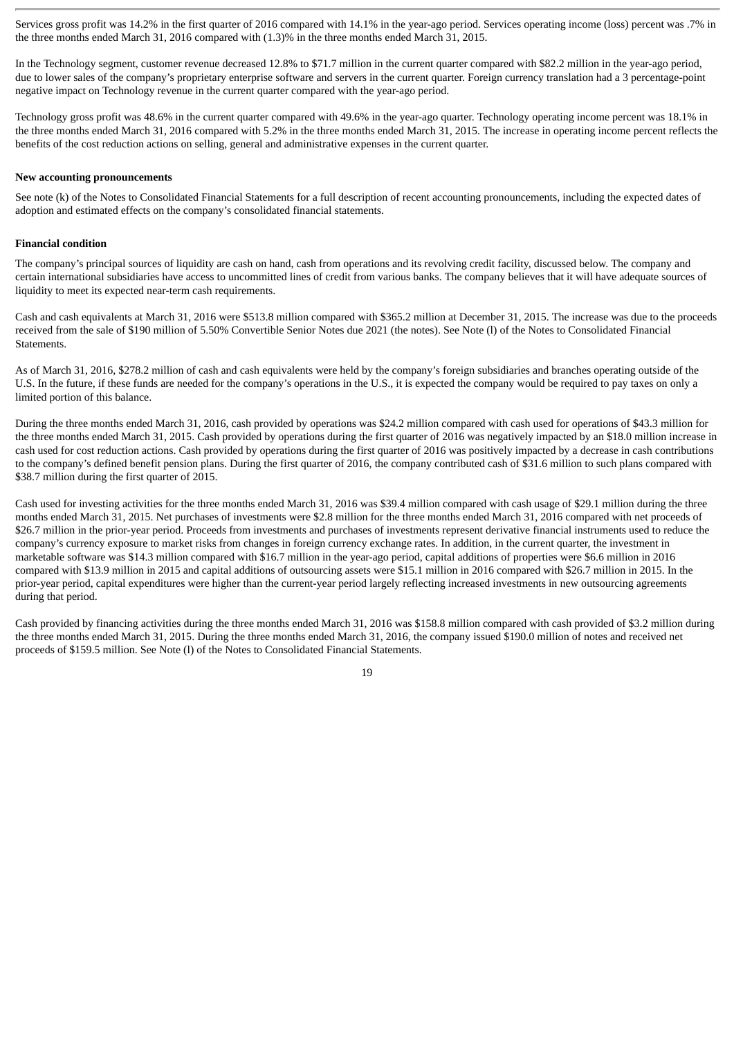Services gross profit was 14.2% in the first quarter of 2016 compared with 14.1% in the year-ago period. Services operating income (loss) percent was .7% in the three months ended March 31, 2016 compared with (1.3)% in the three months ended March 31, 2015.

In the Technology segment, customer revenue decreased 12.8% to $71.7 million in the current quarter compared with $82.2 million in the year-ago period, due to lower sales of the company's proprietary enterprise software and servers in the current quarter. Foreign currency translation had a 3 percentage-point negative impact on Technology revenue in the current quarter compared with the year-ago period.

Technology gross profit was 48.6% in the current quarter compared with 49.6% in the year-ago quarter. Technology operating income percent was 18.1% in the three months ended March 31, 2016 compared with 5.2% in the three months ended March 31, 2015. The increase in operating income percent reflects the benefits of the cost reduction actions on selling, general and administrative expenses in the current quarter.

**New accounting pronouncements**

See note (k) of the Notes to Consolidated Financial Statements for a full description of recent accounting pronouncements, including the expected dates of adoption and estimated effects on the company's consolidated financial statements.

**Financial condition**

The company's principal sources of liquidity are cash on hand, cash from operations and its revolving credit facility, discussed below. The company and certain international subsidiaries have access to uncommitted lines of credit from various banks. The company believes that it will have adequate sources of liquidity to meet its expected near-term cash requirements.

Cash and cash equivalents at March 31, 2016 were $513.8 million compared with $365.2 million at December 31, 2015. The increase was due to the proceeds received from the sale of $190 million of 5.50% Convertible Senior Notes due 2021 (the notes). See Note (l) of the Notes to Consolidated Financial Statements.

As of March 31, 2016, $278.2 million of cash and cash equivalents were held by the company's foreign subsidiaries and branches operating outside of the U.S. In the future, if these funds are needed for the company's operations in the U.S., it is expected the company would be required to pay taxes on only a limited portion of this balance.

During the three months ended March 31, 2016, cash provided by operations was $24.2 million compared with cash used for operations of $43.3 million for the three months ended March 31, 2015. Cash provided by operations during the first quarter of 2016 was negatively impacted by an $18.0 million increase in cash used for cost reduction actions. Cash provided by operations during the first quarter of 2016 was positively impacted by a decrease in cash contributions to the company's defined benefit pension plans. During the first quarter of 2016, the company contributed cash of $31.6 million to such plans compared with $38.7 million during the first quarter of 2015.

Cash used for investing activities for the three months ended March 31, 2016 was $39.4 million compared with cash usage of $29.1 million during the three months ended March 31, 2015. Net purchases of investments were $2.8 million for the three months ended March 31, 2016 compared with net proceeds of $26.7 million in the prior-year period. Proceeds from investments and purchases of investments represent derivative financial instruments used to reduce the company's currency exposure to market risks from changes in foreign currency exchange rates. In addition, in the current quarter, the investment in marketable software was $14.3 million compared with $16.7 million in the year-ago period, capital additions of properties were $6.6 million in 2016 compared with $13.9 million in 2015 and capital additions of outsourcing assets were $15.1 million in 2016 compared with $26.7 million in 2015. In the prior-year period, capital expenditures were higher than the current-year period largely reflecting increased investments in new outsourcing agreements during that period.

Cash provided by financing activities during the three months ended March 31, 2016 was $158.8 million compared with cash provided of $3.2 million during the three months ended March 31, 2015. During the three months ended March 31, 2016, the company issued $190.0 million of notes and received net proceeds of $159.5 million. See Note (l) of the Notes to Consolidated Financial Statements.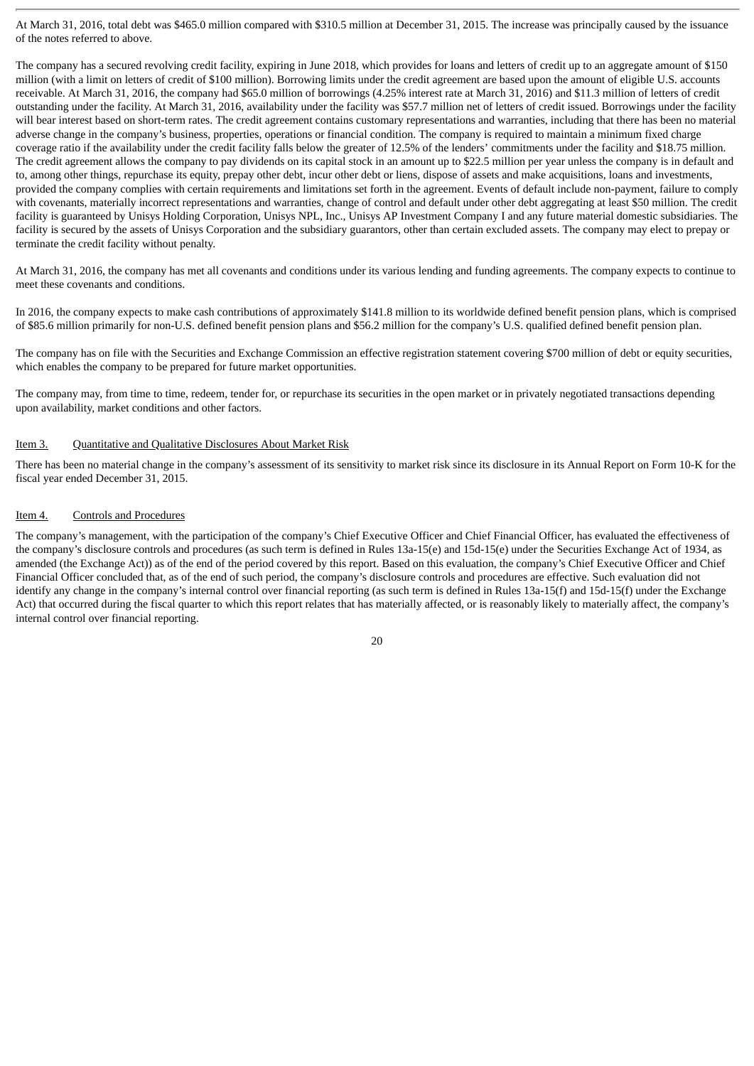At March 31, 2016, total debt was $465.0 million compared with $310.5 million at December 31, 2015. The increase was principally caused by the issuance of the notes referred to above.

The company has a secured revolving credit facility, expiring in June 2018, which provides for loans and letters of credit up to an aggregate amount of $150 million (with a limit on letters of credit of $100 million). Borrowing limits under the credit agreement are based upon the amount of eligible U.S. accounts receivable. At March 31, 2016, the company had $65.0 million of borrowings (4.25% interest rate at March 31, 2016) and $11.3 million of letters of credit outstanding under the facility. At March 31, 2016, availability under the facility was $57.7 million net of letters of credit issued. Borrowings under the facility will bear interest based on short-term rates. The credit agreement contains customary representations and warranties, including that there has been no material adverse change in the company's business, properties, operations or financial condition. The company is required to maintain a minimum fixed charge coverage ratio if the availability under the credit facility falls below the greater of 12.5% of the lenders' commitments under the facility and $18.75 million. The credit agreement allows the company to pay dividends on its capital stock in an amount up to $22.5 million per year unless the company is in default and to, among other things, repurchase its equity, prepay other debt, incur other debt or liens, dispose of assets and make acquisitions, loans and investments, provided the company complies with certain requirements and limitations set forth in the agreement. Events of default include non-payment, failure to comply with covenants, materially incorrect representations and warranties, change of control and default under other debt aggregating at least $50 million. The credit facility is guaranteed by Unisys Holding Corporation, Unisys NPL, Inc., Unisys AP Investment Company I and any future material domestic subsidiaries. The facility is secured by the assets of Unisys Corporation and the subsidiary guarantors, other than certain excluded assets. The company may elect to prepay or terminate the credit facility without penalty.

At March 31, 2016, the company has met all covenants and conditions under its various lending and funding agreements. The company expects to continue to meet these covenants and conditions.

In 2016, the company expects to make cash contributions of approximately $141.8 million to its worldwide defined benefit pension plans, which is comprised of $85.6 million primarily for non-U.S. defined benefit pension plans and $56.2 million for the company's U.S. qualified defined benefit pension plan.

The company has on file with the Securities and Exchange Commission an effective registration statement covering $700 million of debt or equity securities, which enables the company to be prepared for future market opportunities.

The company may, from time to time, redeem, tender for, or repurchase its securities in the open market or in privately negotiated transactions depending upon availability, market conditions and other factors.

## Item 3. Quantitative and Qualitative Disclosures About Market Risk

There has been no material change in the company's assessment of its sensitivity to market risk since its disclosure in its Annual Report on Form 10-K for the fiscal year ended December 31, 2015.

## Item 4. Controls and Procedures

The company's management, with the participation of the company's Chief Executive Officer and Chief Financial Officer, has evaluated the effectiveness of the company's disclosure controls and procedures (as such term is defined in Rules 13a-15(e) and 15d-15(e) under the Securities Exchange Act of 1934, as amended (the Exchange Act)) as of the end of the period covered by this report. Based on this evaluation, the company's Chief Executive Officer and Chief Financial Officer concluded that, as of the end of such period, the company's disclosure controls and procedures are effective. Such evaluation did not identify any change in the company's internal control over financial reporting (as such term is defined in Rules 13a-15(f) and 15d-15(f) under the Exchange Act) that occurred during the fiscal quarter to which this report relates that has materially affected, or is reasonably likely to materially affect, the company's internal control over financial reporting.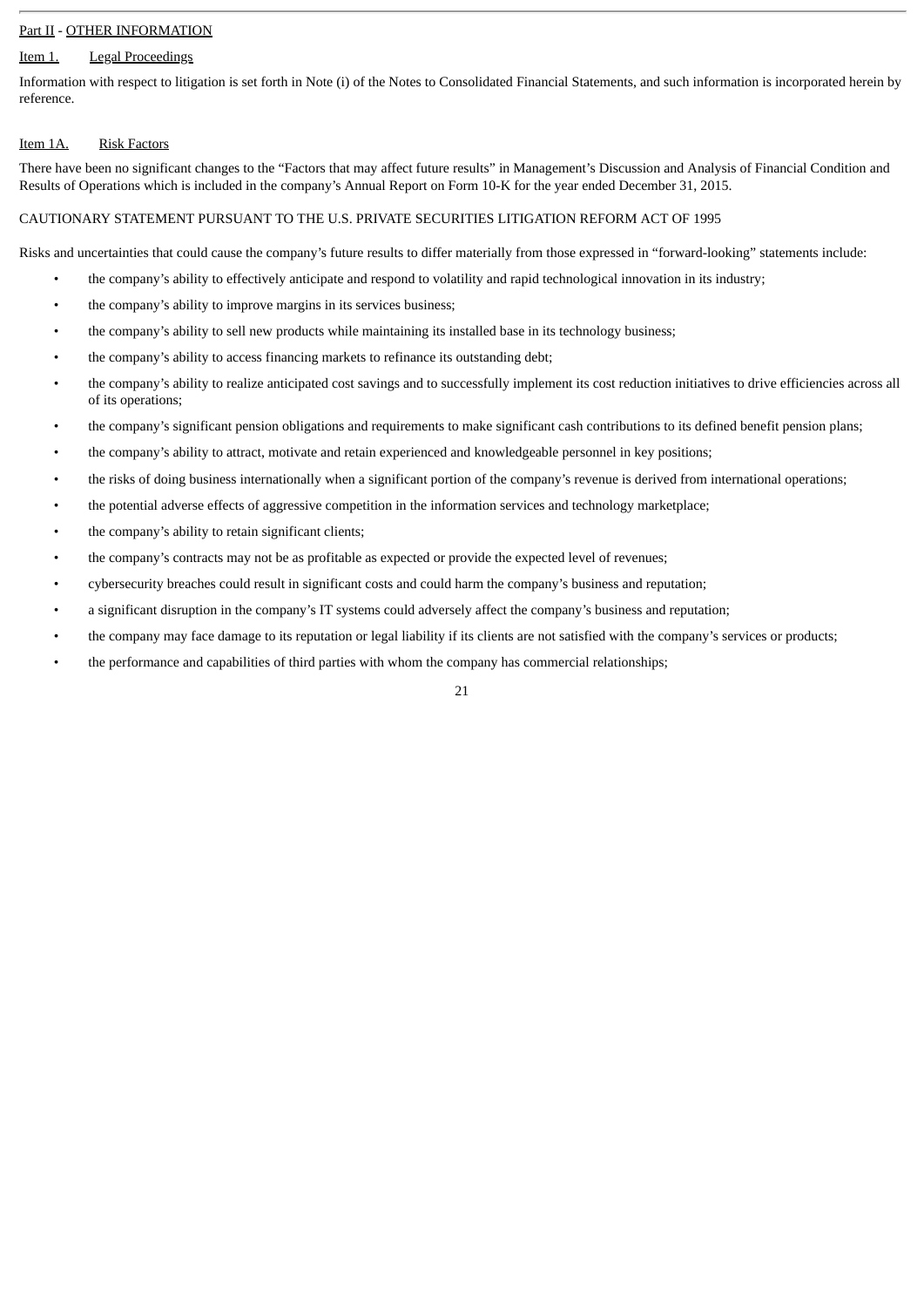## Part II - OTHER INFORMATION

### Item 1. Legal Proceedings

Information with respect to litigation is set forth in Note (i) of the Notes to Consolidated Financial Statements, and such information is incorporated herein by reference.

### Item 1A. Risk Factors

There have been no significant changes to the "Factors that may affect future results" in Management's Discussion and Analysis of Financial Condition and Results of Operations which is included in the company's Annual Report on Form 10-K for the year ended December 31, 2015.

CAUTIONARY STATEMENT PURSUANT TO THE U.S. PRIVATE SECURITIES LITIGATION REFORM ACT OF 1995

Risks and uncertainties that could cause the company's future results to differ materially from those expressed in "forward-looking" statements include:

- the company's ability to effectively anticipate and respond to volatility and rapid technological innovation in its industry;
- the company's ability to improve margins in its services business;
- the company's ability to sell new products while maintaining its installed base in its technology business;
- the company's ability to access financing markets to refinance its outstanding debt;
- the company's ability to realize anticipated cost savings and to successfully implement its cost reduction initiatives to drive efficiencies across all of its operations;
- the company's significant pension obligations and requirements to make significant cash contributions to its defined benefit pension plans;
- the company's ability to attract, motivate and retain experienced and knowledgeable personnel in key positions;
- the risks of doing business internationally when a significant portion of the company's revenue is derived from international operations;
- the potential adverse effects of aggressive competition in the information services and technology marketplace;
- the company's ability to retain significant clients;
- the company's contracts may not be as profitable as expected or provide the expected level of revenues;
- cybersecurity breaches could result in significant costs and could harm the company's business and reputation;
- a significant disruption in the company's IT systems could adversely affect the company's business and reputation;
- the company may face damage to its reputation or legal liability if its clients are not satisfied with the company's services or products;
- the performance and capabilities of third parties with whom the company has commercial relationships;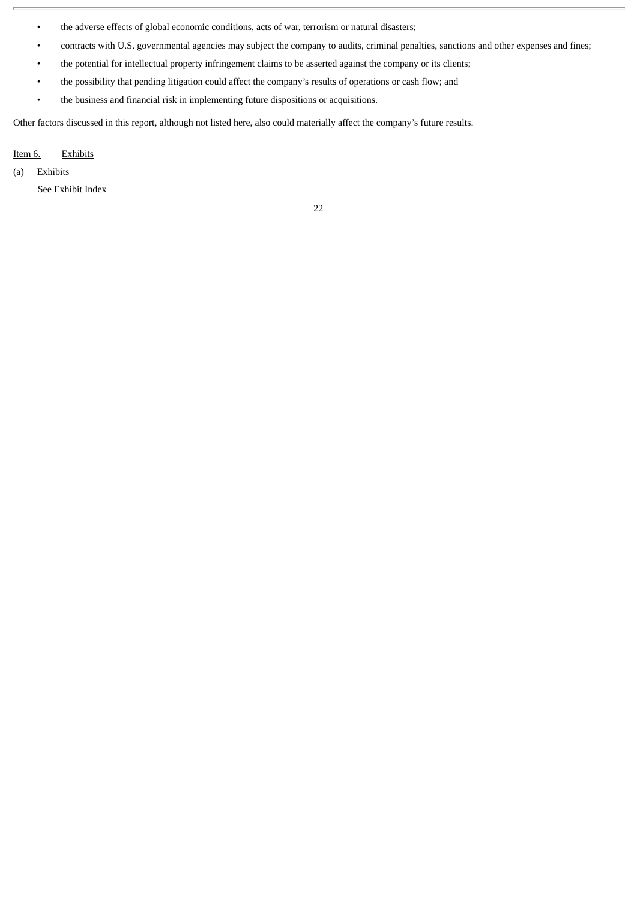- the adverse effects of global economic conditions, acts of war, terrorism or natural disasters;
- contracts with U.S. governmental agencies may subject the company to audits, criminal penalties, sanctions and other expenses and fines;
- the potential for intellectual property infringement claims to be asserted against the company or its clients;
- the possibility that pending litigation could affect the company's results of operations or cash flow; and
- the business and financial risk in implementing future dispositions or acquisitions.

Other factors discussed in this report, although not listed here, also could materially affect the company's future results.

## Item 6. Exhibits

(a) Exhibits

See Exhibit Index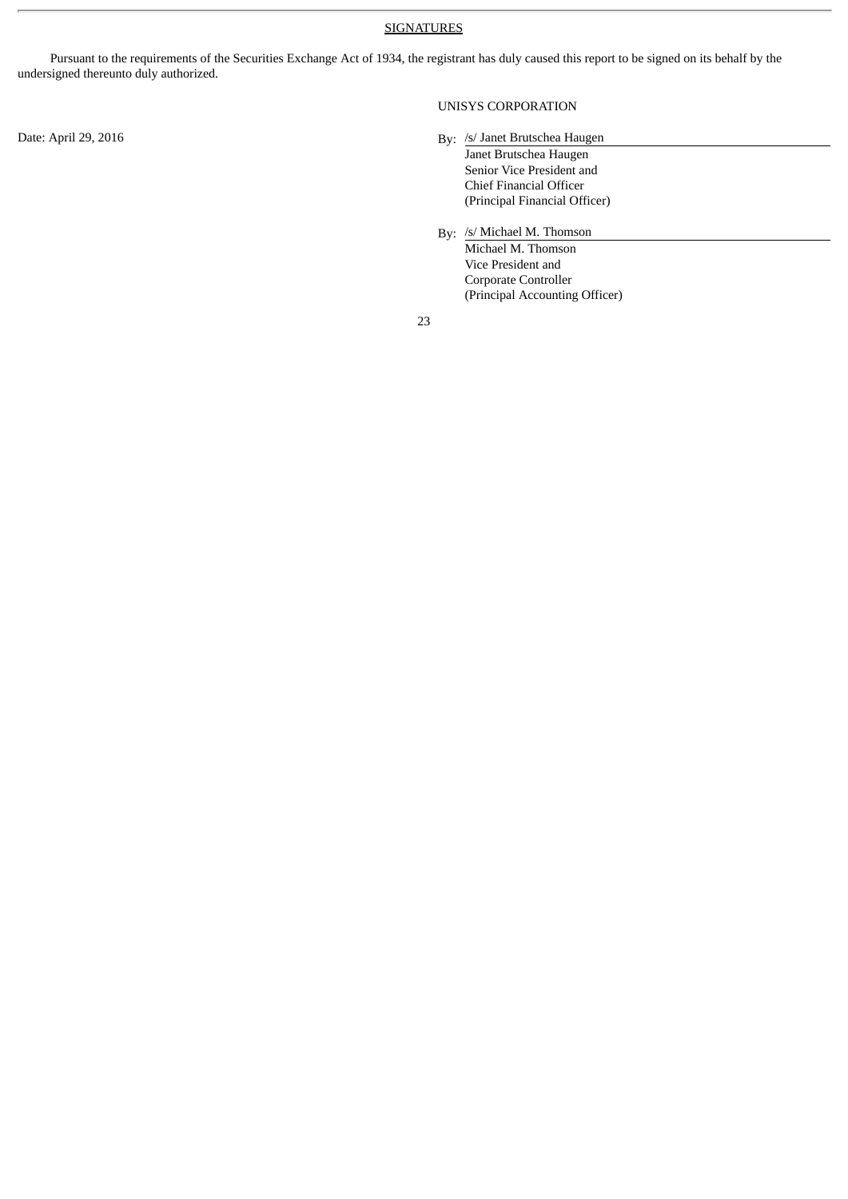## SIGNATURES

Pursuant to the requirements of the Securities Exchange Act of 1934, the registrant has duly caused this report to be signed on its behalf by the undersigned thereunto duly authorized.

UNISYS CORPORATION

Date: April 29, 2016

By: /s/ Janet Brutschea Haugen
Janet Brutschea Haugen
Senior Vice President and
Chief Financial Officer
(Principal Financial Officer)

By: /s/ Michael M. Thomson
Michael M. Thomson
Vice President and
Corporate Controller
(Principal Accounting Officer)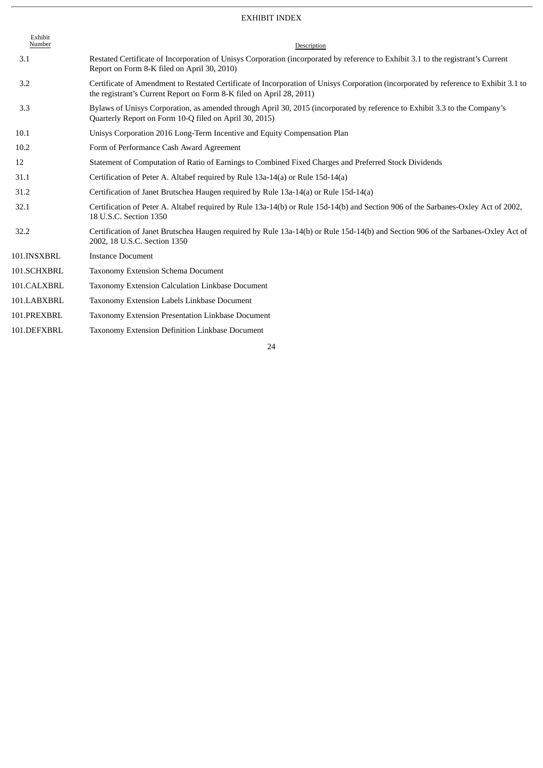# EXHIBIT INDEX

| Exhibit Number | Description |
|---|---|
| 3.1 | Restated Certificate of Incorporation of Unisys Corporation (incorporated by reference to Exhibit 3.1 to the registrant's Current Report on Form 8-K filed on April 30, 2010) |
| 3.2 | Certificate of Amendment to Restated Certificate of Incorporation of Unisys Corporation (incorporated by reference to Exhibit 3.1 to the registrant's Current Report on Form 8-K filed on April 28, 2011) |
| 3.3 | Bylaws of Unisys Corporation, as amended through April 30, 2015 (incorporated by reference to Exhibit 3.3 to the Company's Quarterly Report on Form 10-Q filed on April 30, 2015) |
| 10.1 | Unisys Corporation 2016 Long-Term Incentive and Equity Compensation Plan |
| 10.2 | Form of Performance Cash Award Agreement |
| 12 | Statement of Computation of Ratio of Earnings to Combined Fixed Charges and Preferred Stock Dividends |
| 31.1 | Certification of Peter A. Altabef required by Rule 13a-14(a) or Rule 15d-14(a) |
| 31.2 | Certification of Janet Brutschea Haugen required by Rule 13a-14(a) or Rule 15d-14(a) |
| 32.1 | Certification of Peter A. Altabef required by Rule 13a-14(b) or Rule 15d-14(b) and Section 906 of the Sarbanes-Oxley Act of 2002, 18 U.S.C. Section 1350 |
| 32.2 | Certification of Janet Brutschea Haugen required by Rule 13a-14(b) or Rule 15d-14(b) and Section 906 of the Sarbanes-Oxley Act of 2002, 18 U.S.C. Section 1350 |
| 101.INSXBRL | Instance Document |
| 101.SCHXBRL | Taxonomy Extension Schema Document |
| 101.CALXBRL | Taxonomy Extension Calculation Linkbase Document |
| 101.LABXBRL | Taxonomy Extension Labels Linkbase Document |
| 101.PREXBRL | Taxonomy Extension Presentation Linkbase Document |
| 101.DEFXBRL | Taxonomy Extension Definition Linkbase Document |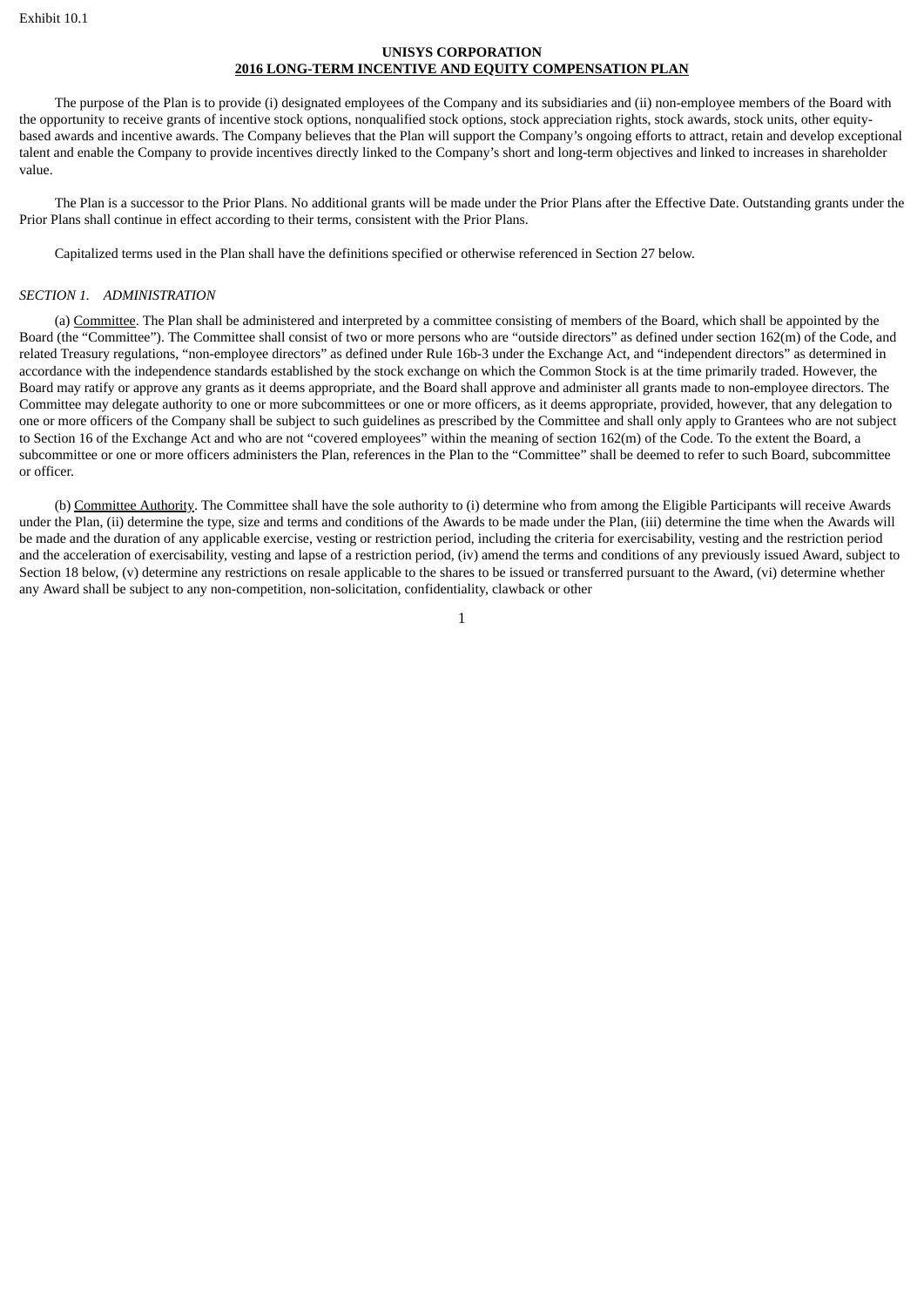Exhibit 10.1

**UNISYS CORPORATION**
**2016 LONG-TERM INCENTIVE AND EQUITY COMPENSATION PLAN**

The purpose of the Plan is to provide (i) designated employees of the Company and its subsidiaries and (ii) non-employee members of the Board with the opportunity to receive grants of incentive stock options, nonqualified stock options, stock appreciation rights, stock awards, stock units, other equity-based awards and incentive awards. The Company believes that the Plan will support the Company's ongoing efforts to attract, retain and develop exceptional talent and enable the Company to provide incentives directly linked to the Company's short and long-term objectives and linked to increases in shareholder value.

The Plan is a successor to the Prior Plans. No additional grants will be made under the Prior Plans after the Effective Date. Outstanding grants under the Prior Plans shall continue in effect according to their terms, consistent with the Prior Plans.

Capitalized terms used in the Plan shall have the definitions specified or otherwise referenced in Section 27 below.

*SECTION 1. ADMINISTRATION*

(a) Committee. The Plan shall be administered and interpreted by a committee consisting of members of the Board, which shall be appointed by the Board (the "Committee"). The Committee shall consist of two or more persons who are "outside directors" as defined under section 162(m) of the Code, and related Treasury regulations, "non-employee directors" as defined under Rule 16b-3 under the Exchange Act, and "independent directors" as determined in accordance with the independence standards established by the stock exchange on which the Common Stock is at the time primarily traded. However, the Board may ratify or approve any grants as it deems appropriate, and the Board shall approve and administer all grants made to non-employee directors. The Committee may delegate authority to one or more subcommittees or one or more officers, as it deems appropriate, provided, however, that any delegation to one or more officers of the Company shall be subject to such guidelines as prescribed by the Committee and shall only apply to Grantees who are not subject to Section 16 of the Exchange Act and who are not "covered employees" within the meaning of section 162(m) of the Code. To the extent the Board, a subcommittee or one or more officers administers the Plan, references in the Plan to the "Committee" shall be deemed to refer to such Board, subcommittee or officer.

(b) Committee Authority. The Committee shall have the sole authority to (i) determine who from among the Eligible Participants will receive Awards under the Plan, (ii) determine the type, size and terms and conditions of the Awards to be made under the Plan, (iii) determine the time when the Awards will be made and the duration of any applicable exercise, vesting or restriction period, including the criteria for exercisability, vesting and the restriction period and the acceleration of exercisability, vesting and lapse of a restriction period, (iv) amend the terms and conditions of any previously issued Award, subject to Section 18 below, (v) determine any restrictions on resale applicable to the shares to be issued or transferred pursuant to the Award, (vi) determine whether any Award shall be subject to any non-competition, non-solicitation, confidentiality, clawback or other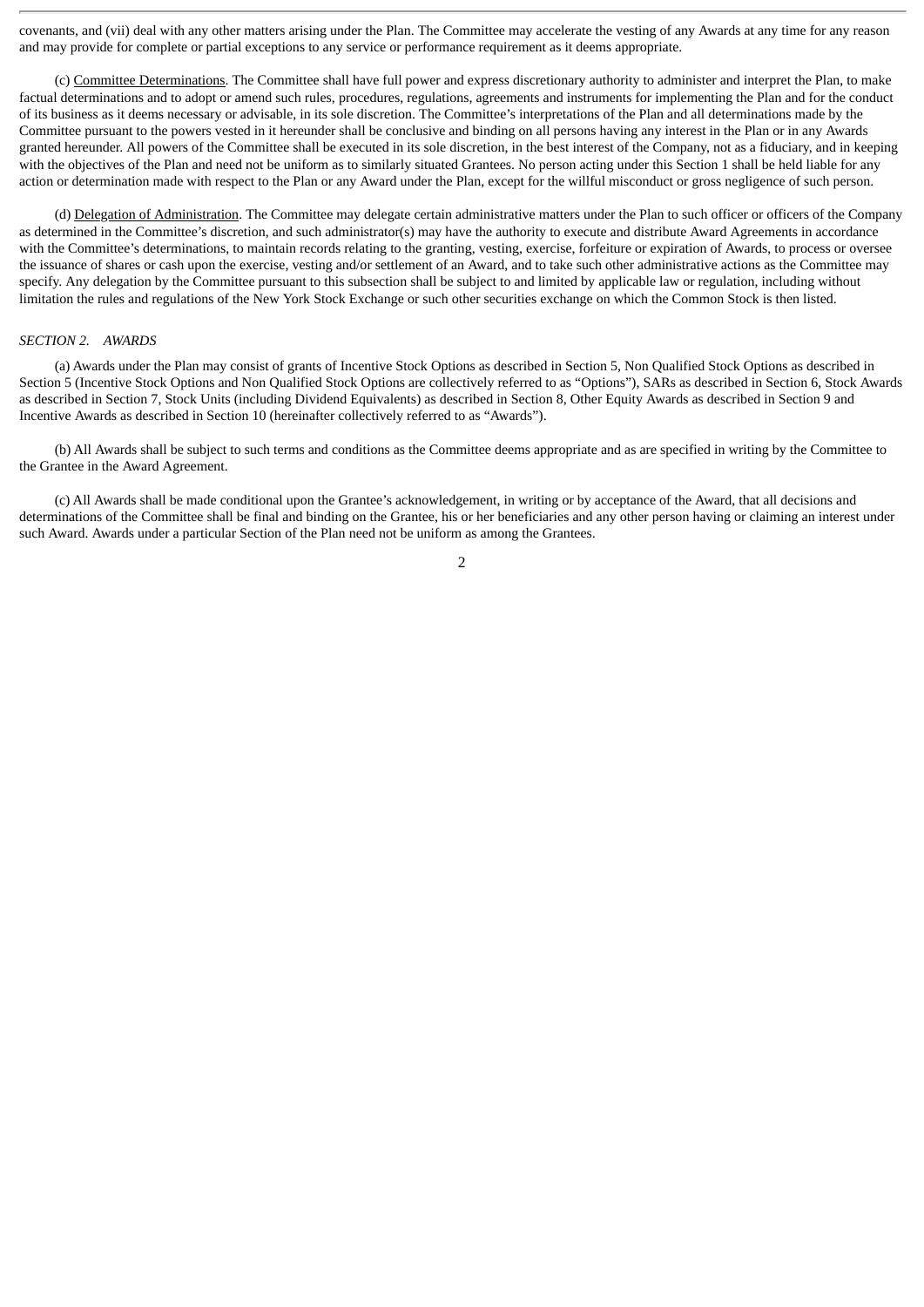covenants, and (vii) deal with any other matters arising under the Plan. The Committee may accelerate the vesting of any Awards at any time for any reason and may provide for complete or partial exceptions to any service or performance requirement as it deems appropriate.

(c) Committee Determinations. The Committee shall have full power and express discretionary authority to administer and interpret the Plan, to make factual determinations and to adopt or amend such rules, procedures, regulations, agreements and instruments for implementing the Plan and for the conduct of its business as it deems necessary or advisable, in its sole discretion. The Committee's interpretations of the Plan and all determinations made by the Committee pursuant to the powers vested in it hereunder shall be conclusive and binding on all persons having any interest in the Plan or in any Awards granted hereunder. All powers of the Committee shall be executed in its sole discretion, in the best interest of the Company, not as a fiduciary, and in keeping with the objectives of the Plan and need not be uniform as to similarly situated Grantees. No person acting under this Section 1 shall be held liable for any action or determination made with respect to the Plan or any Award under the Plan, except for the willful misconduct or gross negligence of such person.

(d) Delegation of Administration. The Committee may delegate certain administrative matters under the Plan to such officer or officers of the Company as determined in the Committee's discretion, and such administrator(s) may have the authority to execute and distribute Award Agreements in accordance with the Committee's determinations, to maintain records relating to the granting, vesting, exercise, forfeiture or expiration of Awards, to process or oversee the issuance of shares or cash upon the exercise, vesting and/or settlement of an Award, and to take such other administrative actions as the Committee may specify. Any delegation by the Committee pursuant to this subsection shall be subject to and limited by applicable law or regulation, including without limitation the rules and regulations of the New York Stock Exchange or such other securities exchange on which the Common Stock is then listed.

*SECTION 2. AWARDS*

(a) Awards under the Plan may consist of grants of Incentive Stock Options as described in Section 5, Non Qualified Stock Options as described in Section 5 (Incentive Stock Options and Non Qualified Stock Options are collectively referred to as "Options"), SARs as described in Section 6, Stock Awards as described in Section 7, Stock Units (including Dividend Equivalents) as described in Section 8, Other Equity Awards as described in Section 9 and Incentive Awards as described in Section 10 (hereinafter collectively referred to as "Awards").

(b) All Awards shall be subject to such terms and conditions as the Committee deems appropriate and as are specified in writing by the Committee to the Grantee in the Award Agreement.

(c) All Awards shall be made conditional upon the Grantee's acknowledgement, in writing or by acceptance of the Award, that all decisions and determinations of the Committee shall be final and binding on the Grantee, his or her beneficiaries and any other person having or claiming an interest under such Award. Awards under a particular Section of the Plan need not be uniform as among the Grantees.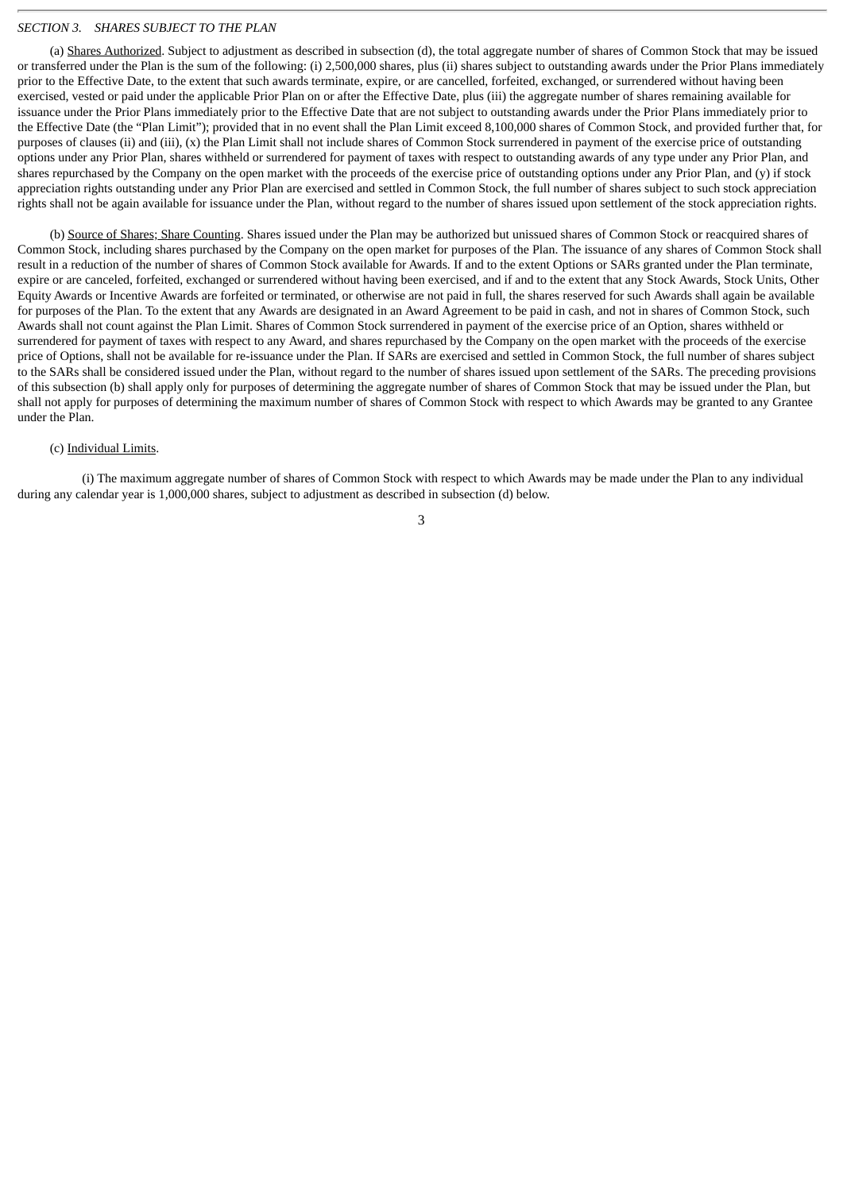*SECTION 3. SHARES SUBJECT TO THE PLAN*

(a) Shares Authorized. Subject to adjustment as described in subsection (d), the total aggregate number of shares of Common Stock that may be issued or transferred under the Plan is the sum of the following: (i) 2,500,000 shares, plus (ii) shares subject to outstanding awards under the Prior Plans immediately prior to the Effective Date, to the extent that such awards terminate, expire, or are cancelled, forfeited, exchanged, or surrendered without having been exercised, vested or paid under the applicable Prior Plan on or after the Effective Date, plus (iii) the aggregate number of shares remaining available for issuance under the Prior Plans immediately prior to the Effective Date that are not subject to outstanding awards under the Prior Plans immediately prior to the Effective Date (the "Plan Limit"); provided that in no event shall the Plan Limit exceed 8,100,000 shares of Common Stock, and provided further that, for purposes of clauses (ii) and (iii), (x) the Plan Limit shall not include shares of Common Stock surrendered in payment of the exercise price of outstanding options under any Prior Plan, shares withheld or surrendered for payment of taxes with respect to outstanding awards of any type under any Prior Plan, and shares repurchased by the Company on the open market with the proceeds of the exercise price of outstanding options under any Prior Plan, and (y) if stock appreciation rights outstanding under any Prior Plan are exercised and settled in Common Stock, the full number of shares subject to such stock appreciation rights shall not be again available for issuance under the Plan, without regard to the number of shares issued upon settlement of the stock appreciation rights.

(b) Source of Shares; Share Counting. Shares issued under the Plan may be authorized but unissued shares of Common Stock or reacquired shares of Common Stock, including shares purchased by the Company on the open market for purposes of the Plan. The issuance of any shares of Common Stock shall result in a reduction of the number of shares of Common Stock available for Awards. If and to the extent Options or SARs granted under the Plan terminate, expire or are canceled, forfeited, exchanged or surrendered without having been exercised, and if and to the extent that any Stock Awards, Stock Units, Other Equity Awards or Incentive Awards are forfeited or terminated, or otherwise are not paid in full, the shares reserved for such Awards shall again be available for purposes of the Plan. To the extent that any Awards are designated in an Award Agreement to be paid in cash, and not in shares of Common Stock, such Awards shall not count against the Plan Limit. Shares of Common Stock surrendered in payment of the exercise price of an Option, shares withheld or surrendered for payment of taxes with respect to any Award, and shares repurchased by the Company on the open market with the proceeds of the exercise price of Options, shall not be available for re-issuance under the Plan. If SARs are exercised and settled in Common Stock, the full number of shares subject to the SARs shall be considered issued under the Plan, without regard to the number of shares issued upon settlement of the SARs. The preceding provisions of this subsection (b) shall apply only for purposes of determining the aggregate number of shares of Common Stock that may be issued under the Plan, but shall not apply for purposes of determining the maximum number of shares of Common Stock with respect to which Awards may be granted to any Grantee under the Plan.

(c) Individual Limits.

(i) The maximum aggregate number of shares of Common Stock with respect to which Awards may be made under the Plan to any individual during any calendar year is 1,000,000 shares, subject to adjustment as described in subsection (d) below.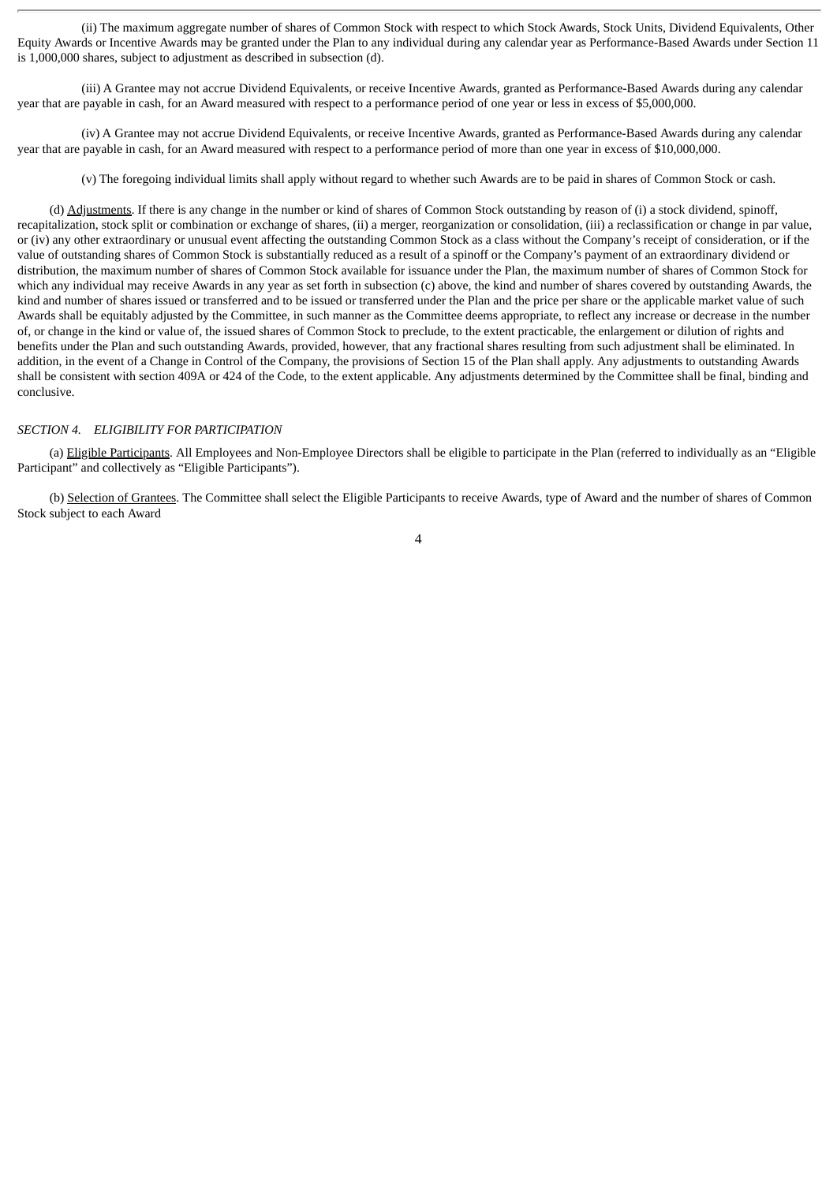(ii) The maximum aggregate number of shares of Common Stock with respect to which Stock Awards, Stock Units, Dividend Equivalents, Other Equity Awards or Incentive Awards may be granted under the Plan to any individual during any calendar year as Performance-Based Awards under Section 11 is 1,000,000 shares, subject to adjustment as described in subsection (d).

(iii) A Grantee may not accrue Dividend Equivalents, or receive Incentive Awards, granted as Performance-Based Awards during any calendar year that are payable in cash, for an Award measured with respect to a performance period of one year or less in excess of $5,000,000.

(iv) A Grantee may not accrue Dividend Equivalents, or receive Incentive Awards, granted as Performance-Based Awards during any calendar year that are payable in cash, for an Award measured with respect to a performance period of more than one year in excess of $10,000,000.

(v) The foregoing individual limits shall apply without regard to whether such Awards are to be paid in shares of Common Stock or cash.

(d) Adjustments. If there is any change in the number or kind of shares of Common Stock outstanding by reason of (i) a stock dividend, spinoff, recapitalization, stock split or combination or exchange of shares, (ii) a merger, reorganization or consolidation, (iii) a reclassification or change in par value, or (iv) any other extraordinary or unusual event affecting the outstanding Common Stock as a class without the Company's receipt of consideration, or if the value of outstanding shares of Common Stock is substantially reduced as a result of a spinoff or the Company's payment of an extraordinary dividend or distribution, the maximum number of shares of Common Stock available for issuance under the Plan, the maximum number of shares of Common Stock for which any individual may receive Awards in any year as set forth in subsection (c) above, the kind and number of shares covered by outstanding Awards, the kind and number of shares issued or transferred and to be issued or transferred under the Plan and the price per share or the applicable market value of such Awards shall be equitably adjusted by the Committee, in such manner as the Committee deems appropriate, to reflect any increase or decrease in the number of, or change in the kind or value of, the issued shares of Common Stock to preclude, to the extent practicable, the enlargement or dilution of rights and benefits under the Plan and such outstanding Awards, provided, however, that any fractional shares resulting from such adjustment shall be eliminated. In addition, in the event of a Change in Control of the Company, the provisions of Section 15 of the Plan shall apply. Any adjustments to outstanding Awards shall be consistent with section 409A or 424 of the Code, to the extent applicable. Any adjustments determined by the Committee shall be final, binding and conclusive.

*SECTION 4. ELIGIBILITY FOR PARTICIPATION*

(a) Eligible Participants. All Employees and Non-Employee Directors shall be eligible to participate in the Plan (referred to individually as an "Eligible Participant" and collectively as "Eligible Participants").

(b) Selection of Grantees. The Committee shall select the Eligible Participants to receive Awards, type of Award and the number of shares of Common Stock subject to each Award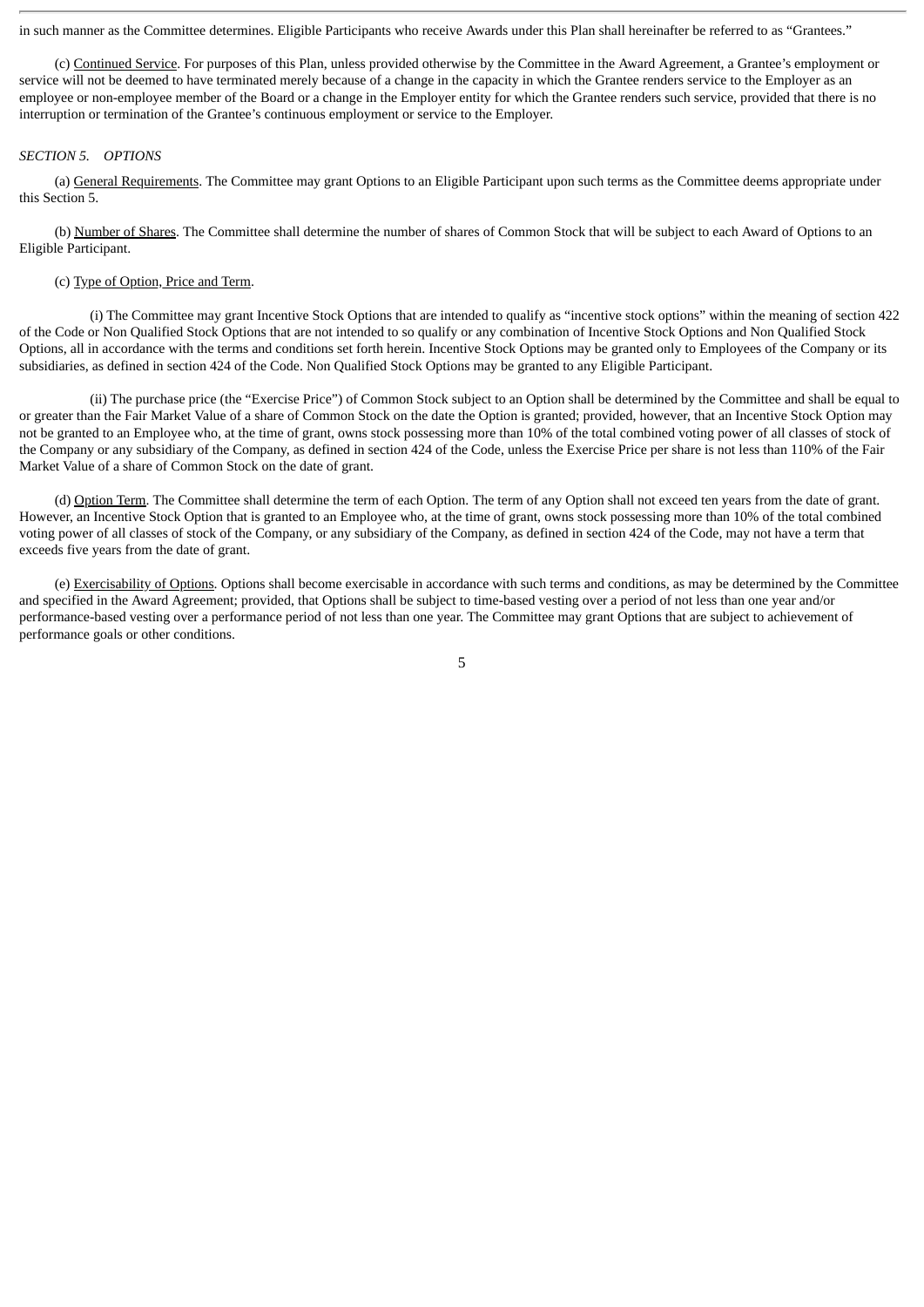in such manner as the Committee determines. Eligible Participants who receive Awards under this Plan shall hereinafter be referred to as "Grantees."

(c) Continued Service. For purposes of this Plan, unless provided otherwise by the Committee in the Award Agreement, a Grantee's employment or service will not be deemed to have terminated merely because of a change in the capacity in which the Grantee renders service to the Employer as an employee or non-employee member of the Board or a change in the Employer entity for which the Grantee renders such service, provided that there is no interruption or termination of the Grantee's continuous employment or service to the Employer.

*SECTION 5. OPTIONS*

(a) General Requirements. The Committee may grant Options to an Eligible Participant upon such terms as the Committee deems appropriate under this Section 5.

(b) Number of Shares. The Committee shall determine the number of shares of Common Stock that will be subject to each Award of Options to an Eligible Participant.

(c) Type of Option, Price and Term.

(i) The Committee may grant Incentive Stock Options that are intended to qualify as "incentive stock options" within the meaning of section 422 of the Code or Non Qualified Stock Options that are not intended to so qualify or any combination of Incentive Stock Options and Non Qualified Stock Options, all in accordance with the terms and conditions set forth herein. Incentive Stock Options may be granted only to Employees of the Company or its subsidiaries, as defined in section 424 of the Code. Non Qualified Stock Options may be granted to any Eligible Participant.

(ii) The purchase price (the "Exercise Price") of Common Stock subject to an Option shall be determined by the Committee and shall be equal to or greater than the Fair Market Value of a share of Common Stock on the date the Option is granted; provided, however, that an Incentive Stock Option may not be granted to an Employee who, at the time of grant, owns stock possessing more than 10% of the total combined voting power of all classes of stock of the Company or any subsidiary of the Company, as defined in section 424 of the Code, unless the Exercise Price per share is not less than 110% of the Fair Market Value of a share of Common Stock on the date of grant.

(d) Option Term. The Committee shall determine the term of each Option. The term of any Option shall not exceed ten years from the date of grant. However, an Incentive Stock Option that is granted to an Employee who, at the time of grant, owns stock possessing more than 10% of the total combined voting power of all classes of stock of the Company, or any subsidiary of the Company, as defined in section 424 of the Code, may not have a term that exceeds five years from the date of grant.

(e) Exercisability of Options. Options shall become exercisable in accordance with such terms and conditions, as may be determined by the Committee and specified in the Award Agreement; provided, that Options shall be subject to time-based vesting over a period of not less than one year and/or performance-based vesting over a performance period of not less than one year. The Committee may grant Options that are subject to achievement of performance goals or other conditions.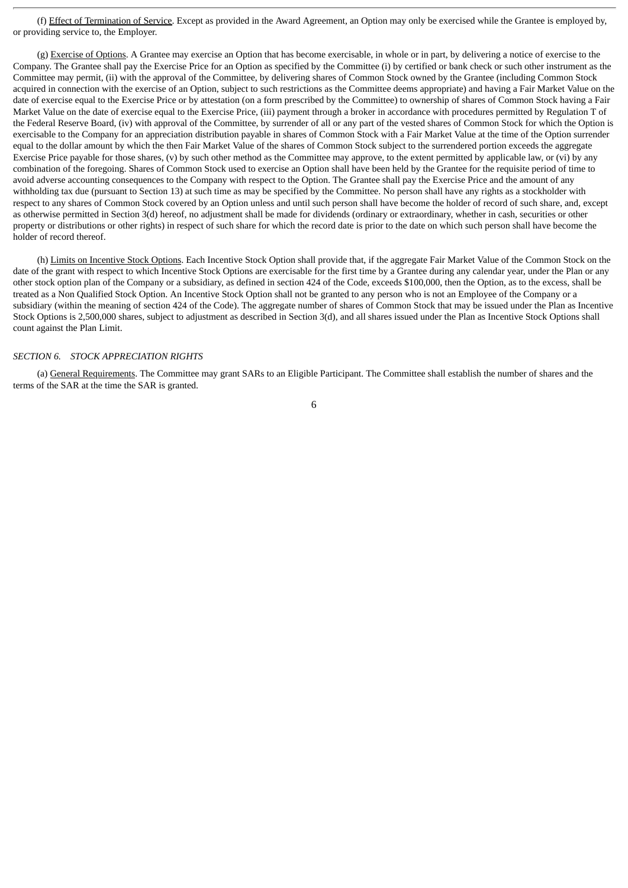(f) Effect of Termination of Service. Except as provided in the Award Agreement, an Option may only be exercised while the Grantee is employed by, or providing service to, the Employer.

(g) Exercise of Options. A Grantee may exercise an Option that has become exercisable, in whole or in part, by delivering a notice of exercise to the Company. The Grantee shall pay the Exercise Price for an Option as specified by the Committee (i) by certified or bank check or such other instrument as the Committee may permit, (ii) with the approval of the Committee, by delivering shares of Common Stock owned by the Grantee (including Common Stock acquired in connection with the exercise of an Option, subject to such restrictions as the Committee deems appropriate) and having a Fair Market Value on the date of exercise equal to the Exercise Price or by attestation (on a form prescribed by the Committee) to ownership of shares of Common Stock having a Fair Market Value on the date of exercise equal to the Exercise Price, (iii) payment through a broker in accordance with procedures permitted by Regulation T of the Federal Reserve Board, (iv) with approval of the Committee, by surrender of all or any part of the vested shares of Common Stock for which the Option is exercisable to the Company for an appreciation distribution payable in shares of Common Stock with a Fair Market Value at the time of the Option surrender equal to the dollar amount by which the then Fair Market Value of the shares of Common Stock subject to the surrendered portion exceeds the aggregate Exercise Price payable for those shares, (v) by such other method as the Committee may approve, to the extent permitted by applicable law, or (vi) by any combination of the foregoing. Shares of Common Stock used to exercise an Option shall have been held by the Grantee for the requisite period of time to avoid adverse accounting consequences to the Company with respect to the Option. The Grantee shall pay the Exercise Price and the amount of any withholding tax due (pursuant to Section 13) at such time as may be specified by the Committee. No person shall have any rights as a stockholder with respect to any shares of Common Stock covered by an Option unless and until such person shall have become the holder of record of such share, and, except as otherwise permitted in Section 3(d) hereof, no adjustment shall be made for dividends (ordinary or extraordinary, whether in cash, securities or other property or distributions or other rights) in respect of such share for which the record date is prior to the date on which such person shall have become the holder of record thereof.

(h) Limits on Incentive Stock Options. Each Incentive Stock Option shall provide that, if the aggregate Fair Market Value of the Common Stock on the date of the grant with respect to which Incentive Stock Options are exercisable for the first time by a Grantee during any calendar year, under the Plan or any other stock option plan of the Company or a subsidiary, as defined in section 424 of the Code, exceeds $100,000, then the Option, as to the excess, shall be treated as a Non Qualified Stock Option. An Incentive Stock Option shall not be granted to any person who is not an Employee of the Company or a subsidiary (within the meaning of section 424 of the Code). The aggregate number of shares of Common Stock that may be issued under the Plan as Incentive Stock Options is 2,500,000 shares, subject to adjustment as described in Section 3(d), and all shares issued under the Plan as Incentive Stock Options shall count against the Plan Limit.

## *SECTION 6. STOCK APPRECIATION RIGHTS*

(a) General Requirements. The Committee may grant SARs to an Eligible Participant. The Committee shall establish the number of shares and the terms of the SAR at the time the SAR is granted.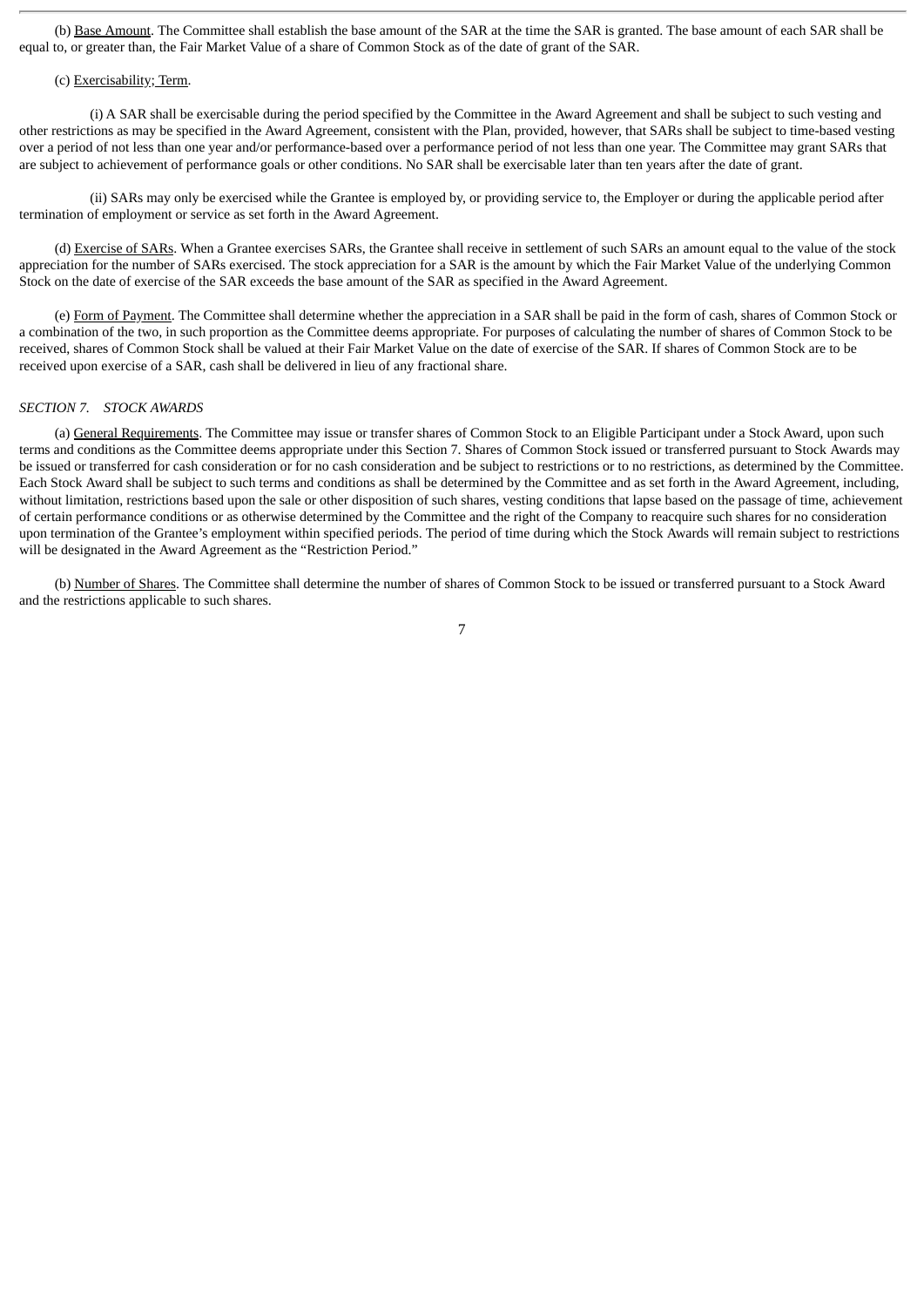(b) Base Amount. The Committee shall establish the base amount of the SAR at the time the SAR is granted. The base amount of each SAR shall be equal to, or greater than, the Fair Market Value of a share of Common Stock as of the date of grant of the SAR.

(c) Exercisability; Term.

(i) A SAR shall be exercisable during the period specified by the Committee in the Award Agreement and shall be subject to such vesting and other restrictions as may be specified in the Award Agreement, consistent with the Plan, provided, however, that SARs shall be subject to time-based vesting over a period of not less than one year and/or performance-based over a performance period of not less than one year. The Committee may grant SARs that are subject to achievement of performance goals or other conditions. No SAR shall be exercisable later than ten years after the date of grant.

(ii) SARs may only be exercised while the Grantee is employed by, or providing service to, the Employer or during the applicable period after termination of employment or service as set forth in the Award Agreement.

(d) Exercise of SARs. When a Grantee exercises SARs, the Grantee shall receive in settlement of such SARs an amount equal to the value of the stock appreciation for the number of SARs exercised. The stock appreciation for a SAR is the amount by which the Fair Market Value of the underlying Common Stock on the date of exercise of the SAR exceeds the base amount of the SAR as specified in the Award Agreement.

(e) Form of Payment. The Committee shall determine whether the appreciation in a SAR shall be paid in the form of cash, shares of Common Stock or a combination of the two, in such proportion as the Committee deems appropriate. For purposes of calculating the number of shares of Common Stock to be received, shares of Common Stock shall be valued at their Fair Market Value on the date of exercise of the SAR. If shares of Common Stock are to be received upon exercise of a SAR, cash shall be delivered in lieu of any fractional share.

*SECTION 7. STOCK AWARDS*

(a) General Requirements. The Committee may issue or transfer shares of Common Stock to an Eligible Participant under a Stock Award, upon such terms and conditions as the Committee deems appropriate under this Section 7. Shares of Common Stock issued or transferred pursuant to Stock Awards may be issued or transferred for cash consideration or for no cash consideration and be subject to restrictions or to no restrictions, as determined by the Committee. Each Stock Award shall be subject to such terms and conditions as shall be determined by the Committee and as set forth in the Award Agreement, including, without limitation, restrictions based upon the sale or other disposition of such shares, vesting conditions that lapse based on the passage of time, achievement of certain performance conditions or as otherwise determined by the Committee and the right of the Company to reacquire such shares for no consideration upon termination of the Grantee's employment within specified periods. The period of time during which the Stock Awards will remain subject to restrictions will be designated in the Award Agreement as the "Restriction Period."

(b) Number of Shares. The Committee shall determine the number of shares of Common Stock to be issued or transferred pursuant to a Stock Award and the restrictions applicable to such shares.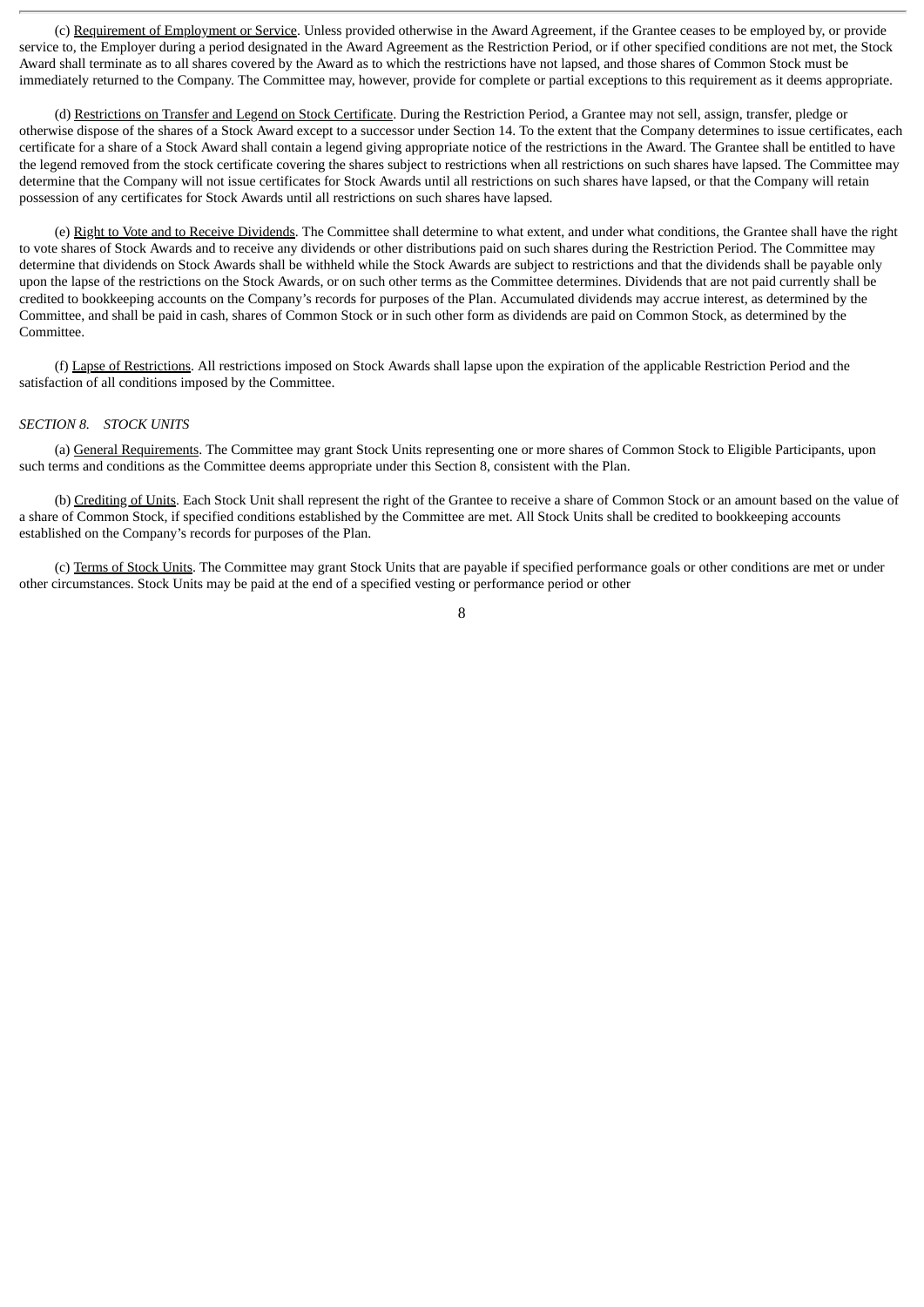(c) Requirement of Employment or Service. Unless provided otherwise in the Award Agreement, if the Grantee ceases to be employed by, or provide service to, the Employer during a period designated in the Award Agreement as the Restriction Period, or if other specified conditions are not met, the Stock Award shall terminate as to all shares covered by the Award as to which the restrictions have not lapsed, and those shares of Common Stock must be immediately returned to the Company. The Committee may, however, provide for complete or partial exceptions to this requirement as it deems appropriate.

(d) Restrictions on Transfer and Legend on Stock Certificate. During the Restriction Period, a Grantee may not sell, assign, transfer, pledge or otherwise dispose of the shares of a Stock Award except to a successor under Section 14. To the extent that the Company determines to issue certificates, each certificate for a share of a Stock Award shall contain a legend giving appropriate notice of the restrictions in the Award. The Grantee shall be entitled to have the legend removed from the stock certificate covering the shares subject to restrictions when all restrictions on such shares have lapsed. The Committee may determine that the Company will not issue certificates for Stock Awards until all restrictions on such shares have lapsed, or that the Company will retain possession of any certificates for Stock Awards until all restrictions on such shares have lapsed.

(e) Right to Vote and to Receive Dividends. The Committee shall determine to what extent, and under what conditions, the Grantee shall have the right to vote shares of Stock Awards and to receive any dividends or other distributions paid on such shares during the Restriction Period. The Committee may determine that dividends on Stock Awards shall be withheld while the Stock Awards are subject to restrictions and that the dividends shall be payable only upon the lapse of the restrictions on the Stock Awards, or on such other terms as the Committee determines. Dividends that are not paid currently shall be credited to bookkeeping accounts on the Company's records for purposes of the Plan. Accumulated dividends may accrue interest, as determined by the Committee, and shall be paid in cash, shares of Common Stock or in such other form as dividends are paid on Common Stock, as determined by the Committee.

(f) Lapse of Restrictions. All restrictions imposed on Stock Awards shall lapse upon the expiration of the applicable Restriction Period and the satisfaction of all conditions imposed by the Committee.

*SECTION 8. STOCK UNITS*

(a) General Requirements. The Committee may grant Stock Units representing one or more shares of Common Stock to Eligible Participants, upon such terms and conditions as the Committee deems appropriate under this Section 8, consistent with the Plan.

(b) Crediting of Units. Each Stock Unit shall represent the right of the Grantee to receive a share of Common Stock or an amount based on the value of a share of Common Stock, if specified conditions established by the Committee are met. All Stock Units shall be credited to bookkeeping accounts established on the Company's records for purposes of the Plan.

(c) Terms of Stock Units. The Committee may grant Stock Units that are payable if specified performance goals or other conditions are met or under other circumstances. Stock Units may be paid at the end of a specified vesting or performance period or other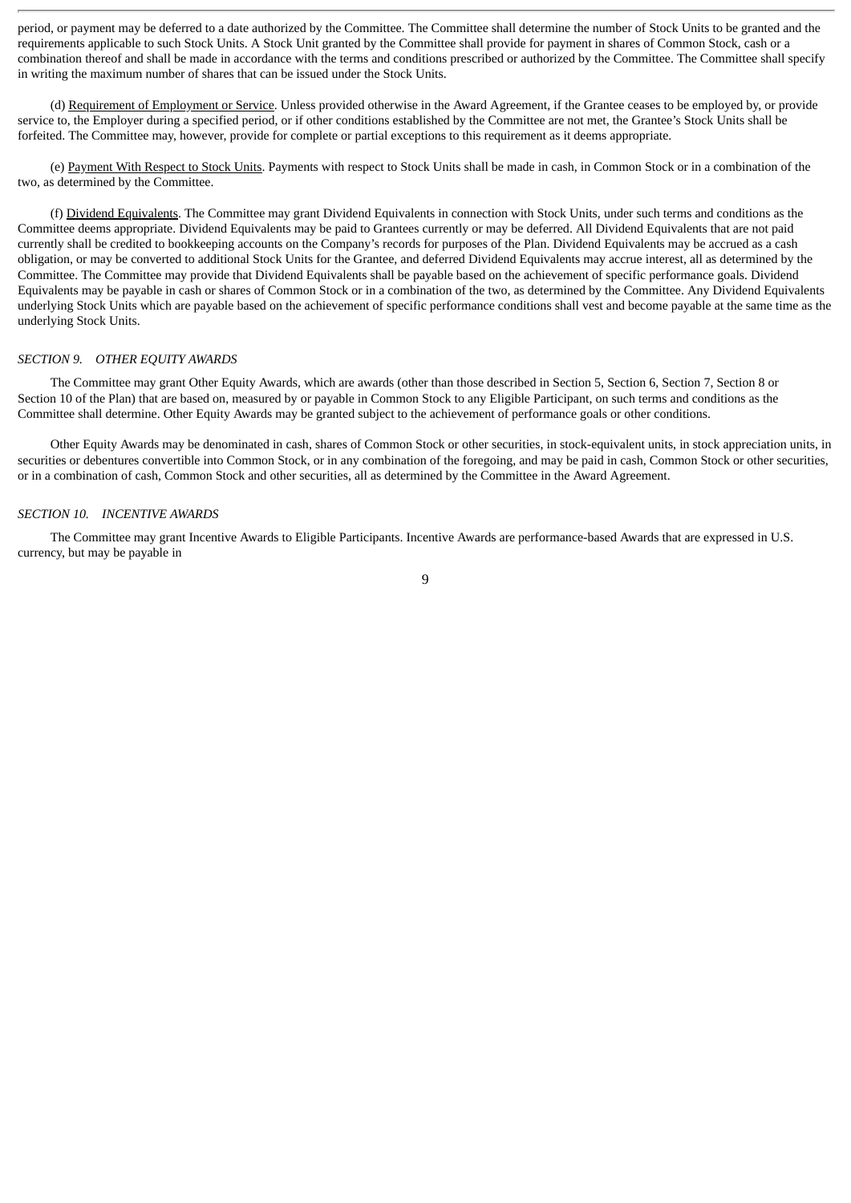period, or payment may be deferred to a date authorized by the Committee. The Committee shall determine the number of Stock Units to be granted and the requirements applicable to such Stock Units. A Stock Unit granted by the Committee shall provide for payment in shares of Common Stock, cash or a combination thereof and shall be made in accordance with the terms and conditions prescribed or authorized by the Committee. The Committee shall specify in writing the maximum number of shares that can be issued under the Stock Units.

(d) Requirement of Employment or Service. Unless provided otherwise in the Award Agreement, if the Grantee ceases to be employed by, or provide service to, the Employer during a specified period, or if other conditions established by the Committee are not met, the Grantee's Stock Units shall be forfeited. The Committee may, however, provide for complete or partial exceptions to this requirement as it deems appropriate.

(e) Payment With Respect to Stock Units. Payments with respect to Stock Units shall be made in cash, in Common Stock or in a combination of the two, as determined by the Committee.

(f) Dividend Equivalents. The Committee may grant Dividend Equivalents in connection with Stock Units, under such terms and conditions as the Committee deems appropriate. Dividend Equivalents may be paid to Grantees currently or may be deferred. All Dividend Equivalents that are not paid currently shall be credited to bookkeeping accounts on the Company's records for purposes of the Plan. Dividend Equivalents may be accrued as a cash obligation, or may be converted to additional Stock Units for the Grantee, and deferred Dividend Equivalents may accrue interest, all as determined by the Committee. The Committee may provide that Dividend Equivalents shall be payable based on the achievement of specific performance goals. Dividend Equivalents may be payable in cash or shares of Common Stock or in a combination of the two, as determined by the Committee. Any Dividend Equivalents underlying Stock Units which are payable based on the achievement of specific performance conditions shall vest and become payable at the same time as the underlying Stock Units.

*SECTION 9. OTHER EQUITY AWARDS*

The Committee may grant Other Equity Awards, which are awards (other than those described in Section 5, Section 6, Section 7, Section 8 or Section 10 of the Plan) that are based on, measured by or payable in Common Stock to any Eligible Participant, on such terms and conditions as the Committee shall determine. Other Equity Awards may be granted subject to the achievement of performance goals or other conditions.

Other Equity Awards may be denominated in cash, shares of Common Stock or other securities, in stock-equivalent units, in stock appreciation units, in securities or debentures convertible into Common Stock, or in any combination of the foregoing, and may be paid in cash, Common Stock or other securities, or in a combination of cash, Common Stock and other securities, all as determined by the Committee in the Award Agreement.

*SECTION 10. INCENTIVE AWARDS*

The Committee may grant Incentive Awards to Eligible Participants. Incentive Awards are performance-based Awards that are expressed in U.S. currency, but may be payable in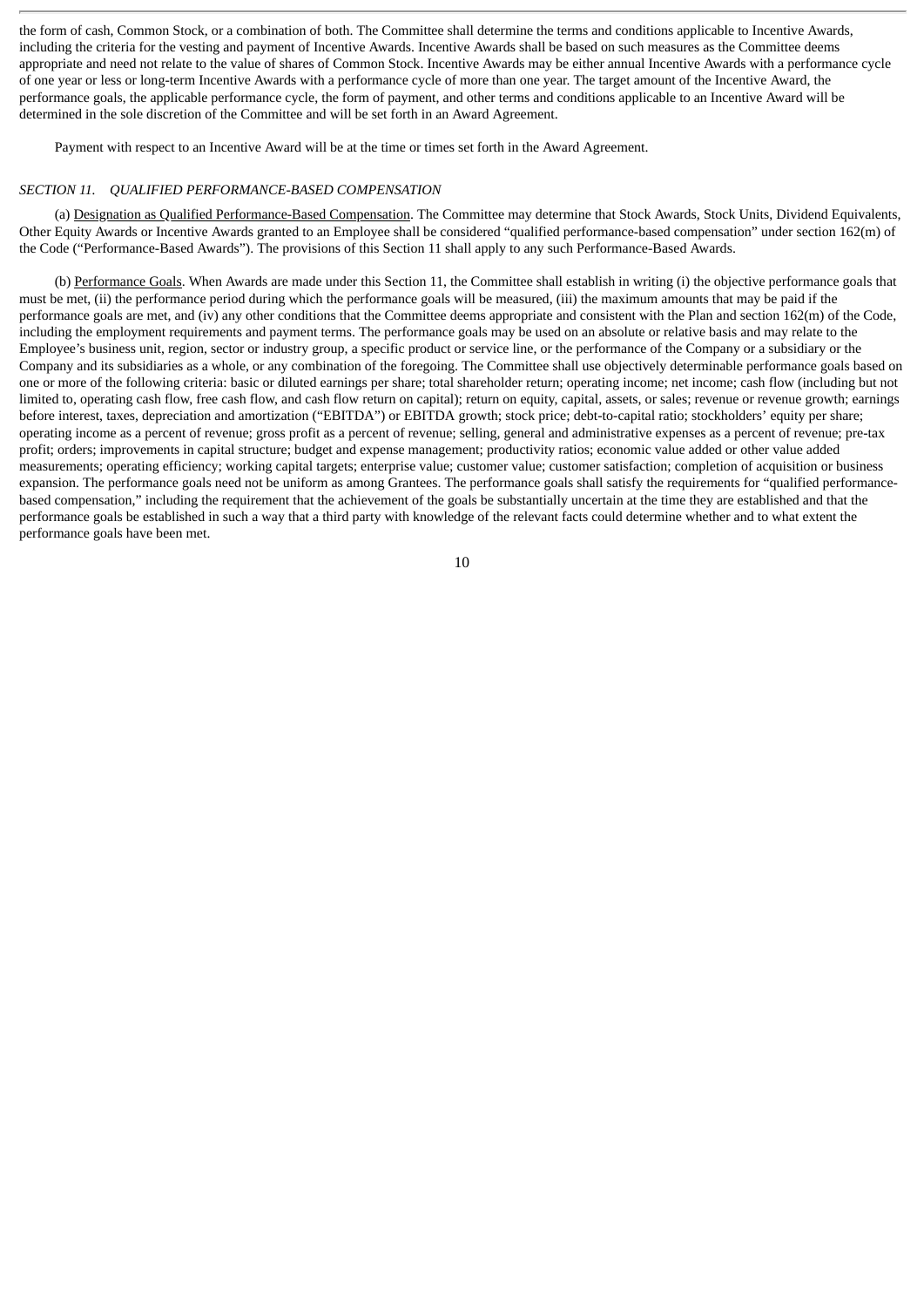the form of cash, Common Stock, or a combination of both. The Committee shall determine the terms and conditions applicable to Incentive Awards, including the criteria for the vesting and payment of Incentive Awards. Incentive Awards shall be based on such measures as the Committee deems appropriate and need not relate to the value of shares of Common Stock. Incentive Awards may be either annual Incentive Awards with a performance cycle of one year or less or long-term Incentive Awards with a performance cycle of more than one year. The target amount of the Incentive Award, the performance goals, the applicable performance cycle, the form of payment, and other terms and conditions applicable to an Incentive Award will be determined in the sole discretion of the Committee and will be set forth in an Award Agreement.

Payment with respect to an Incentive Award will be at the time or times set forth in the Award Agreement.

*SECTION 11. QUALIFIED PERFORMANCE-BASED COMPENSATION*

(a) Designation as Qualified Performance-Based Compensation. The Committee may determine that Stock Awards, Stock Units, Dividend Equivalents, Other Equity Awards or Incentive Awards granted to an Employee shall be considered "qualified performance-based compensation" under section 162(m) of the Code ("Performance-Based Awards"). The provisions of this Section 11 shall apply to any such Performance-Based Awards.

(b) Performance Goals. When Awards are made under this Section 11, the Committee shall establish in writing (i) the objective performance goals that must be met, (ii) the performance period during which the performance goals will be measured, (iii) the maximum amounts that may be paid if the performance goals are met, and (iv) any other conditions that the Committee deems appropriate and consistent with the Plan and section 162(m) of the Code, including the employment requirements and payment terms. The performance goals may be used on an absolute or relative basis and may relate to the Employee's business unit, region, sector or industry group, a specific product or service line, or the performance of the Company or a subsidiary or the Company and its subsidiaries as a whole, or any combination of the foregoing. The Committee shall use objectively determinable performance goals based on one or more of the following criteria: basic or diluted earnings per share; total shareholder return; operating income; net income; cash flow (including but not limited to, operating cash flow, free cash flow, and cash flow return on capital); return on equity, capital, assets, or sales; revenue or revenue growth; earnings before interest, taxes, depreciation and amortization ("EBITDA") or EBITDA growth; stock price; debt-to-capital ratio; stockholders' equity per share; operating income as a percent of revenue; gross profit as a percent of revenue; selling, general and administrative expenses as a percent of revenue; pre-tax profit; orders; improvements in capital structure; budget and expense management; productivity ratios; economic value added or other value added measurements; operating efficiency; working capital targets; enterprise value; customer value; customer satisfaction; completion of acquisition or business expansion. The performance goals need not be uniform as among Grantees. The performance goals shall satisfy the requirements for "qualified performance-based compensation," including the requirement that the achievement of the goals be substantially uncertain at the time they are established and that the performance goals be established in such a way that a third party with knowledge of the relevant facts could determine whether and to what extent the performance goals have been met.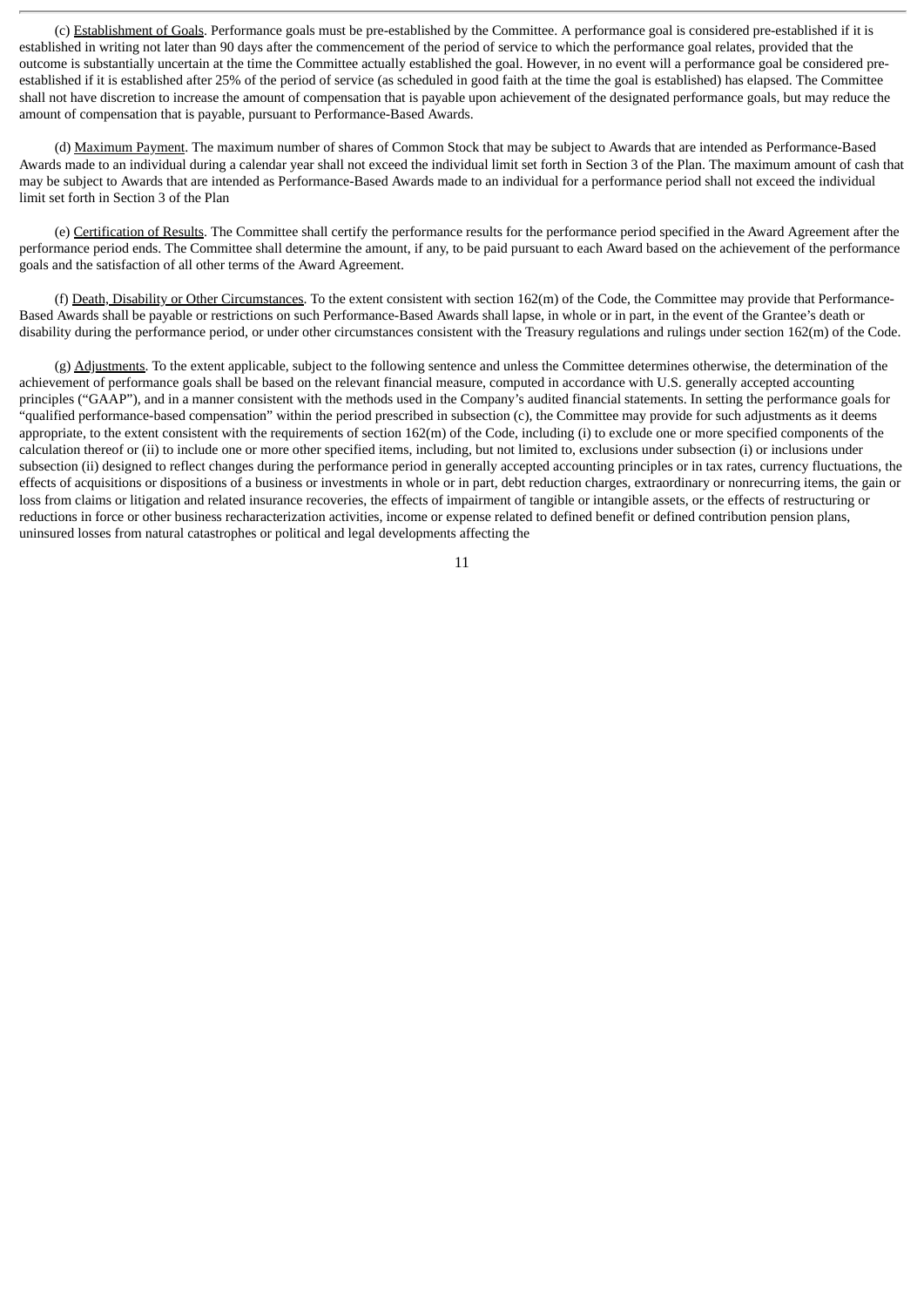(c) Establishment of Goals. Performance goals must be pre-established by the Committee. A performance goal is considered pre-established if it is established in writing not later than 90 days after the commencement of the period of service to which the performance goal relates, provided that the outcome is substantially uncertain at the time the Committee actually established the goal. However, in no event will a performance goal be considered pre-established if it is established after 25% of the period of service (as scheduled in good faith at the time the goal is established) has elapsed. The Committee shall not have discretion to increase the amount of compensation that is payable upon achievement of the designated performance goals, but may reduce the amount of compensation that is payable, pursuant to Performance-Based Awards.

(d) Maximum Payment. The maximum number of shares of Common Stock that may be subject to Awards that are intended as Performance-Based Awards made to an individual during a calendar year shall not exceed the individual limit set forth in Section 3 of the Plan. The maximum amount of cash that may be subject to Awards that are intended as Performance-Based Awards made to an individual for a performance period shall not exceed the individual limit set forth in Section 3 of the Plan

(e) Certification of Results. The Committee shall certify the performance results for the performance period specified in the Award Agreement after the performance period ends. The Committee shall determine the amount, if any, to be paid pursuant to each Award based on the achievement of the performance goals and the satisfaction of all other terms of the Award Agreement.

(f) Death, Disability or Other Circumstances. To the extent consistent with section 162(m) of the Code, the Committee may provide that Performance-Based Awards shall be payable or restrictions on such Performance-Based Awards shall lapse, in whole or in part, in the event of the Grantee's death or disability during the performance period, or under other circumstances consistent with the Treasury regulations and rulings under section 162(m) of the Code.

(g) Adjustments. To the extent applicable, subject to the following sentence and unless the Committee determines otherwise, the determination of the achievement of performance goals shall be based on the relevant financial measure, computed in accordance with U.S. generally accepted accounting principles ("GAAP"), and in a manner consistent with the methods used in the Company's audited financial statements. In setting the performance goals for "qualified performance-based compensation" within the period prescribed in subsection (c), the Committee may provide for such adjustments as it deems appropriate, to the extent consistent with the requirements of section 162(m) of the Code, including (i) to exclude one or more specified components of the calculation thereof or (ii) to include one or more other specified items, including, but not limited to, exclusions under subsection (i) or inclusions under subsection (ii) designed to reflect changes during the performance period in generally accepted accounting principles or in tax rates, currency fluctuations, the effects of acquisitions or dispositions of a business or investments in whole or in part, debt reduction charges, extraordinary or nonrecurring items, the gain or loss from claims or litigation and related insurance recoveries, the effects of impairment of tangible or intangible assets, or the effects of restructuring or reductions in force or other business recharacterization activities, income or expense related to defined benefit or defined contribution pension plans, uninsured losses from natural catastrophes or political and legal developments affecting the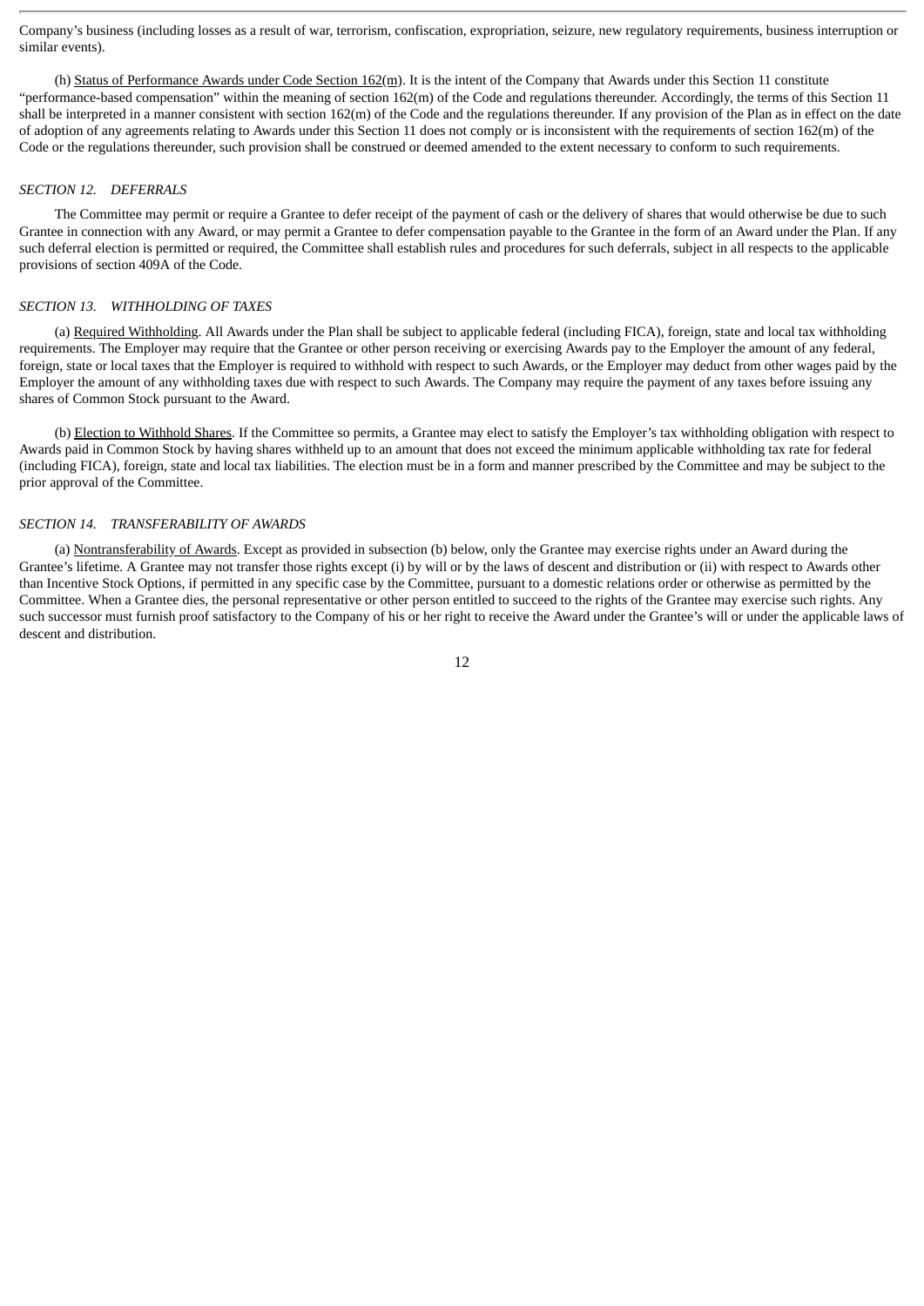Company's business (including losses as a result of war, terrorism, confiscation, expropriation, seizure, new regulatory requirements, business interruption or similar events).

(h) Status of Performance Awards under Code Section 162(m). It is the intent of the Company that Awards under this Section 11 constitute "performance-based compensation" within the meaning of section 162(m) of the Code and regulations thereunder. Accordingly, the terms of this Section 11 shall be interpreted in a manner consistent with section 162(m) of the Code and the regulations thereunder. If any provision of the Plan as in effect on the date of adoption of any agreements relating to Awards under this Section 11 does not comply or is inconsistent with the requirements of section 162(m) of the Code or the regulations thereunder, such provision shall be construed or deemed amended to the extent necessary to conform to such requirements.

### *SECTION 12. DEFERRALS*

The Committee may permit or require a Grantee to defer receipt of the payment of cash or the delivery of shares that would otherwise be due to such Grantee in connection with any Award, or may permit a Grantee to defer compensation payable to the Grantee in the form of an Award under the Plan. If any such deferral election is permitted or required, the Committee shall establish rules and procedures for such deferrals, subject in all respects to the applicable provisions of section 409A of the Code.

### *SECTION 13. WITHHOLDING OF TAXES*

(a) Required Withholding. All Awards under the Plan shall be subject to applicable federal (including FICA), foreign, state and local tax withholding requirements. The Employer may require that the Grantee or other person receiving or exercising Awards pay to the Employer the amount of any federal, foreign, state or local taxes that the Employer is required to withhold with respect to such Awards, or the Employer may deduct from other wages paid by the Employer the amount of any withholding taxes due with respect to such Awards. The Company may require the payment of any taxes before issuing any shares of Common Stock pursuant to the Award.

(b) Election to Withhold Shares. If the Committee so permits, a Grantee may elect to satisfy the Employer's tax withholding obligation with respect to Awards paid in Common Stock by having shares withheld up to an amount that does not exceed the minimum applicable withholding tax rate for federal (including FICA), foreign, state and local tax liabilities. The election must be in a form and manner prescribed by the Committee and may be subject to the prior approval of the Committee.

### *SECTION 14. TRANSFERABILITY OF AWARDS*

(a) Nontransferability of Awards. Except as provided in subsection (b) below, only the Grantee may exercise rights under an Award during the Grantee's lifetime. A Grantee may not transfer those rights except (i) by will or by the laws of descent and distribution or (ii) with respect to Awards other than Incentive Stock Options, if permitted in any specific case by the Committee, pursuant to a domestic relations order or otherwise as permitted by the Committee. When a Grantee dies, the personal representative or other person entitled to succeed to the rights of the Grantee may exercise such rights. Any such successor must furnish proof satisfactory to the Company of his or her right to receive the Award under the Grantee's will or under the applicable laws of descent and distribution.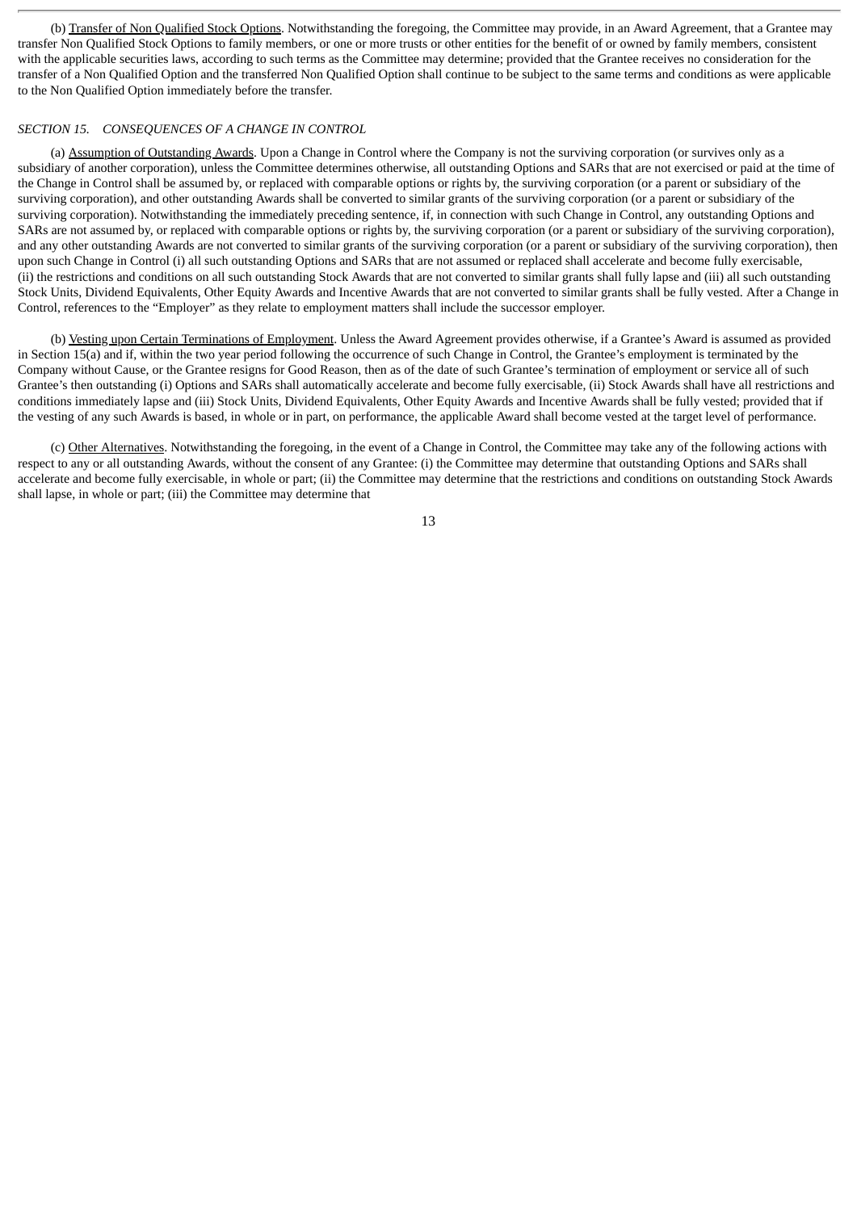(b) Transfer of Non Qualified Stock Options. Notwithstanding the foregoing, the Committee may provide, in an Award Agreement, that a Grantee may transfer Non Qualified Stock Options to family members, or one or more trusts or other entities for the benefit of or owned by family members, consistent with the applicable securities laws, according to such terms as the Committee may determine; provided that the Grantee receives no consideration for the transfer of a Non Qualified Option and the transferred Non Qualified Option shall continue to be subject to the same terms and conditions as were applicable to the Non Qualified Option immediately before the transfer.

*SECTION 15. CONSEQUENCES OF A CHANGE IN CONTROL*

(a) Assumption of Outstanding Awards. Upon a Change in Control where the Company is not the surviving corporation (or survives only as a subsidiary of another corporation), unless the Committee determines otherwise, all outstanding Options and SARs that are not exercised or paid at the time of the Change in Control shall be assumed by, or replaced with comparable options or rights by, the surviving corporation (or a parent or subsidiary of the surviving corporation), and other outstanding Awards shall be converted to similar grants of the surviving corporation (or a parent or subsidiary of the surviving corporation). Notwithstanding the immediately preceding sentence, if, in connection with such Change in Control, any outstanding Options and SARs are not assumed by, or replaced with comparable options or rights by, the surviving corporation (or a parent or subsidiary of the surviving corporation), and any other outstanding Awards are not converted to similar grants of the surviving corporation (or a parent or subsidiary of the surviving corporation), then upon such Change in Control (i) all such outstanding Options and SARs that are not assumed or replaced shall accelerate and become fully exercisable, (ii) the restrictions and conditions on all such outstanding Stock Awards that are not converted to similar grants shall fully lapse and (iii) all such outstanding Stock Units, Dividend Equivalents, Other Equity Awards and Incentive Awards that are not converted to similar grants shall be fully vested. After a Change in Control, references to the "Employer" as they relate to employment matters shall include the successor employer.

(b) Vesting upon Certain Terminations of Employment. Unless the Award Agreement provides otherwise, if a Grantee's Award is assumed as provided in Section 15(a) and if, within the two year period following the occurrence of such Change in Control, the Grantee's employment is terminated by the Company without Cause, or the Grantee resigns for Good Reason, then as of the date of such Grantee's termination of employment or service all of such Grantee's then outstanding (i) Options and SARs shall automatically accelerate and become fully exercisable, (ii) Stock Awards shall have all restrictions and conditions immediately lapse and (iii) Stock Units, Dividend Equivalents, Other Equity Awards and Incentive Awards shall be fully vested; provided that if the vesting of any such Awards is based, in whole or in part, on performance, the applicable Award shall become vested at the target level of performance.

(c) Other Alternatives. Notwithstanding the foregoing, in the event of a Change in Control, the Committee may take any of the following actions with respect to any or all outstanding Awards, without the consent of any Grantee: (i) the Committee may determine that outstanding Options and SARs shall accelerate and become fully exercisable, in whole or part; (ii) the Committee may determine that the restrictions and conditions on outstanding Stock Awards shall lapse, in whole or part; (iii) the Committee may determine that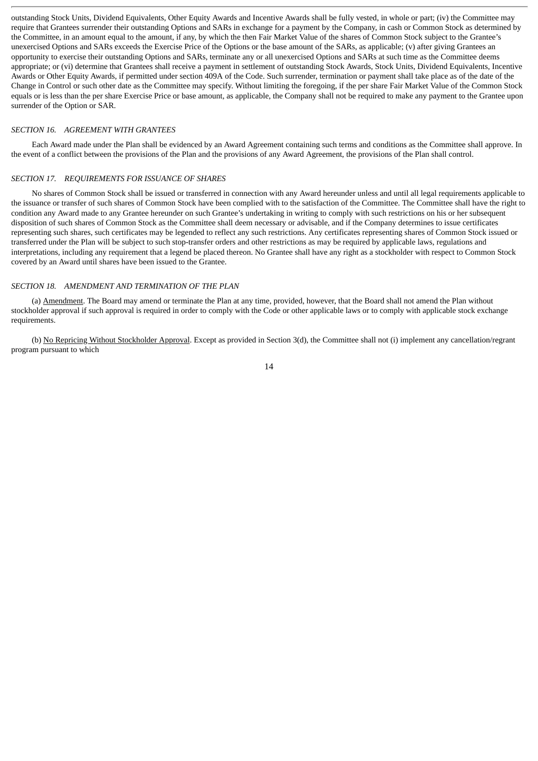outstanding Stock Units, Dividend Equivalents, Other Equity Awards and Incentive Awards shall be fully vested, in whole or part; (iv) the Committee may require that Grantees surrender their outstanding Options and SARs in exchange for a payment by the Company, in cash or Common Stock as determined by the Committee, in an amount equal to the amount, if any, by which the then Fair Market Value of the shares of Common Stock subject to the Grantee's unexercised Options and SARs exceeds the Exercise Price of the Options or the base amount of the SARs, as applicable; (v) after giving Grantees an opportunity to exercise their outstanding Options and SARs, terminate any or all unexercised Options and SARs at such time as the Committee deems appropriate; or (vi) determine that Grantees shall receive a payment in settlement of outstanding Stock Awards, Stock Units, Dividend Equivalents, Incentive Awards or Other Equity Awards, if permitted under section 409A of the Code. Such surrender, termination or payment shall take place as of the date of the Change in Control or such other date as the Committee may specify. Without limiting the foregoing, if the per share Fair Market Value of the Common Stock equals or is less than the per share Exercise Price or base amount, as applicable, the Company shall not be required to make any payment to the Grantee upon surrender of the Option or SAR.

### *SECTION 16. AGREEMENT WITH GRANTEES*

Each Award made under the Plan shall be evidenced by an Award Agreement containing such terms and conditions as the Committee shall approve. In the event of a conflict between the provisions of the Plan and the provisions of any Award Agreement, the provisions of the Plan shall control.

### *SECTION 17. REQUIREMENTS FOR ISSUANCE OF SHARES*

No shares of Common Stock shall be issued or transferred in connection with any Award hereunder unless and until all legal requirements applicable to the issuance or transfer of such shares of Common Stock have been complied with to the satisfaction of the Committee. The Committee shall have the right to condition any Award made to any Grantee hereunder on such Grantee's undertaking in writing to comply with such restrictions on his or her subsequent disposition of such shares of Common Stock as the Committee shall deem necessary or advisable, and if the Company determines to issue certificates representing such shares, such certificates may be legended to reflect any such restrictions. Any certificates representing shares of Common Stock issued or transferred under the Plan will be subject to such stop-transfer orders and other restrictions as may be required by applicable laws, regulations and interpretations, including any requirement that a legend be placed thereon. No Grantee shall have any right as a stockholder with respect to Common Stock covered by an Award until shares have been issued to the Grantee.

### *SECTION 18. AMENDMENT AND TERMINATION OF THE PLAN*

(a) Amendment. The Board may amend or terminate the Plan at any time, provided, however, that the Board shall not amend the Plan without stockholder approval if such approval is required in order to comply with the Code or other applicable laws or to comply with applicable stock exchange requirements.

(b) No Repricing Without Stockholder Approval. Except as provided in Section 3(d), the Committee shall not (i) implement any cancellation/regrant program pursuant to which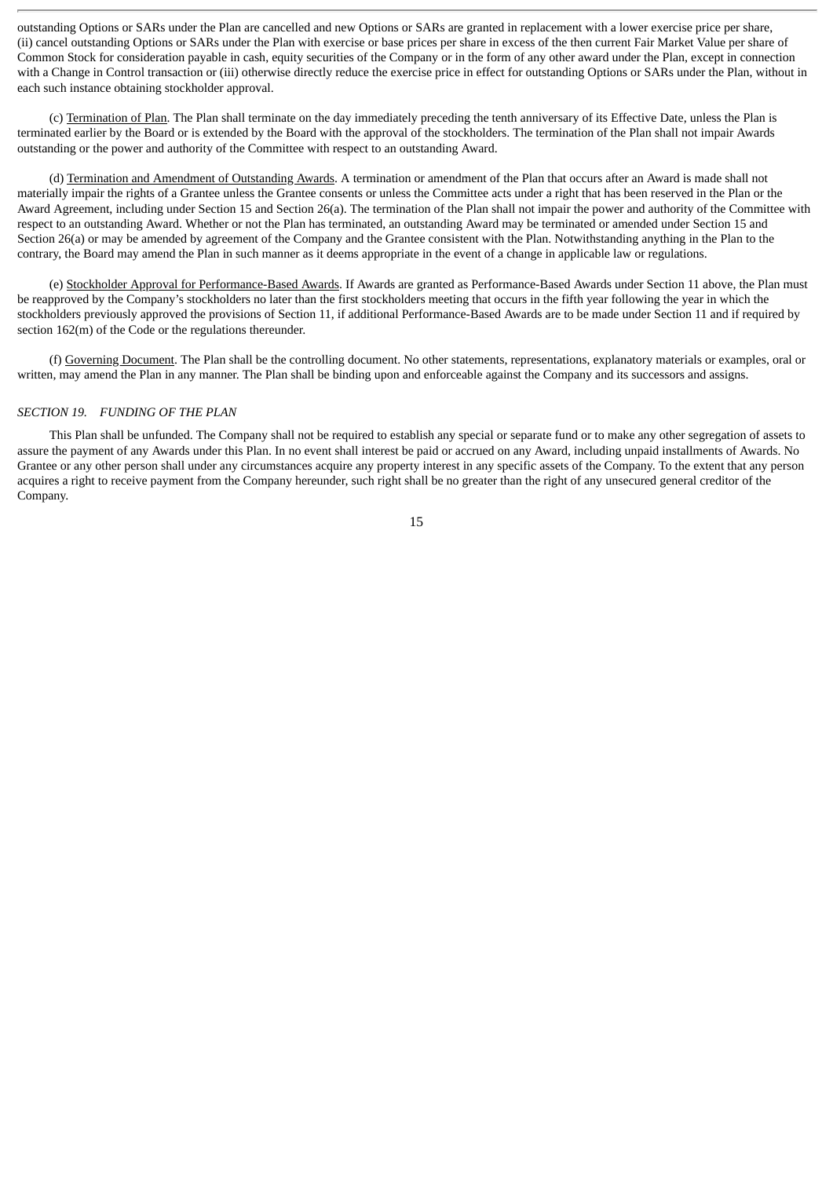outstanding Options or SARs under the Plan are cancelled and new Options or SARs are granted in replacement with a lower exercise price per share, (ii) cancel outstanding Options or SARs under the Plan with exercise or base prices per share in excess of the then current Fair Market Value per share of Common Stock for consideration payable in cash, equity securities of the Company or in the form of any other award under the Plan, except in connection with a Change in Control transaction or (iii) otherwise directly reduce the exercise price in effect for outstanding Options or SARs under the Plan, without in each such instance obtaining stockholder approval.

(c) Termination of Plan. The Plan shall terminate on the day immediately preceding the tenth anniversary of its Effective Date, unless the Plan is terminated earlier by the Board or is extended by the Board with the approval of the stockholders. The termination of the Plan shall not impair Awards outstanding or the power and authority of the Committee with respect to an outstanding Award.

(d) Termination and Amendment of Outstanding Awards. A termination or amendment of the Plan that occurs after an Award is made shall not materially impair the rights of a Grantee unless the Grantee consents or unless the Committee acts under a right that has been reserved in the Plan or the Award Agreement, including under Section 15 and Section 26(a). The termination of the Plan shall not impair the power and authority of the Committee with respect to an outstanding Award. Whether or not the Plan has terminated, an outstanding Award may be terminated or amended under Section 15 and Section 26(a) or may be amended by agreement of the Company and the Grantee consistent with the Plan. Notwithstanding anything in the Plan to the contrary, the Board may amend the Plan in such manner as it deems appropriate in the event of a change in applicable law or regulations.

(e) Stockholder Approval for Performance-Based Awards. If Awards are granted as Performance-Based Awards under Section 11 above, the Plan must be reapproved by the Company's stockholders no later than the first stockholders meeting that occurs in the fifth year following the year in which the stockholders previously approved the provisions of Section 11, if additional Performance-Based Awards are to be made under Section 11 and if required by section 162(m) of the Code or the regulations thereunder.

(f) Governing Document. The Plan shall be the controlling document. No other statements, representations, explanatory materials or examples, oral or written, may amend the Plan in any manner. The Plan shall be binding upon and enforceable against the Company and its successors and assigns.

*SECTION 19. FUNDING OF THE PLAN*

This Plan shall be unfunded. The Company shall not be required to establish any special or separate fund or to make any other segregation of assets to assure the payment of any Awards under this Plan. In no event shall interest be paid or accrued on any Award, including unpaid installments of Awards. No Grantee or any other person shall under any circumstances acquire any property interest in any specific assets of the Company. To the extent that any person acquires a right to receive payment from the Company hereunder, such right shall be no greater than the right of any unsecured general creditor of the Company.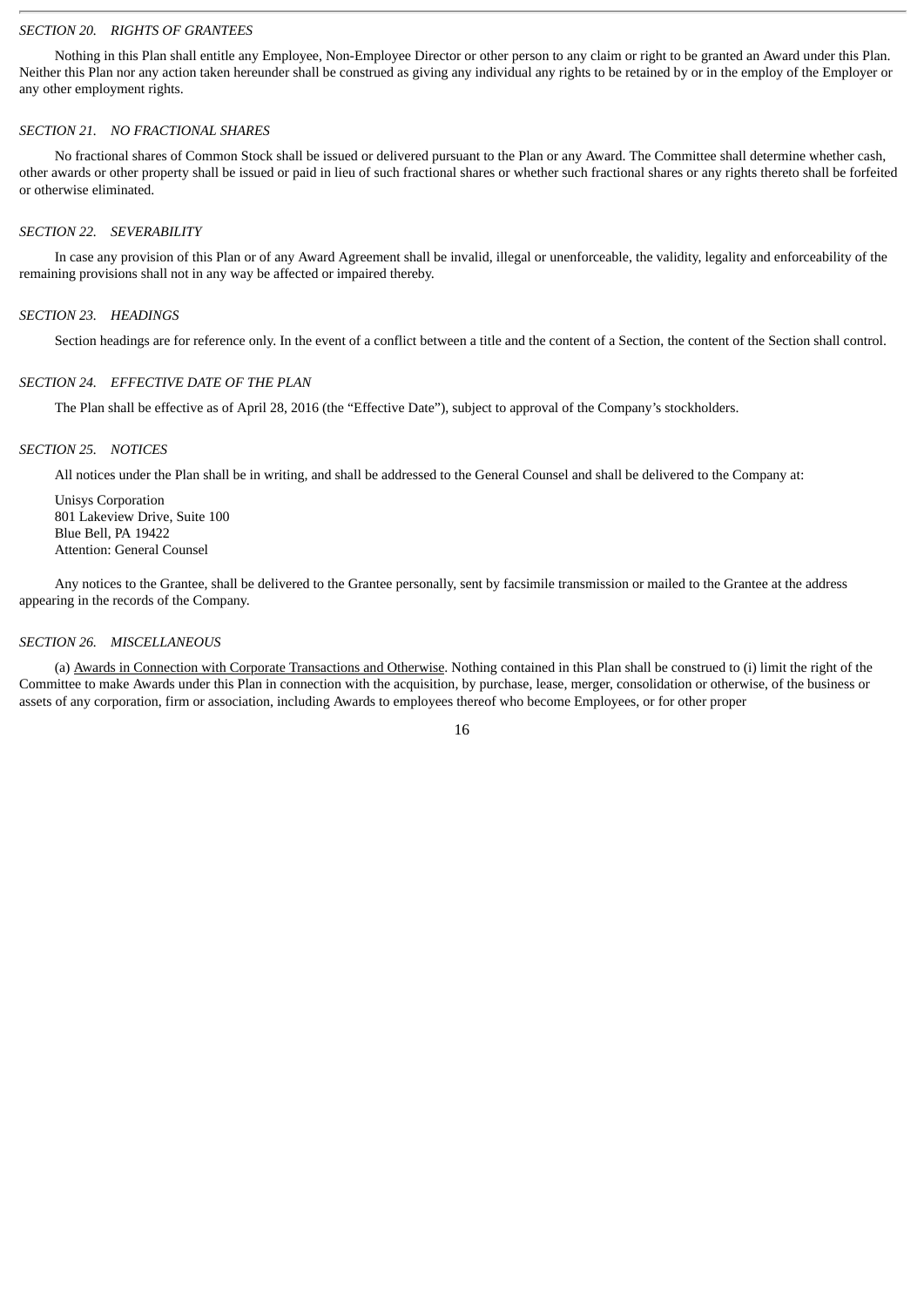*SECTION 20. RIGHTS OF GRANTEES*

Nothing in this Plan shall entitle any Employee, Non-Employee Director or other person to any claim or right to be granted an Award under this Plan. Neither this Plan nor any action taken hereunder shall be construed as giving any individual any rights to be retained by or in the employ of the Employer or any other employment rights.

*SECTION 21. NO FRACTIONAL SHARES*

No fractional shares of Common Stock shall be issued or delivered pursuant to the Plan or any Award. The Committee shall determine whether cash, other awards or other property shall be issued or paid in lieu of such fractional shares or whether such fractional shares or any rights thereto shall be forfeited or otherwise eliminated.

*SECTION 22. SEVERABILITY*

In case any provision of this Plan or of any Award Agreement shall be invalid, illegal or unenforceable, the validity, legality and enforceability of the remaining provisions shall not in any way be affected or impaired thereby.

*SECTION 23. HEADINGS*

Section headings are for reference only. In the event of a conflict between a title and the content of a Section, the content of the Section shall control.

*SECTION 24. EFFECTIVE DATE OF THE PLAN*

The Plan shall be effective as of April 28, 2016 (the "Effective Date"), subject to approval of the Company's stockholders.

*SECTION 25. NOTICES*

All notices under the Plan shall be in writing, and shall be addressed to the General Counsel and shall be delivered to the Company at:

Unisys Corporation
801 Lakeview Drive, Suite 100
Blue Bell, PA 19422
Attention: General Counsel

Any notices to the Grantee, shall be delivered to the Grantee personally, sent by facsimile transmission or mailed to the Grantee at the address appearing in the records of the Company.

*SECTION 26. MISCELLANEOUS*

(a) Awards in Connection with Corporate Transactions and Otherwise. Nothing contained in this Plan shall be construed to (i) limit the right of the Committee to make Awards under this Plan in connection with the acquisition, by purchase, lease, merger, consolidation or otherwise, of the business or assets of any corporation, firm or association, including Awards to employees thereof who become Employees, or for other proper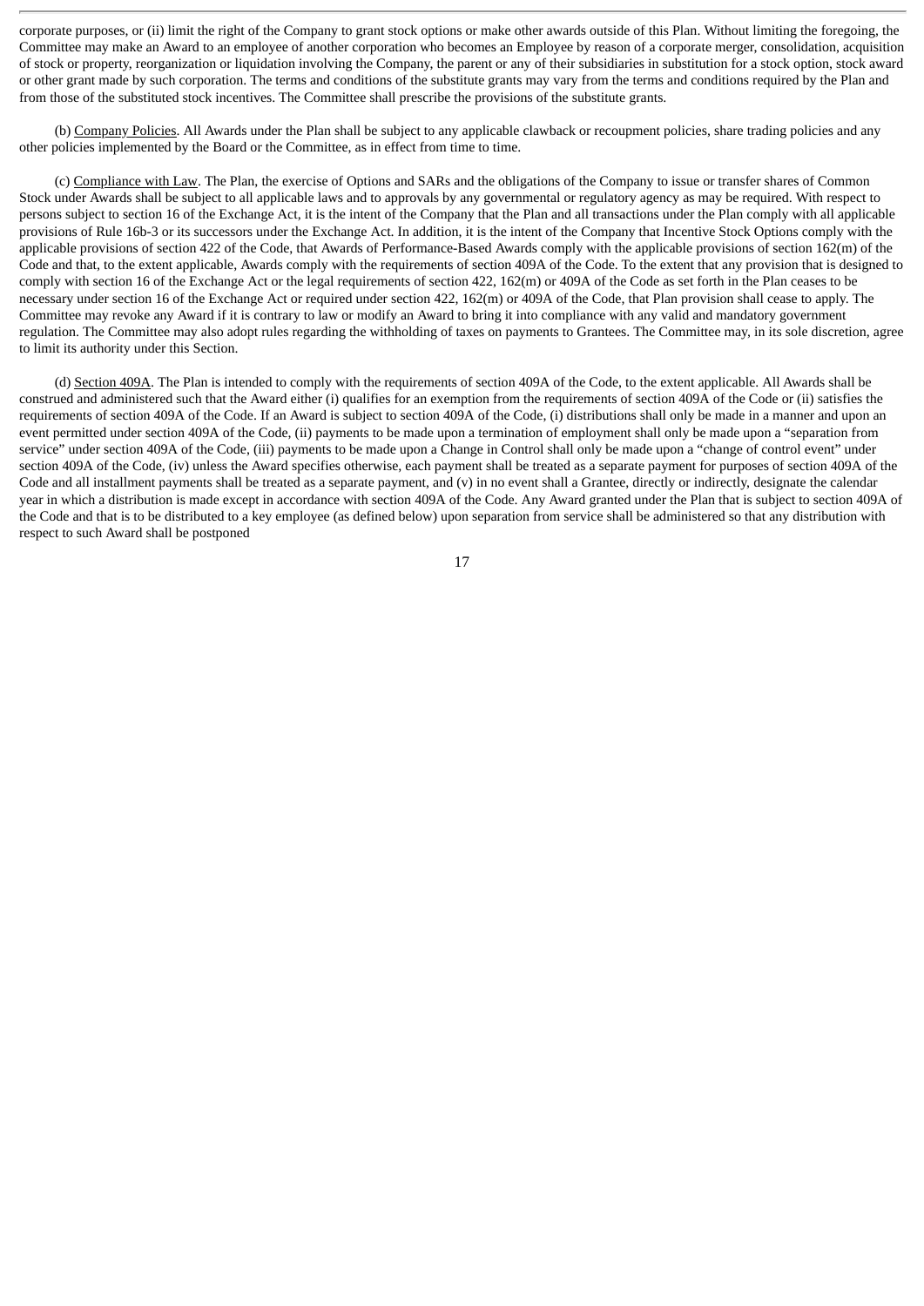corporate purposes, or (ii) limit the right of the Company to grant stock options or make other awards outside of this Plan. Without limiting the foregoing, the Committee may make an Award to an employee of another corporation who becomes an Employee by reason of a corporate merger, consolidation, acquisition of stock or property, reorganization or liquidation involving the Company, the parent or any of their subsidiaries in substitution for a stock option, stock award or other grant made by such corporation. The terms and conditions of the substitute grants may vary from the terms and conditions required by the Plan and from those of the substituted stock incentives. The Committee shall prescribe the provisions of the substitute grants.

(b) Company Policies. All Awards under the Plan shall be subject to any applicable clawback or recoupment policies, share trading policies and any other policies implemented by the Board or the Committee, as in effect from time to time.

(c) Compliance with Law. The Plan, the exercise of Options and SARs and the obligations of the Company to issue or transfer shares of Common Stock under Awards shall be subject to all applicable laws and to approvals by any governmental or regulatory agency as may be required. With respect to persons subject to section 16 of the Exchange Act, it is the intent of the Company that the Plan and all transactions under the Plan comply with all applicable provisions of Rule 16b-3 or its successors under the Exchange Act. In addition, it is the intent of the Company that Incentive Stock Options comply with the applicable provisions of section 422 of the Code, that Awards of Performance-Based Awards comply with the applicable provisions of section 162(m) of the Code and that, to the extent applicable, Awards comply with the requirements of section 409A of the Code. To the extent that any provision that is designed to comply with section 16 of the Exchange Act or the legal requirements of section 422, 162(m) or 409A of the Code as set forth in the Plan ceases to be necessary under section 16 of the Exchange Act or required under section 422, 162(m) or 409A of the Code, that Plan provision shall cease to apply. The Committee may revoke any Award if it is contrary to law or modify an Award to bring it into compliance with any valid and mandatory government regulation. The Committee may also adopt rules regarding the withholding of taxes on payments to Grantees. The Committee may, in its sole discretion, agree to limit its authority under this Section.

(d) Section 409A. The Plan is intended to comply with the requirements of section 409A of the Code, to the extent applicable. All Awards shall be construed and administered such that the Award either (i) qualifies for an exemption from the requirements of section 409A of the Code or (ii) satisfies the requirements of section 409A of the Code. If an Award is subject to section 409A of the Code, (i) distributions shall only be made in a manner and upon an event permitted under section 409A of the Code, (ii) payments to be made upon a termination of employment shall only be made upon a "separation from service" under section 409A of the Code, (iii) payments to be made upon a Change in Control shall only be made upon a "change of control event" under section 409A of the Code, (iv) unless the Award specifies otherwise, each payment shall be treated as a separate payment for purposes of section 409A of the Code and all installment payments shall be treated as a separate payment, and (v) in no event shall a Grantee, directly or indirectly, designate the calendar year in which a distribution is made except in accordance with section 409A of the Code. Any Award granted under the Plan that is subject to section 409A of the Code and that is to be distributed to a key employee (as defined below) upon separation from service shall be administered so that any distribution with respect to such Award shall be postponed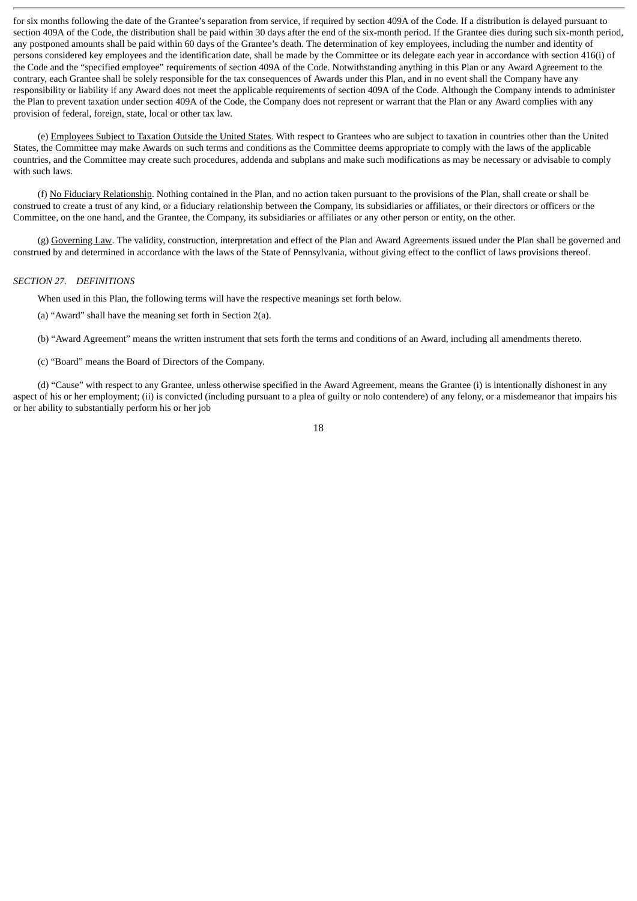for six months following the date of the Grantee's separation from service, if required by section 409A of the Code. If a distribution is delayed pursuant to section 409A of the Code, the distribution shall be paid within 30 days after the end of the six-month period. If the Grantee dies during such six-month period, any postponed amounts shall be paid within 60 days of the Grantee's death. The determination of key employees, including the number and identity of persons considered key employees and the identification date, shall be made by the Committee or its delegate each year in accordance with section 416(i) of the Code and the "specified employee" requirements of section 409A of the Code. Notwithstanding anything in this Plan or any Award Agreement to the contrary, each Grantee shall be solely responsible for the tax consequences of Awards under this Plan, and in no event shall the Company have any responsibility or liability if any Award does not meet the applicable requirements of section 409A of the Code. Although the Company intends to administer the Plan to prevent taxation under section 409A of the Code, the Company does not represent or warrant that the Plan or any Award complies with any provision of federal, foreign, state, local or other tax law.

(e) Employees Subject to Taxation Outside the United States. With respect to Grantees who are subject to taxation in countries other than the United States, the Committee may make Awards on such terms and conditions as the Committee deems appropriate to comply with the laws of the applicable countries, and the Committee may create such procedures, addenda and subplans and make such modifications as may be necessary or advisable to comply with such laws.

(f) No Fiduciary Relationship. Nothing contained in the Plan, and no action taken pursuant to the provisions of the Plan, shall create or shall be construed to create a trust of any kind, or a fiduciary relationship between the Company, its subsidiaries or affiliates, or their directors or officers or the Committee, on the one hand, and the Grantee, the Company, its subsidiaries or affiliates or any other person or entity, on the other.

(g) Governing Law. The validity, construction, interpretation and effect of the Plan and Award Agreements issued under the Plan shall be governed and construed by and determined in accordance with the laws of the State of Pennsylvania, without giving effect to the conflict of laws provisions thereof.

*SECTION 27. DEFINITIONS*

When used in this Plan, the following terms will have the respective meanings set forth below.

(a) "Award" shall have the meaning set forth in Section 2(a).

(b) "Award Agreement" means the written instrument that sets forth the terms and conditions of an Award, including all amendments thereto.

(c) "Board" means the Board of Directors of the Company.

(d) "Cause" with respect to any Grantee, unless otherwise specified in the Award Agreement, means the Grantee (i) is intentionally dishonest in any aspect of his or her employment; (ii) is convicted (including pursuant to a plea of guilty or nolo contendere) of any felony, or a misdemeanor that impairs his or her ability to substantially perform his or her job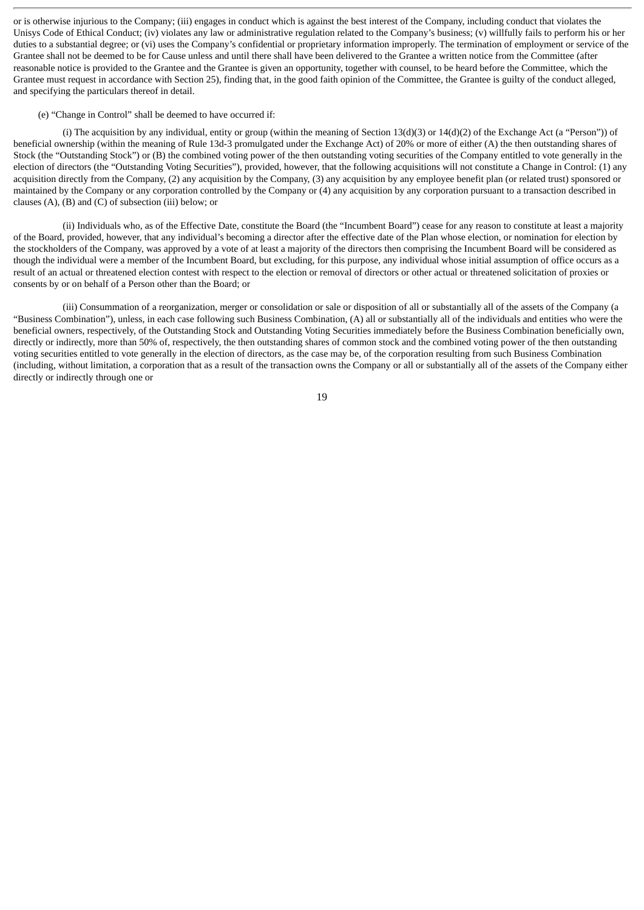or is otherwise injurious to the Company; (iii) engages in conduct which is against the best interest of the Company, including conduct that violates the Unisys Code of Ethical Conduct; (iv) violates any law or administrative regulation related to the Company's business; (v) willfully fails to perform his or her duties to a substantial degree; or (vi) uses the Company's confidential or proprietary information improperly. The termination of employment or service of the Grantee shall not be deemed to be for Cause unless and until there shall have been delivered to the Grantee a written notice from the Committee (after reasonable notice is provided to the Grantee and the Grantee is given an opportunity, together with counsel, to be heard before the Committee, which the Grantee must request in accordance with Section 25), finding that, in the good faith opinion of the Committee, the Grantee is guilty of the conduct alleged, and specifying the particulars thereof in detail.

(e) "Change in Control" shall be deemed to have occurred if:

(i) The acquisition by any individual, entity or group (within the meaning of Section 13(d)(3) or 14(d)(2) of the Exchange Act (a "Person")) of beneficial ownership (within the meaning of Rule 13d-3 promulgated under the Exchange Act) of 20% or more of either (A) the then outstanding shares of Stock (the "Outstanding Stock") or (B) the combined voting power of the then outstanding voting securities of the Company entitled to vote generally in the election of directors (the "Outstanding Voting Securities"), provided, however, that the following acquisitions will not constitute a Change in Control: (1) any acquisition directly from the Company, (2) any acquisition by the Company, (3) any acquisition by any employee benefit plan (or related trust) sponsored or maintained by the Company or any corporation controlled by the Company or (4) any acquisition by any corporation pursuant to a transaction described in clauses (A), (B) and (C) of subsection (iii) below; or

(ii) Individuals who, as of the Effective Date, constitute the Board (the "Incumbent Board") cease for any reason to constitute at least a majority of the Board, provided, however, that any individual's becoming a director after the effective date of the Plan whose election, or nomination for election by the stockholders of the Company, was approved by a vote of at least a majority of the directors then comprising the Incumbent Board will be considered as though the individual were a member of the Incumbent Board, but excluding, for this purpose, any individual whose initial assumption of office occurs as a result of an actual or threatened election contest with respect to the election or removal of directors or other actual or threatened solicitation of proxies or consents by or on behalf of a Person other than the Board; or

(iii) Consummation of a reorganization, merger or consolidation or sale or disposition of all or substantially all of the assets of the Company (a "Business Combination"), unless, in each case following such Business Combination, (A) all or substantially all of the individuals and entities who were the beneficial owners, respectively, of the Outstanding Stock and Outstanding Voting Securities immediately before the Business Combination beneficially own, directly or indirectly, more than 50% of, respectively, the then outstanding shares of common stock and the combined voting power of the then outstanding voting securities entitled to vote generally in the election of directors, as the case may be, of the corporation resulting from such Business Combination (including, without limitation, a corporation that as a result of the transaction owns the Company or all or substantially all of the assets of the Company either directly or indirectly through one or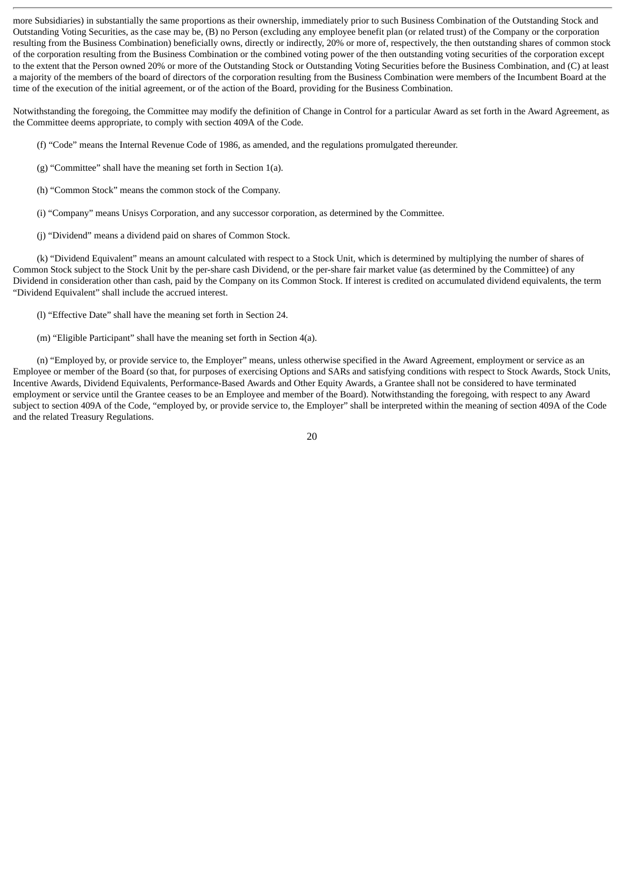more Subsidiaries) in substantially the same proportions as their ownership, immediately prior to such Business Combination of the Outstanding Stock and Outstanding Voting Securities, as the case may be, (B) no Person (excluding any employee benefit plan (or related trust) of the Company or the corporation resulting from the Business Combination) beneficially owns, directly or indirectly, 20% or more of, respectively, the then outstanding shares of common stock of the corporation resulting from the Business Combination or the combined voting power of the then outstanding voting securities of the corporation except to the extent that the Person owned 20% or more of the Outstanding Stock or Outstanding Voting Securities before the Business Combination, and (C) at least a majority of the members of the board of directors of the corporation resulting from the Business Combination were members of the Incumbent Board at the time of the execution of the initial agreement, or of the action of the Board, providing for the Business Combination.

Notwithstanding the foregoing, the Committee may modify the definition of Change in Control for a particular Award as set forth in the Award Agreement, as the Committee deems appropriate, to comply with section 409A of the Code.

(f) "Code" means the Internal Revenue Code of 1986, as amended, and the regulations promulgated thereunder.

(g) "Committee" shall have the meaning set forth in Section 1(a).

(h) "Common Stock" means the common stock of the Company.

(i) "Company" means Unisys Corporation, and any successor corporation, as determined by the Committee.

(j) "Dividend" means a dividend paid on shares of Common Stock.

(k) "Dividend Equivalent" means an amount calculated with respect to a Stock Unit, which is determined by multiplying the number of shares of Common Stock subject to the Stock Unit by the per-share cash Dividend, or the per-share fair market value (as determined by the Committee) of any Dividend in consideration other than cash, paid by the Company on its Common Stock. If interest is credited on accumulated dividend equivalents, the term "Dividend Equivalent" shall include the accrued interest.

(l) "Effective Date" shall have the meaning set forth in Section 24.

(m) "Eligible Participant" shall have the meaning set forth in Section 4(a).

(n) "Employed by, or provide service to, the Employer" means, unless otherwise specified in the Award Agreement, employment or service as an Employee or member of the Board (so that, for purposes of exercising Options and SARs and satisfying conditions with respect to Stock Awards, Stock Units, Incentive Awards, Dividend Equivalents, Performance-Based Awards and Other Equity Awards, a Grantee shall not be considered to have terminated employment or service until the Grantee ceases to be an Employee and member of the Board). Notwithstanding the foregoing, with respect to any Award subject to section 409A of the Code, "employed by, or provide service to, the Employer" shall be interpreted within the meaning of section 409A of the Code and the related Treasury Regulations.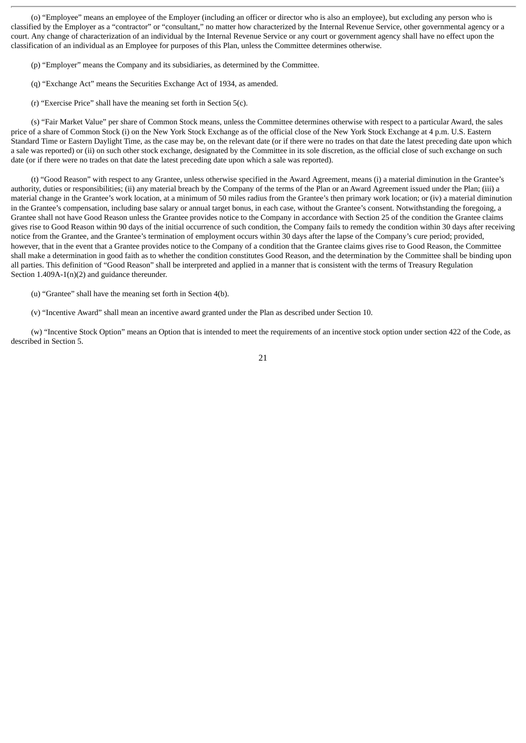(o) “Employee” means an employee of the Employer (including an officer or director who is also an employee), but excluding any person who is classified by the Employer as a “contractor” or “consultant,” no matter how characterized by the Internal Revenue Service, other governmental agency or a court. Any change of characterization of an individual by the Internal Revenue Service or any court or government agency shall have no effect upon the classification of an individual as an Employee for purposes of this Plan, unless the Committee determines otherwise.

(p) “Employer” means the Company and its subsidiaries, as determined by the Committee.

(q) “Exchange Act” means the Securities Exchange Act of 1934, as amended.

(r) “Exercise Price” shall have the meaning set forth in Section 5(c).

(s) “Fair Market Value” per share of Common Stock means, unless the Committee determines otherwise with respect to a particular Award, the sales price of a share of Common Stock (i) on the New York Stock Exchange as of the official close of the New York Stock Exchange at 4 p.m. U.S. Eastern Standard Time or Eastern Daylight Time, as the case may be, on the relevant date (or if there were no trades on that date the latest preceding date upon which a sale was reported) or (ii) on such other stock exchange, designated by the Committee in its sole discretion, as the official close of such exchange on such date (or if there were no trades on that date the latest preceding date upon which a sale was reported).

(t) “Good Reason” with respect to any Grantee, unless otherwise specified in the Award Agreement, means (i) a material diminution in the Grantee’s authority, duties or responsibilities; (ii) any material breach by the Company of the terms of the Plan or an Award Agreement issued under the Plan; (iii) a material change in the Grantee’s work location, at a minimum of 50 miles radius from the Grantee’s then primary work location; or (iv) a material diminution in the Grantee’s compensation, including base salary or annual target bonus, in each case, without the Grantee’s consent. Notwithstanding the foregoing, a Grantee shall not have Good Reason unless the Grantee provides notice to the Company in accordance with Section 25 of the condition the Grantee claims gives rise to Good Reason within 90 days of the initial occurrence of such condition, the Company fails to remedy the condition within 30 days after receiving notice from the Grantee, and the Grantee’s termination of employment occurs within 30 days after the lapse of the Company’s cure period; provided, however, that in the event that a Grantee provides notice to the Company of a condition that the Grantee claims gives rise to Good Reason, the Committee shall make a determination in good faith as to whether the condition constitutes Good Reason, and the determination by the Committee shall be binding upon all parties. This definition of “Good Reason” shall be interpreted and applied in a manner that is consistent with the terms of Treasury Regulation Section 1.409A-1(n)(2) and guidance thereunder.

(u) “Grantee” shall have the meaning set forth in Section 4(b).

(v) “Incentive Award” shall mean an incentive award granted under the Plan as described under Section 10.

(w) “Incentive Stock Option” means an Option that is intended to meet the requirements of an incentive stock option under section 422 of the Code, as described in Section 5.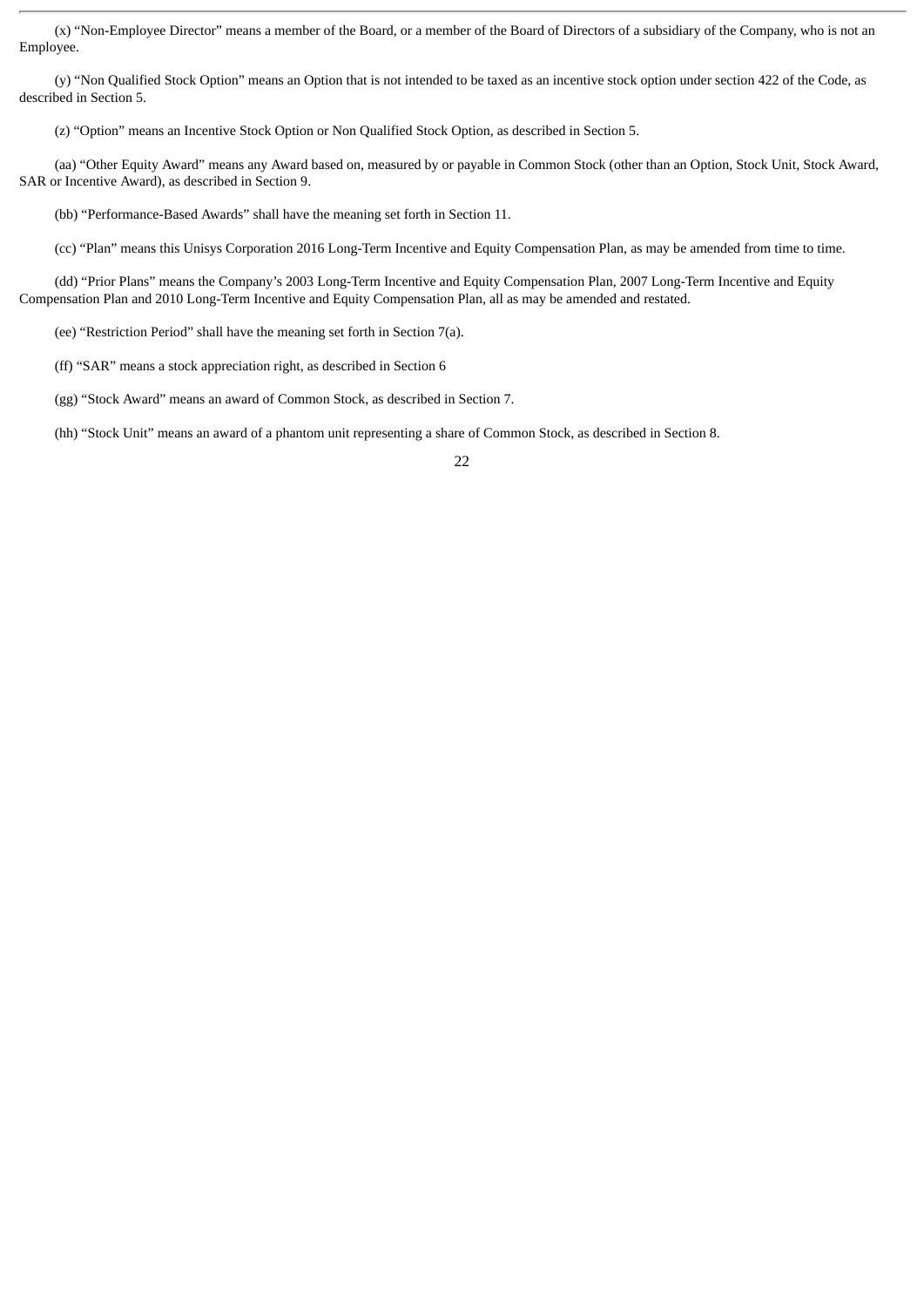(x) “Non-Employee Director” means a member of the Board, or a member of the Board of Directors of a subsidiary of the Company, who is not an Employee.

(y) “Non Qualified Stock Option” means an Option that is not intended to be taxed as an incentive stock option under section 422 of the Code, as described in Section 5.

(z) “Option” means an Incentive Stock Option or Non Qualified Stock Option, as described in Section 5.

(aa) “Other Equity Award” means any Award based on, measured by or payable in Common Stock (other than an Option, Stock Unit, Stock Award, SAR or Incentive Award), as described in Section 9.

(bb) “Performance-Based Awards” shall have the meaning set forth in Section 11.

(cc) “Plan” means this Unisys Corporation 2016 Long-Term Incentive and Equity Compensation Plan, as may be amended from time to time.

(dd) “Prior Plans” means the Company’s 2003 Long-Term Incentive and Equity Compensation Plan, 2007 Long-Term Incentive and Equity Compensation Plan and 2010 Long-Term Incentive and Equity Compensation Plan, all as may be amended and restated.

(ee) “Restriction Period” shall have the meaning set forth in Section 7(a).

(ff) “SAR” means a stock appreciation right, as described in Section 6

(gg) “Stock Award” means an award of Common Stock, as described in Section 7.

(hh) “Stock Unit” means an award of a phantom unit representing a share of Common Stock, as described in Section 8.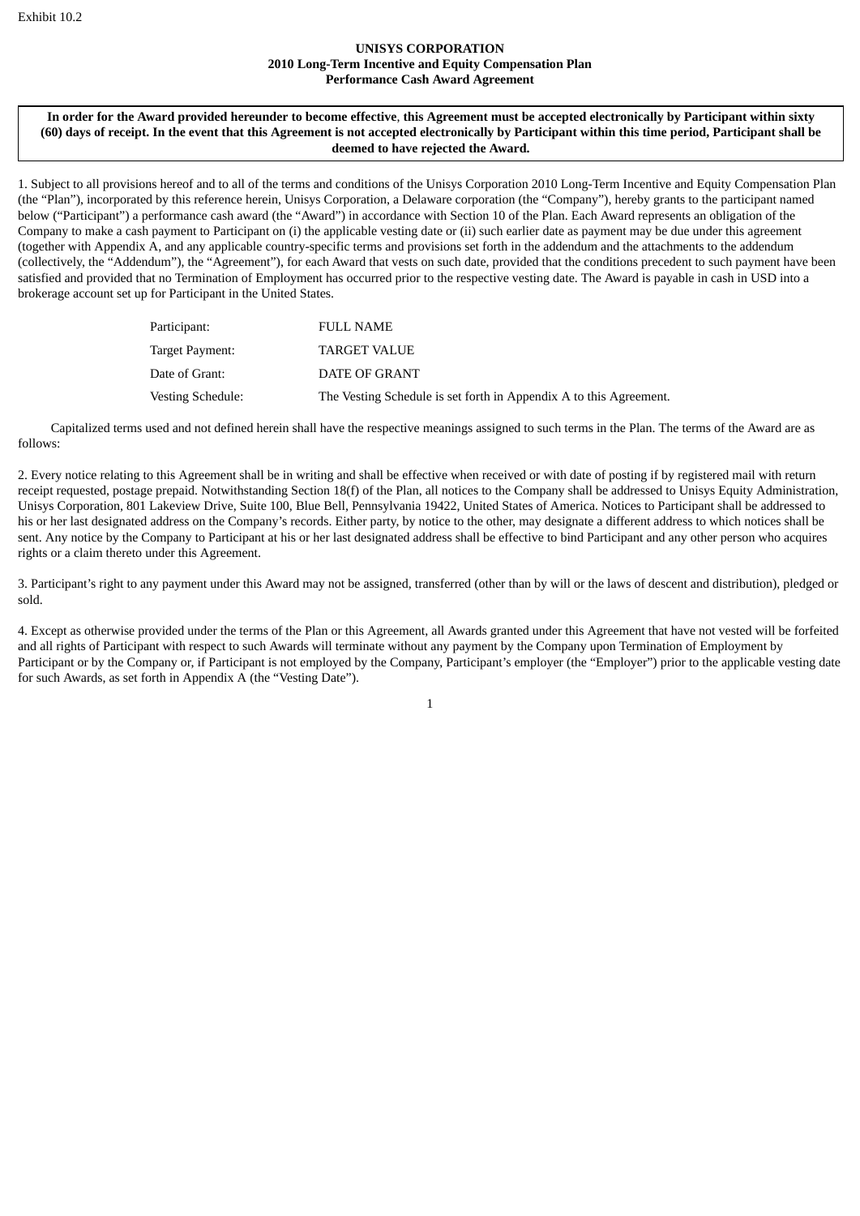Exhibit 10.2

**UNISYS CORPORATION**
**2010 Long-Term Incentive and Equity Compensation Plan**
**Performance Cash Award Agreement**

**In order for the Award provided hereunder to become effective, this Agreement must be accepted electronically by Participant within sixty (60) days of receipt. In the event that this Agreement is not accepted electronically by Participant within this time period, Participant shall be deemed to have rejected the Award.**

1. Subject to all provisions hereof and to all of the terms and conditions of the Unisys Corporation 2010 Long-Term Incentive and Equity Compensation Plan (the "Plan"), incorporated by this reference herein, Unisys Corporation, a Delaware corporation (the "Company"), hereby grants to the participant named below ("Participant") a performance cash award (the "Award") in accordance with Section 10 of the Plan. Each Award represents an obligation of the Company to make a cash payment to Participant on (i) the applicable vesting date or (ii) such earlier date as payment may be due under this agreement (together with Appendix A, and any applicable country-specific terms and provisions set forth in the addendum and the attachments to the addendum (collectively, the "Addendum"), the "Agreement"), for each Award that vests on such date, provided that the conditions precedent to such payment have been satisfied and provided that no Termination of Employment has occurred prior to the respective vesting date. The Award is payable in cash in USD into a brokerage account set up for Participant in the United States.

| | |
|---|---|
| Participant: | FULL NAME |
| Target Payment: | TARGET VALUE |
| Date of Grant: | DATE OF GRANT |
| Vesting Schedule: | The Vesting Schedule is set forth in Appendix A to this Agreement. |

Capitalized terms used and not defined herein shall have the respective meanings assigned to such terms in the Plan. The terms of the Award are as follows:

2. Every notice relating to this Agreement shall be in writing and shall be effective when received or with date of posting if by registered mail with return receipt requested, postage prepaid. Notwithstanding Section 18(f) of the Plan, all notices to the Company shall be addressed to Unisys Equity Administration, Unisys Corporation, 801 Lakeview Drive, Suite 100, Blue Bell, Pennsylvania 19422, United States of America. Notices to Participant shall be addressed to his or her last designated address on the Company's records. Either party, by notice to the other, may designate a different address to which notices shall be sent. Any notice by the Company to Participant at his or her last designated address shall be effective to bind Participant and any other person who acquires rights or a claim thereto under this Agreement.

3. Participant's right to any payment under this Award may not be assigned, transferred (other than by will or the laws of descent and distribution), pledged or sold.

4. Except as otherwise provided under the terms of the Plan or this Agreement, all Awards granted under this Agreement that have not vested will be forfeited and all rights of Participant with respect to such Awards will terminate without any payment by the Company upon Termination of Employment by Participant or by the Company or, if Participant is not employed by the Company, Participant's employer (the "Employer") prior to the applicable vesting date for such Awards, as set forth in Appendix A (the "Vesting Date").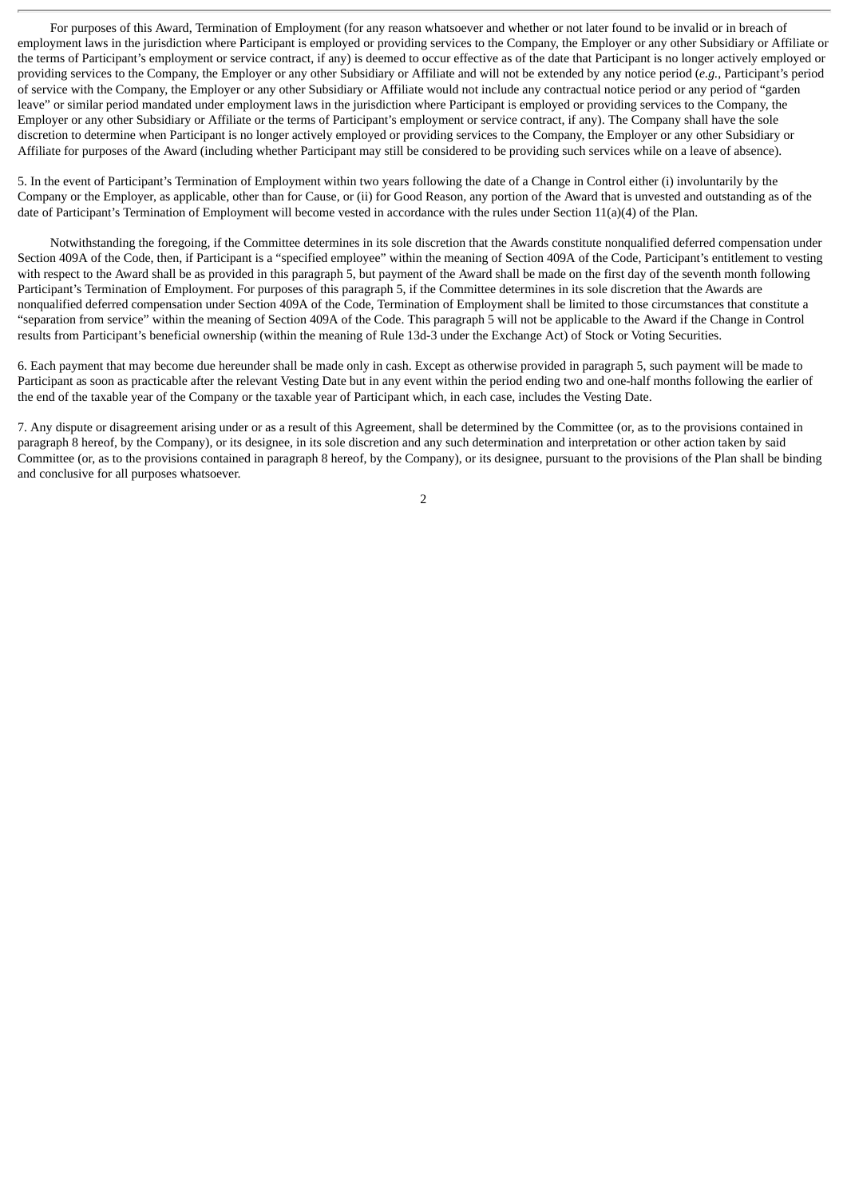For purposes of this Award, Termination of Employment (for any reason whatsoever and whether or not later found to be invalid or in breach of employment laws in the jurisdiction where Participant is employed or providing services to the Company, the Employer or any other Subsidiary or Affiliate or the terms of Participant's employment or service contract, if any) is deemed to occur effective as of the date that Participant is no longer actively employed or providing services to the Company, the Employer or any other Subsidiary or Affiliate and will not be extended by any notice period (*e.g.*, Participant's period of service with the Company, the Employer or any other Subsidiary or Affiliate would not include any contractual notice period or any period of "garden leave" or similar period mandated under employment laws in the jurisdiction where Participant is employed or providing services to the Company, the Employer or any other Subsidiary or Affiliate or the terms of Participant's employment or service contract, if any). The Company shall have the sole discretion to determine when Participant is no longer actively employed or providing services to the Company, the Employer or any other Subsidiary or Affiliate for purposes of the Award (including whether Participant may still be considered to be providing such services while on a leave of absence).

5. In the event of Participant's Termination of Employment within two years following the date of a Change in Control either (i) involuntarily by the Company or the Employer, as applicable, other than for Cause, or (ii) for Good Reason, any portion of the Award that is unvested and outstanding as of the date of Participant's Termination of Employment will become vested in accordance with the rules under Section 11(a)(4) of the Plan.

Notwithstanding the foregoing, if the Committee determines in its sole discretion that the Awards constitute nonqualified deferred compensation under Section 409A of the Code, then, if Participant is a "specified employee" within the meaning of Section 409A of the Code, Participant's entitlement to vesting with respect to the Award shall be as provided in this paragraph 5, but payment of the Award shall be made on the first day of the seventh month following Participant's Termination of Employment. For purposes of this paragraph 5, if the Committee determines in its sole discretion that the Awards are nonqualified deferred compensation under Section 409A of the Code, Termination of Employment shall be limited to those circumstances that constitute a "separation from service" within the meaning of Section 409A of the Code. This paragraph 5 will not be applicable to the Award if the Change in Control results from Participant's beneficial ownership (within the meaning of Rule 13d-3 under the Exchange Act) of Stock or Voting Securities.

6. Each payment that may become due hereunder shall be made only in cash. Except as otherwise provided in paragraph 5, such payment will be made to Participant as soon as practicable after the relevant Vesting Date but in any event within the period ending two and one-half months following the earlier of the end of the taxable year of the Company or the taxable year of Participant which, in each case, includes the Vesting Date.

7. Any dispute or disagreement arising under or as a result of this Agreement, shall be determined by the Committee (or, as to the provisions contained in paragraph 8 hereof, by the Company), or its designee, in its sole discretion and any such determination and interpretation or other action taken by said Committee (or, as to the provisions contained in paragraph 8 hereof, by the Company), or its designee, pursuant to the provisions of the Plan shall be binding and conclusive for all purposes whatsoever.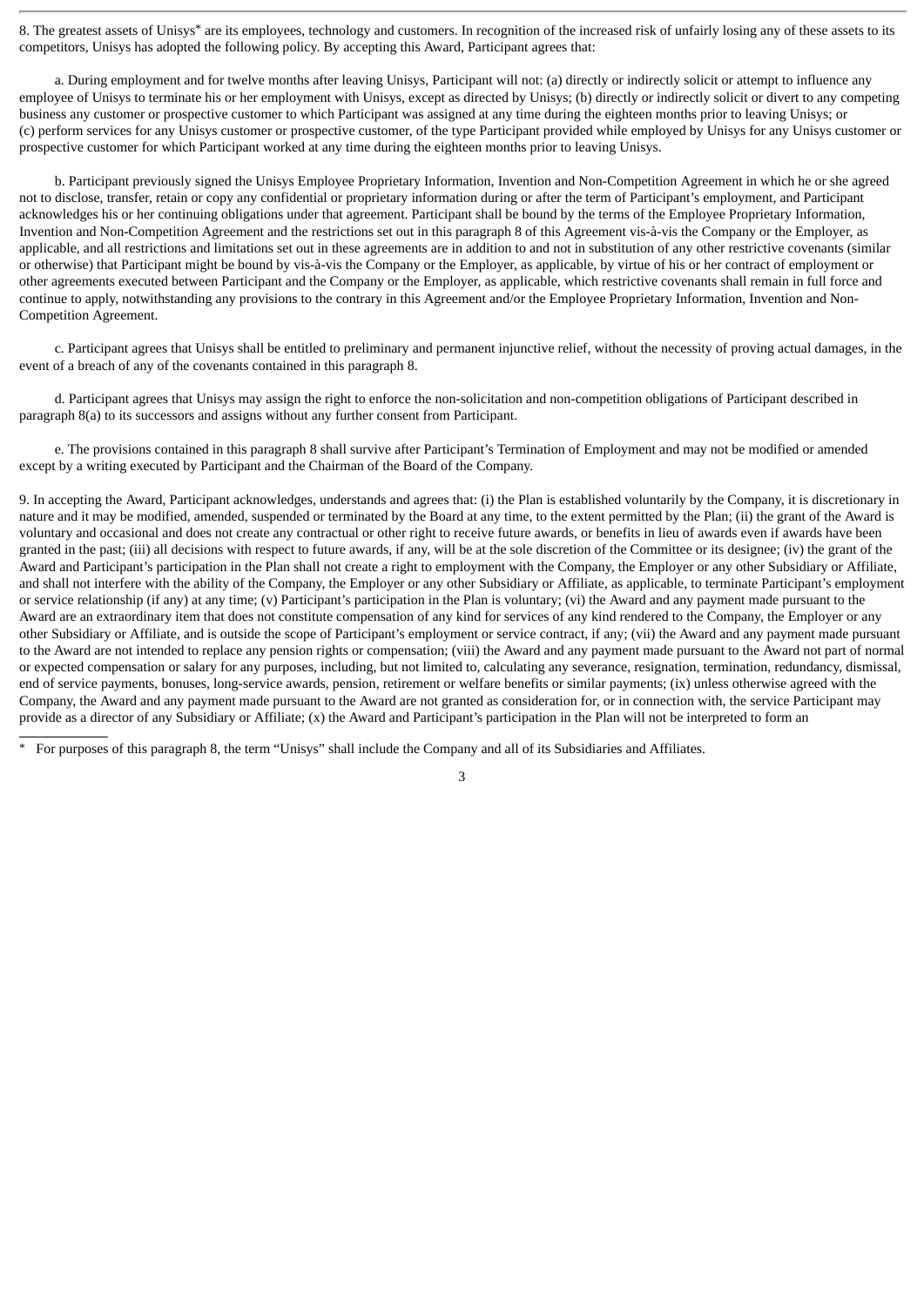8. The greatest assets of Unisys* are its employees, technology and customers. In recognition of the increased risk of unfairly losing any of these assets to its competitors, Unisys has adopted the following policy. By accepting this Award, Participant agrees that:

a. During employment and for twelve months after leaving Unisys, Participant will not: (a) directly or indirectly solicit or attempt to influence any employee of Unisys to terminate his or her employment with Unisys, except as directed by Unisys; (b) directly or indirectly solicit or divert to any competing business any customer or prospective customer to which Participant was assigned at any time during the eighteen months prior to leaving Unisys; or (c) perform services for any Unisys customer or prospective customer, of the type Participant provided while employed by Unisys for any Unisys customer or prospective customer for which Participant worked at any time during the eighteen months prior to leaving Unisys.

b. Participant previously signed the Unisys Employee Proprietary Information, Invention and Non-Competition Agreement in which he or she agreed not to disclose, transfer, retain or copy any confidential or proprietary information during or after the term of Participant's employment, and Participant acknowledges his or her continuing obligations under that agreement. Participant shall be bound by the terms of the Employee Proprietary Information, Invention and Non-Competition Agreement and the restrictions set out in this paragraph 8 of this Agreement vis-à-vis the Company or the Employer, as applicable, and all restrictions and limitations set out in these agreements are in addition to and not in substitution of any other restrictive covenants (similar or otherwise) that Participant might be bound by vis-à-vis the Company or the Employer, as applicable, by virtue of his or her contract of employment or other agreements executed between Participant and the Company or the Employer, as applicable, which restrictive covenants shall remain in full force and continue to apply, notwithstanding any provisions to the contrary in this Agreement and/or the Employee Proprietary Information, Invention and Non-Competition Agreement.

c. Participant agrees that Unisys shall be entitled to preliminary and permanent injunctive relief, without the necessity of proving actual damages, in the event of a breach of any of the covenants contained in this paragraph 8.

d. Participant agrees that Unisys may assign the right to enforce the non-solicitation and non-competition obligations of Participant described in paragraph 8(a) to its successors and assigns without any further consent from Participant.

e. The provisions contained in this paragraph 8 shall survive after Participant's Termination of Employment and may not be modified or amended except by a writing executed by Participant and the Chairman of the Board of the Company.

9. In accepting the Award, Participant acknowledges, understands and agrees that: (i) the Plan is established voluntarily by the Company, it is discretionary in nature and it may be modified, amended, suspended or terminated by the Board at any time, to the extent permitted by the Plan; (ii) the grant of the Award is voluntary and occasional and does not create any contractual or other right to receive future awards, or benefits in lieu of awards even if awards have been granted in the past; (iii) all decisions with respect to future awards, if any, will be at the sole discretion of the Committee or its designee; (iv) the grant of the Award and Participant's participation in the Plan shall not create a right to employment with the Company, the Employer or any other Subsidiary or Affiliate, and shall not interfere with the ability of the Company, the Employer or any other Subsidiary or Affiliate, as applicable, to terminate Participant's employment or service relationship (if any) at any time; (v) Participant's participation in the Plan is voluntary; (vi) the Award and any payment made pursuant to the Award are an extraordinary item that does not constitute compensation of any kind for services of any kind rendered to the Company, the Employer or any other Subsidiary or Affiliate, and is outside the scope of Participant's employment or service contract, if any; (vii) the Award and any payment made pursuant to the Award are not intended to replace any pension rights or compensation; (viii) the Award and any payment made pursuant to the Award not part of normal or expected compensation or salary for any purposes, including, but not limited to, calculating any severance, resignation, termination, redundancy, dismissal, end of service payments, bonuses, long-service awards, pension, retirement or welfare benefits or similar payments; (ix) unless otherwise agreed with the Company, the Award and any payment made pursuant to the Award are not granted as consideration for, or in connection with, the service Participant may provide as a director of any Subsidiary or Affiliate; (x) the Award and Participant's participation in the Plan will not be interpreted to form an

* For purposes of this paragraph 8, the term "Unisys" shall include the Company and all of its Subsidiaries and Affiliates.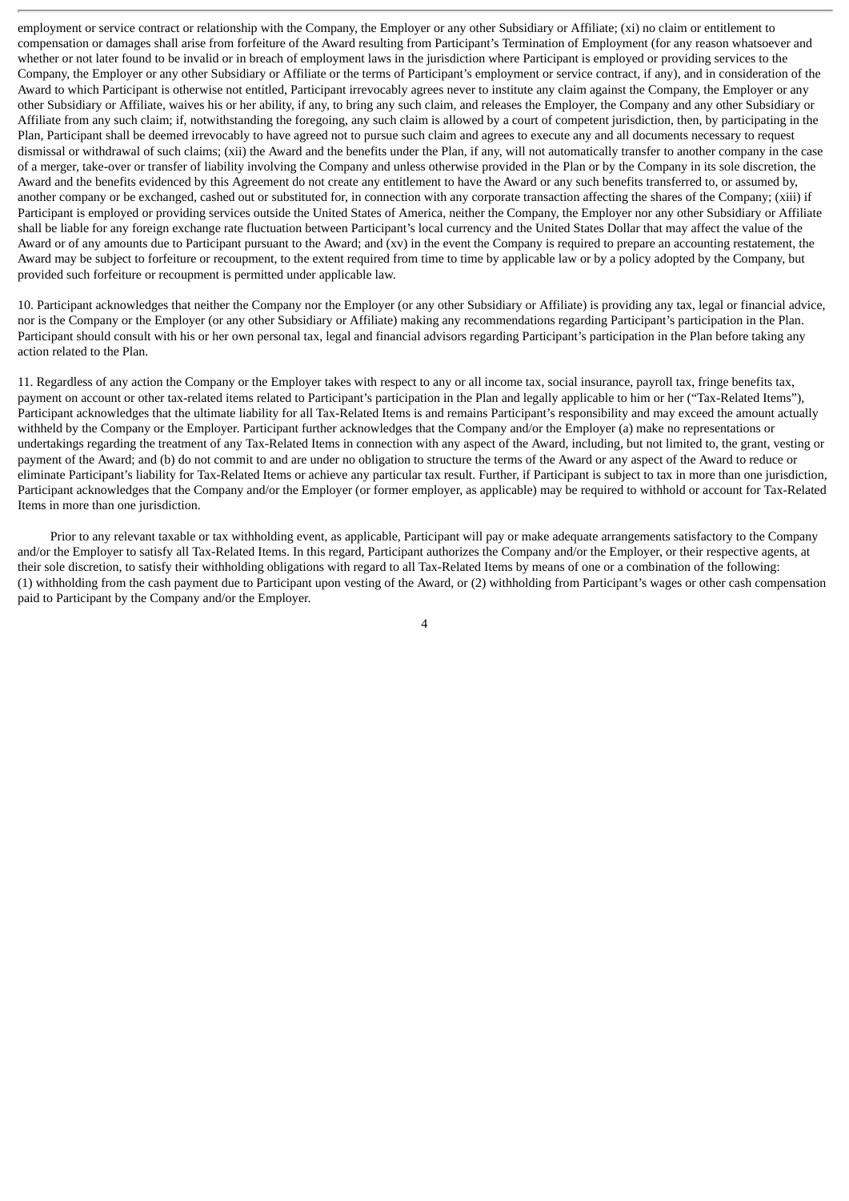employment or service contract or relationship with the Company, the Employer or any other Subsidiary or Affiliate; (xi) no claim or entitlement to compensation or damages shall arise from forfeiture of the Award resulting from Participant's Termination of Employment (for any reason whatsoever and whether or not later found to be invalid or in breach of employment laws in the jurisdiction where Participant is employed or providing services to the Company, the Employer or any other Subsidiary or Affiliate or the terms of Participant's employment or service contract, if any), and in consideration of the Award to which Participant is otherwise not entitled, Participant irrevocably agrees never to institute any claim against the Company, the Employer or any other Subsidiary or Affiliate, waives his or her ability, if any, to bring any such claim, and releases the Employer, the Company and any other Subsidiary or Affiliate from any such claim; if, notwithstanding the foregoing, any such claim is allowed by a court of competent jurisdiction, then, by participating in the Plan, Participant shall be deemed irrevocably to have agreed not to pursue such claim and agrees to execute any and all documents necessary to request dismissal or withdrawal of such claims; (xii) the Award and the benefits under the Plan, if any, will not automatically transfer to another company in the case of a merger, take-over or transfer of liability involving the Company and unless otherwise provided in the Plan or by the Company in its sole discretion, the Award and the benefits evidenced by this Agreement do not create any entitlement to have the Award or any such benefits transferred to, or assumed by, another company or be exchanged, cashed out or substituted for, in connection with any corporate transaction affecting the shares of the Company; (xiii) if Participant is employed or providing services outside the United States of America, neither the Company, the Employer nor any other Subsidiary or Affiliate shall be liable for any foreign exchange rate fluctuation between Participant's local currency and the United States Dollar that may affect the value of the Award or of any amounts due to Participant pursuant to the Award; and (xv) in the event the Company is required to prepare an accounting restatement, the Award may be subject to forfeiture or recoupment, to the extent required from time to time by applicable law or by a policy adopted by the Company, but provided such forfeiture or recoupment is permitted under applicable law.

10. Participant acknowledges that neither the Company nor the Employer (or any other Subsidiary or Affiliate) is providing any tax, legal or financial advice, nor is the Company or the Employer (or any other Subsidiary or Affiliate) making any recommendations regarding Participant's participation in the Plan. Participant should consult with his or her own personal tax, legal and financial advisors regarding Participant's participation in the Plan before taking any action related to the Plan.

11. Regardless of any action the Company or the Employer takes with respect to any or all income tax, social insurance, payroll tax, fringe benefits tax, payment on account or other tax-related items related to Participant's participation in the Plan and legally applicable to him or her ("Tax-Related Items"), Participant acknowledges that the ultimate liability for all Tax-Related Items is and remains Participant's responsibility and may exceed the amount actually withheld by the Company or the Employer. Participant further acknowledges that the Company and/or the Employer (a) make no representations or undertakings regarding the treatment of any Tax-Related Items in connection with any aspect of the Award, including, but not limited to, the grant, vesting or payment of the Award; and (b) do not commit to and are under no obligation to structure the terms of the Award or any aspect of the Award to reduce or eliminate Participant's liability for Tax-Related Items or achieve any particular tax result. Further, if Participant is subject to tax in more than one jurisdiction, Participant acknowledges that the Company and/or the Employer (or former employer, as applicable) may be required to withhold or account for Tax-Related Items in more than one jurisdiction.

Prior to any relevant taxable or tax withholding event, as applicable, Participant will pay or make adequate arrangements satisfactory to the Company and/or the Employer to satisfy all Tax-Related Items. In this regard, Participant authorizes the Company and/or the Employer, or their respective agents, at their sole discretion, to satisfy their withholding obligations with regard to all Tax-Related Items by means of one or a combination of the following: (1) withholding from the cash payment due to Participant upon vesting of the Award, or (2) withholding from Participant's wages or other cash compensation paid to Participant by the Company and/or the Employer.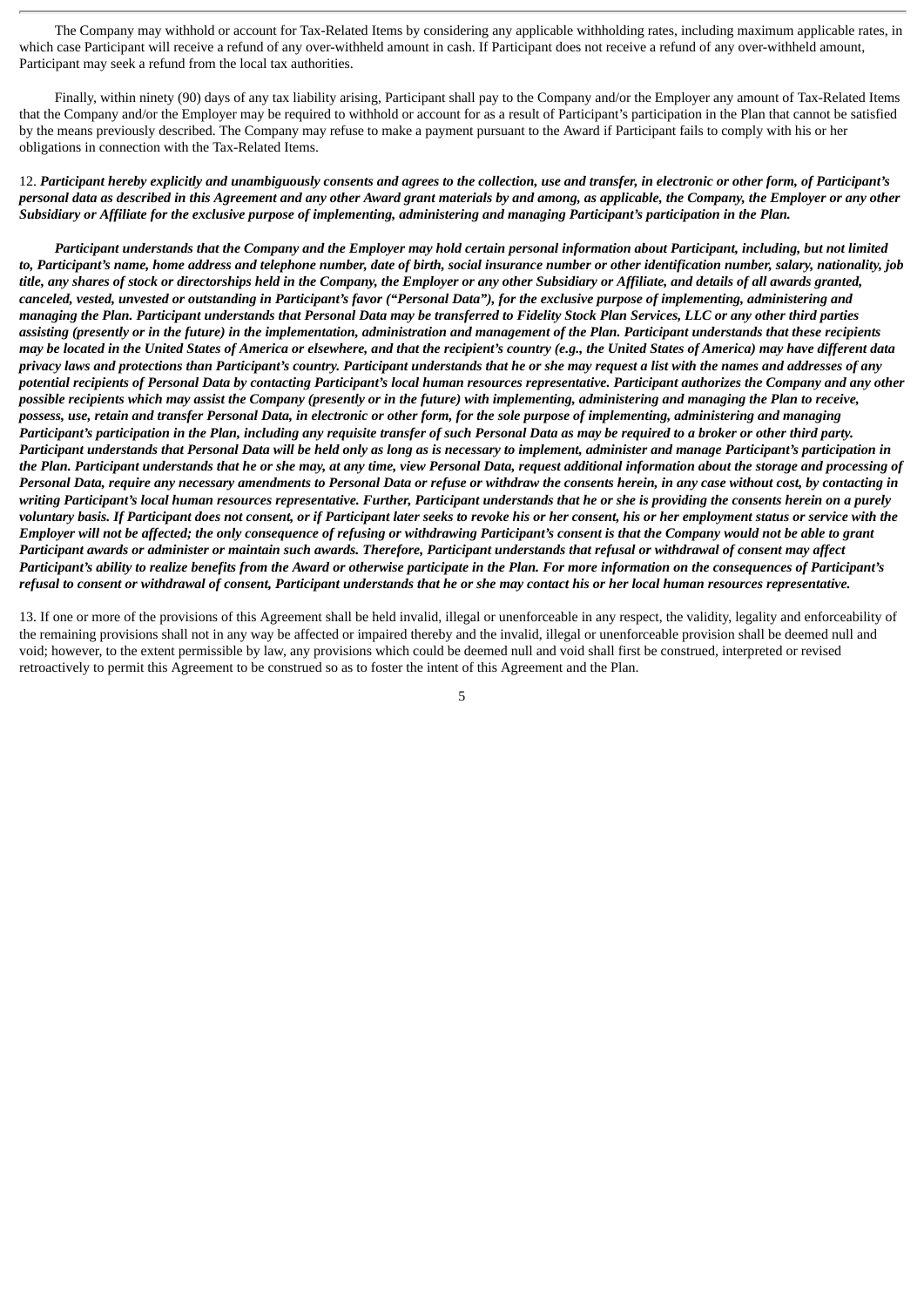The Company may withhold or account for Tax-Related Items by considering any applicable withholding rates, including maximum applicable rates, in which case Participant will receive a refund of any over-withheld amount in cash. If Participant does not receive a refund of any over-withheld amount, Participant may seek a refund from the local tax authorities.

Finally, within ninety (90) days of any tax liability arising, Participant shall pay to the Company and/or the Employer any amount of Tax-Related Items that the Company and/or the Employer may be required to withhold or account for as a result of Participant's participation in the Plan that cannot be satisfied by the means previously described. The Company may refuse to make a payment pursuant to the Award if Participant fails to comply with his or her obligations in connection with the Tax-Related Items.

12. ***Participant hereby explicitly and unambiguously consents and agrees to the collection, use and transfer, in electronic or other form, of Participant's personal data as described in this Agreement and any other Award grant materials by and among, as applicable, the Company, the Employer or any other Subsidiary or Affiliate for the exclusive purpose of implementing, administering and managing Participant's participation in the Plan.***

***Participant understands that the Company and the Employer may hold certain personal information about Participant, including, but not limited to, Participant's name, home address and telephone number, date of birth, social insurance number or other identification number, salary, nationality, job title, any shares of stock or directorships held in the Company, the Employer or any other Subsidiary or Affiliate, and details of all awards granted, canceled, vested, unvested or outstanding in Participant's favor ("Personal Data"), for the exclusive purpose of implementing, administering and managing the Plan. Participant understands that Personal Data may be transferred to Fidelity Stock Plan Services, LLC or any other third parties assisting (presently or in the future) in the implementation, administration and management of the Plan. Participant understands that these recipients may be located in the United States of America or elsewhere, and that the recipient's country (e.g., the United States of America) may have different data privacy laws and protections than Participant's country. Participant understands that he or she may request a list with the names and addresses of any potential recipients of Personal Data by contacting Participant's local human resources representative. Participant authorizes the Company and any other possible recipients which may assist the Company (presently or in the future) with implementing, administering and managing the Plan to receive, possess, use, retain and transfer Personal Data, in electronic or other form, for the sole purpose of implementing, administering and managing Participant's participation in the Plan, including any requisite transfer of such Personal Data as may be required to a broker or other third party. Participant understands that Personal Data will be held only as long as is necessary to implement, administer and manage Participant's participation in the Plan. Participant understands that he or she may, at any time, view Personal Data, request additional information about the storage and processing of Personal Data, require any necessary amendments to Personal Data or refuse or withdraw the consents herein, in any case without cost, by contacting in writing Participant's local human resources representative. Further, Participant understands that he or she is providing the consents herein on a purely voluntary basis. If Participant does not consent, or if Participant later seeks to revoke his or her consent, his or her employment status or service with the Employer will not be affected; the only consequence of refusing or withdrawing Participant's consent is that the Company would not be able to grant Participant awards or administer or maintain such awards. Therefore, Participant understands that refusal or withdrawal of consent may affect Participant's ability to realize benefits from the Award or otherwise participate in the Plan. For more information on the consequences of Participant's refusal to consent or withdrawal of consent, Participant understands that he or she may contact his or her local human resources representative.***

13. If one or more of the provisions of this Agreement shall be held invalid, illegal or unenforceable in any respect, the validity, legality and enforceability of the remaining provisions shall not in any way be affected or impaired thereby and the invalid, illegal or unenforceable provision shall be deemed null and void; however, to the extent permissible by law, any provisions which could be deemed null and void shall first be construed, interpreted or revised retroactively to permit this Agreement to be construed so as to foster the intent of this Agreement and the Plan.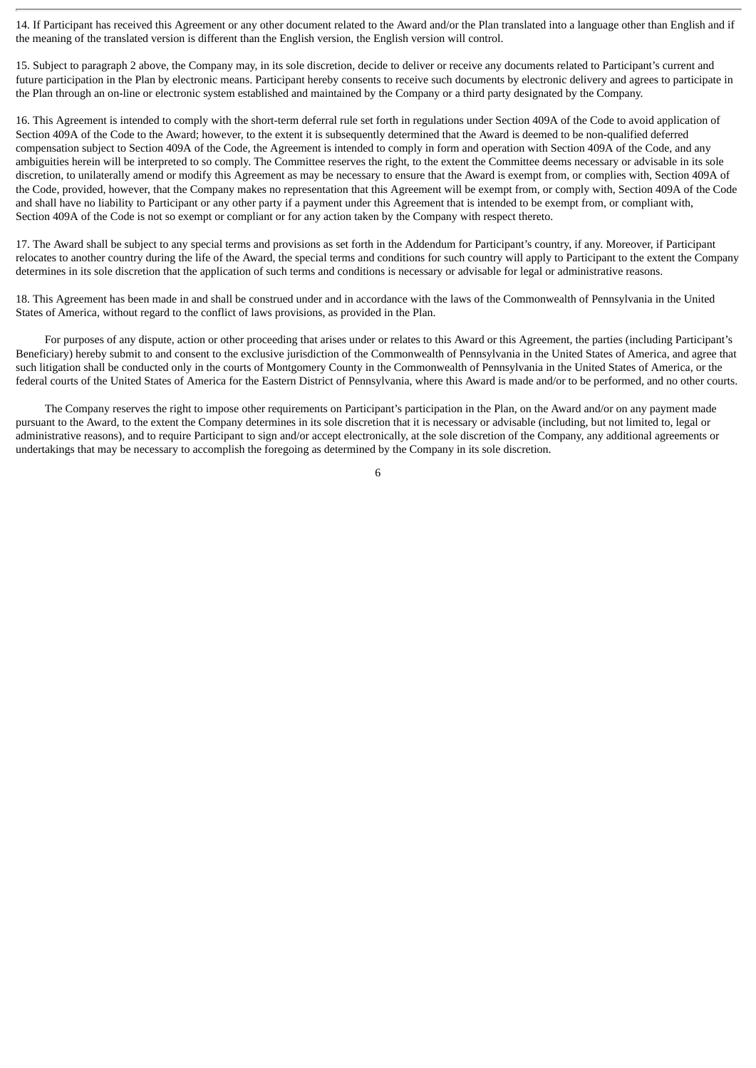14. If Participant has received this Agreement or any other document related to the Award and/or the Plan translated into a language other than English and if the meaning of the translated version is different than the English version, the English version will control.

15. Subject to paragraph 2 above, the Company may, in its sole discretion, decide to deliver or receive any documents related to Participant's current and future participation in the Plan by electronic means. Participant hereby consents to receive such documents by electronic delivery and agrees to participate in the Plan through an on-line or electronic system established and maintained by the Company or a third party designated by the Company.

16. This Agreement is intended to comply with the short-term deferral rule set forth in regulations under Section 409A of the Code to avoid application of Section 409A of the Code to the Award; however, to the extent it is subsequently determined that the Award is deemed to be non-qualified deferred compensation subject to Section 409A of the Code, the Agreement is intended to comply in form and operation with Section 409A of the Code, and any ambiguities herein will be interpreted to so comply. The Committee reserves the right, to the extent the Committee deems necessary or advisable in its sole discretion, to unilaterally amend or modify this Agreement as may be necessary to ensure that the Award is exempt from, or complies with, Section 409A of the Code, provided, however, that the Company makes no representation that this Agreement will be exempt from, or comply with, Section 409A of the Code and shall have no liability to Participant or any other party if a payment under this Agreement that is intended to be exempt from, or compliant with, Section 409A of the Code is not so exempt or compliant or for any action taken by the Company with respect thereto.

17. The Award shall be subject to any special terms and provisions as set forth in the Addendum for Participant's country, if any. Moreover, if Participant relocates to another country during the life of the Award, the special terms and conditions for such country will apply to Participant to the extent the Company determines in its sole discretion that the application of such terms and conditions is necessary or advisable for legal or administrative reasons.

18. This Agreement has been made in and shall be construed under and in accordance with the laws of the Commonwealth of Pennsylvania in the United States of America, without regard to the conflict of laws provisions, as provided in the Plan.

For purposes of any dispute, action or other proceeding that arises under or relates to this Award or this Agreement, the parties (including Participant's Beneficiary) hereby submit to and consent to the exclusive jurisdiction of the Commonwealth of Pennsylvania in the United States of America, and agree that such litigation shall be conducted only in the courts of Montgomery County in the Commonwealth of Pennsylvania in the United States of America, or the federal courts of the United States of America for the Eastern District of Pennsylvania, where this Award is made and/or to be performed, and no other courts.

The Company reserves the right to impose other requirements on Participant's participation in the Plan, on the Award and/or on any payment made pursuant to the Award, to the extent the Company determines in its sole discretion that it is necessary or advisable (including, but not limited to, legal or administrative reasons), and to require Participant to sign and/or accept electronically, at the sole discretion of the Company, any additional agreements or undertakings that may be necessary to accomplish the foregoing as determined by the Company in its sole discretion.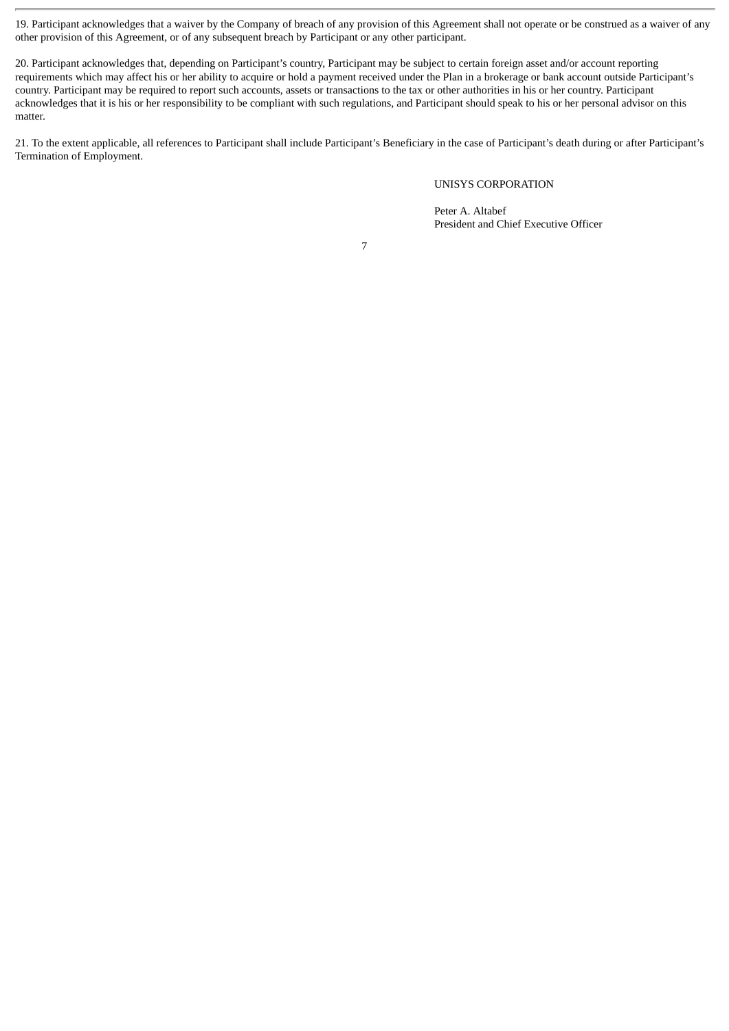19. Participant acknowledges that a waiver by the Company of breach of any provision of this Agreement shall not operate or be construed as a waiver of any other provision of this Agreement, or of any subsequent breach by Participant or any other participant.

20. Participant acknowledges that, depending on Participant's country, Participant may be subject to certain foreign asset and/or account reporting requirements which may affect his or her ability to acquire or hold a payment received under the Plan in a brokerage or bank account outside Participant's country. Participant may be required to report such accounts, assets or transactions to the tax or other authorities in his or her country. Participant acknowledges that it is his or her responsibility to be compliant with such regulations, and Participant should speak to his or her personal advisor on this matter.

21. To the extent applicable, all references to Participant shall include Participant's Beneficiary in the case of Participant's death during or after Participant's Termination of Employment.

UNISYS CORPORATION

Peter A. Altabef
President and Chief Executive Officer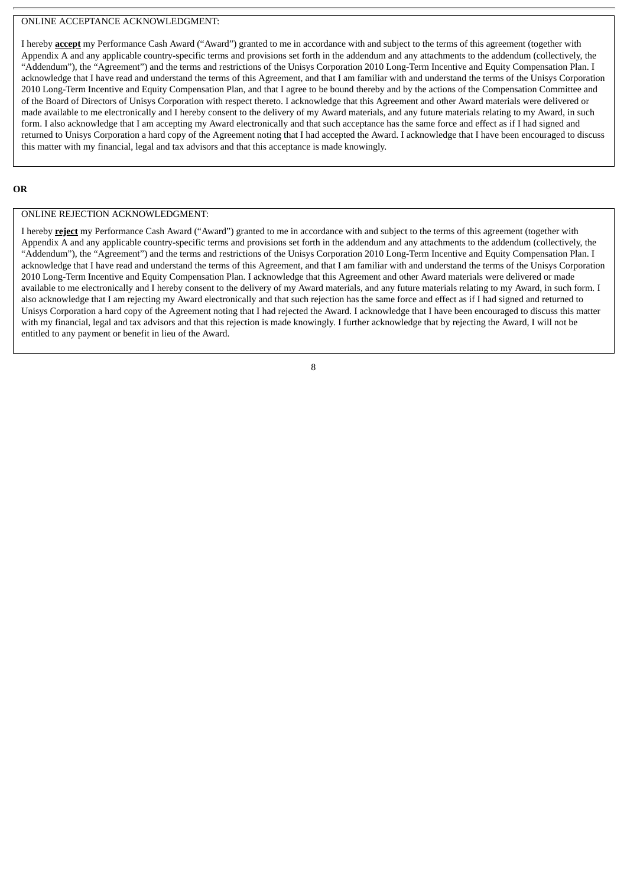ONLINE ACCEPTANCE ACKNOWLEDGMENT:

I hereby **accept** my Performance Cash Award ("Award") granted to me in accordance with and subject to the terms of this agreement (together with Appendix A and any applicable country-specific terms and provisions set forth in the addendum and any attachments to the addendum (collectively, the "Addendum"), the "Agreement") and the terms and restrictions of the Unisys Corporation 2010 Long-Term Incentive and Equity Compensation Plan. I acknowledge that I have read and understand the terms of this Agreement, and that I am familiar with and understand the terms of the Unisys Corporation 2010 Long-Term Incentive and Equity Compensation Plan, and that I agree to be bound thereby and by the actions of the Compensation Committee and of the Board of Directors of Unisys Corporation with respect thereto. I acknowledge that this Agreement and other Award materials were delivered or made available to me electronically and I hereby consent to the delivery of my Award materials, and any future materials relating to my Award, in such form. I also acknowledge that I am accepting my Award electronically and that such acceptance has the same force and effect as if I had signed and returned to Unisys Corporation a hard copy of the Agreement noting that I had accepted the Award. I acknowledge that I have been encouraged to discuss this matter with my financial, legal and tax advisors and that this acceptance is made knowingly.

**OR**

ONLINE REJECTION ACKNOWLEDGMENT:

I hereby **reject** my Performance Cash Award ("Award") granted to me in accordance with and subject to the terms of this agreement (together with Appendix A and any applicable country-specific terms and provisions set forth in the addendum and any attachments to the addendum (collectively, the "Addendum"), the "Agreement") and the terms and restrictions of the Unisys Corporation 2010 Long-Term Incentive and Equity Compensation Plan. I acknowledge that I have read and understand the terms of this Agreement, and that I am familiar with and understand the terms of the Unisys Corporation 2010 Long-Term Incentive and Equity Compensation Plan. I acknowledge that this Agreement and other Award materials were delivered or made available to me electronically and I hereby consent to the delivery of my Award materials, and any future materials relating to my Award, in such form. I also acknowledge that I am rejecting my Award electronically and that such rejection has the same force and effect as if I had signed and returned to Unisys Corporation a hard copy of the Agreement noting that I had rejected the Award. I acknowledge that I have been encouraged to discuss this matter with my financial, legal and tax advisors and that this rejection is made knowingly. I further acknowledge that by rejecting the Award, I will not be entitled to any payment or benefit in lieu of the Award.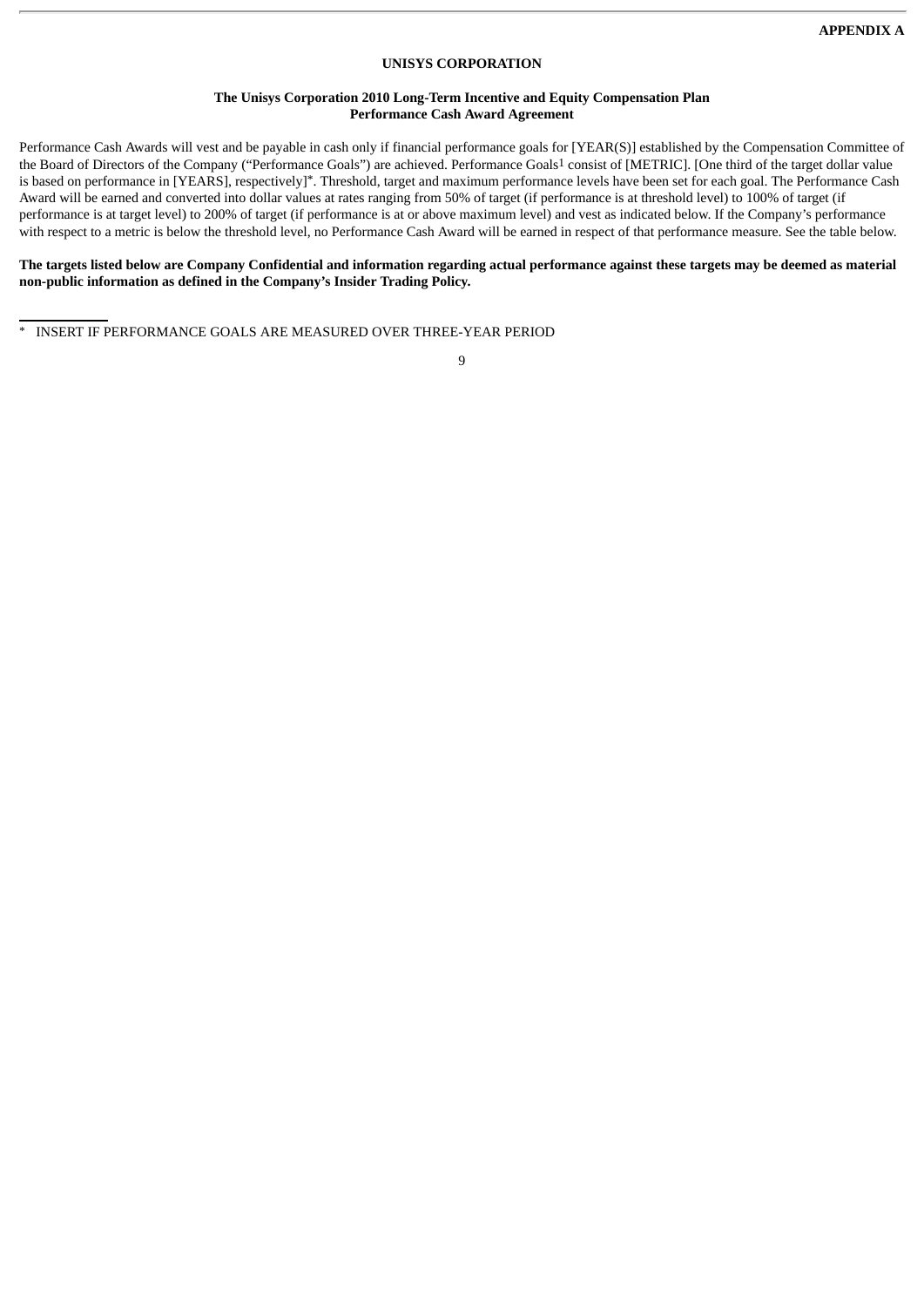**APPENDIX A**

**UNISYS CORPORATION**

**The Unisys Corporation 2010 Long-Term Incentive and Equity Compensation Plan**
**Performance Cash Award Agreement**

Performance Cash Awards will vest and be payable in cash only if financial performance goals for [YEAR(S)] established by the Compensation Committee of the Board of Directors of the Company ("Performance Goals") are achieved. Performance Goals[1] consist of [METRIC]. [One third of the target dollar value is based on performance in [YEARS], respectively]*. Threshold, target and maximum performance levels have been set for each goal. The Performance Cash Award will be earned and converted into dollar values at rates ranging from 50% of target (if performance is at threshold level) to 100% of target (if performance is at target level) to 200% of target (if performance is at or above maximum level) and vest as indicated below. If the Company's performance with respect to a metric is below the threshold level, no Performance Cash Award will be earned in respect of that performance measure. See the table below.

**The targets listed below are Company Confidential and information regarding actual performance against these targets may be deemed as material non-public information as defined in the Company's Insider Trading Policy.**

---

* INSERT IF PERFORMANCE GOALS ARE MEASURED OVER THREE-YEAR PERIOD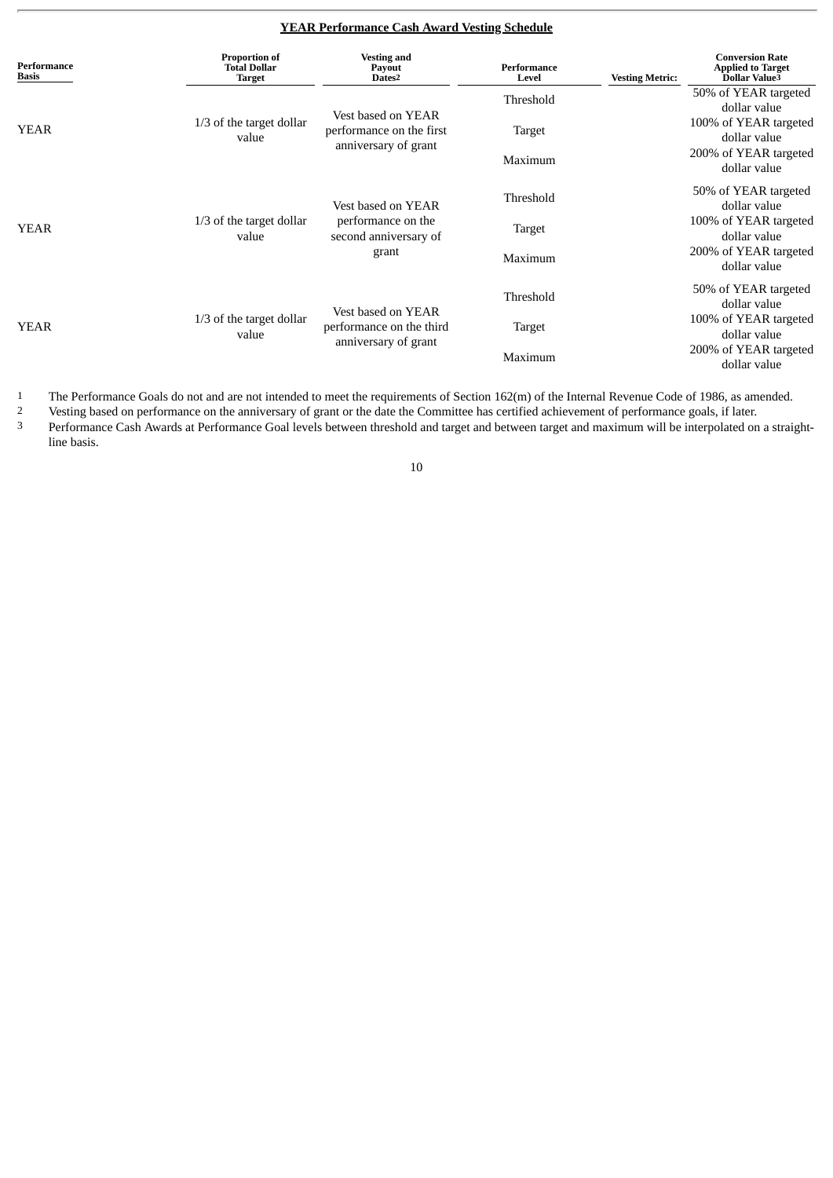**YEAR Performance Cash Award Vesting Schedule**

| Performance Basis | Proportion of Total Dollar Target | Vesting and Payout Dates[2] | Performance Level | Vesting Metric: | Conversion Rate Applied to Target Dollar Value[3] |
|---|---|---|---|---|---|
| YEAR | 1/3 of the target dollar value | Vest based on YEAR performance on the first anniversary of grant | Threshold | | 50% of YEAR targeted dollar value |
| | | | Target | | 100% of YEAR targeted dollar value |
| | | | Maximum | | 200% of YEAR targeted dollar value |
| YEAR | 1/3 of the target dollar value | Vest based on YEAR performance on the second anniversary of grant | Threshold | | 50% of YEAR targeted dollar value |
| | | | Target | | 100% of YEAR targeted dollar value |
| | | | Maximum | | 200% of YEAR targeted dollar value |
| YEAR | 1/3 of the target dollar value | Vest based on YEAR performance on the third anniversary of grant | Threshold | | 50% of YEAR targeted dollar value |
| | | | Target | | 100% of YEAR targeted dollar value |
| | | | Maximum | | 200% of YEAR targeted dollar value |

1 The Performance Goals do not and are not intended to meet the requirements of Section 162(m) of the Internal Revenue Code of 1986, as amended.

2 Vesting based on performance on the anniversary of grant or the date the Committee has certified achievement of performance goals, if later.

3 Performance Cash Awards at Performance Goal levels between threshold and target and between target and maximum will be interpolated on a straight-line basis.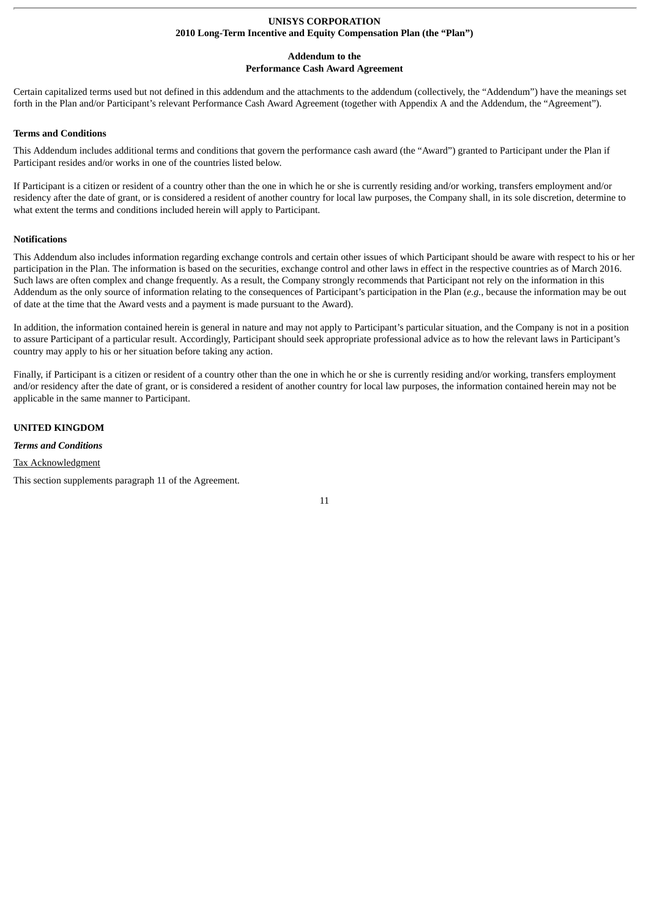**UNISYS CORPORATION**
**2010 Long-Term Incentive and Equity Compensation Plan (the "Plan")**

**Addendum to the**
**Performance Cash Award Agreement**

Certain capitalized terms used but not defined in this addendum and the attachments to the addendum (collectively, the "Addendum") have the meanings set forth in the Plan and/or Participant's relevant Performance Cash Award Agreement (together with Appendix A and the Addendum, the "Agreement").

**Terms and Conditions**

This Addendum includes additional terms and conditions that govern the performance cash award (the "Award") granted to Participant under the Plan if Participant resides and/or works in one of the countries listed below.

If Participant is a citizen or resident of a country other than the one in which he or she is currently residing and/or working, transfers employment and/or residency after the date of grant, or is considered a resident of another country for local law purposes, the Company shall, in its sole discretion, determine to what extent the terms and conditions included herein will apply to Participant.

**Notifications**

This Addendum also includes information regarding exchange controls and certain other issues of which Participant should be aware with respect to his or her participation in the Plan. The information is based on the securities, exchange control and other laws in effect in the respective countries as of March 2016. Such laws are often complex and change frequently. As a result, the Company strongly recommends that Participant not rely on the information in this Addendum as the only source of information relating to the consequences of Participant's participation in the Plan (*e.g.*, because the information may be out of date at the time that the Award vests and a payment is made pursuant to the Award).

In addition, the information contained herein is general in nature and may not apply to Participant's particular situation, and the Company is not in a position to assure Participant of a particular result. Accordingly, Participant should seek appropriate professional advice as to how the relevant laws in Participant's country may apply to his or her situation before taking any action.

Finally, if Participant is a citizen or resident of a country other than the one in which he or she is currently residing and/or working, transfers employment and/or residency after the date of grant, or is considered a resident of another country for local law purposes, the information contained herein may not be applicable in the same manner to Participant.

**UNITED KINGDOM**

***Terms and Conditions***

Tax Acknowledgment

This section supplements paragraph 11 of the Agreement.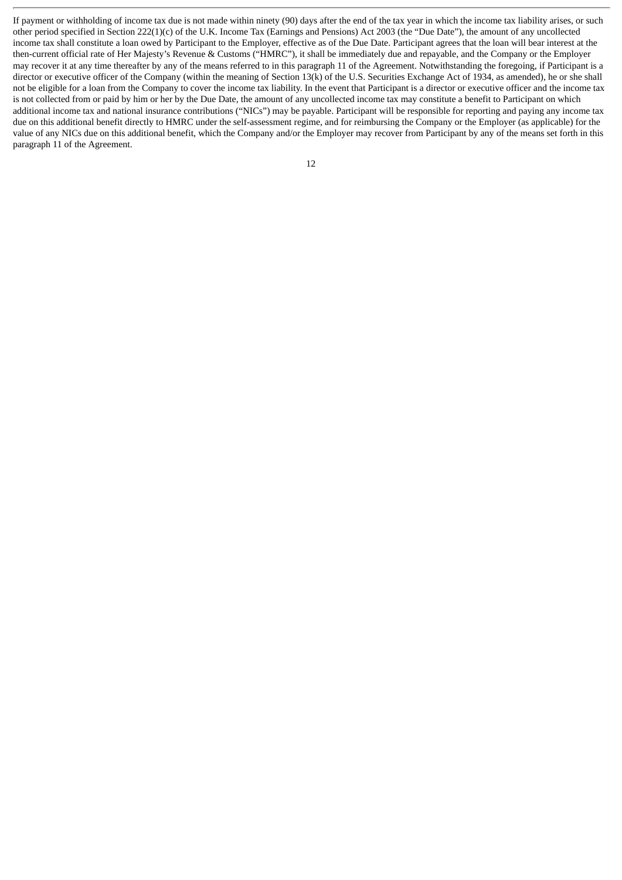If payment or withholding of income tax due is not made within ninety (90) days after the end of the tax year in which the income tax liability arises, or such other period specified in Section 222(1)(c) of the U.K. Income Tax (Earnings and Pensions) Act 2003 (the "Due Date"), the amount of any uncollected income tax shall constitute a loan owed by Participant to the Employer, effective as of the Due Date. Participant agrees that the loan will bear interest at the then-current official rate of Her Majesty's Revenue & Customs ("HMRC"), it shall be immediately due and repayable, and the Company or the Employer may recover it at any time thereafter by any of the means referred to in this paragraph 11 of the Agreement. Notwithstanding the foregoing, if Participant is a director or executive officer of the Company (within the meaning of Section 13(k) of the U.S. Securities Exchange Act of 1934, as amended), he or she shall not be eligible for a loan from the Company to cover the income tax liability. In the event that Participant is a director or executive officer and the income tax is not collected from or paid by him or her by the Due Date, the amount of any uncollected income tax may constitute a benefit to Participant on which additional income tax and national insurance contributions ("NICs") may be payable. Participant will be responsible for reporting and paying any income tax due on this additional benefit directly to HMRC under the self-assessment regime, and for reimbursing the Company or the Employer (as applicable) for the value of any NICs due on this additional benefit, which the Company and/or the Employer may recover from Participant by any of the means set forth in this paragraph 11 of the Agreement.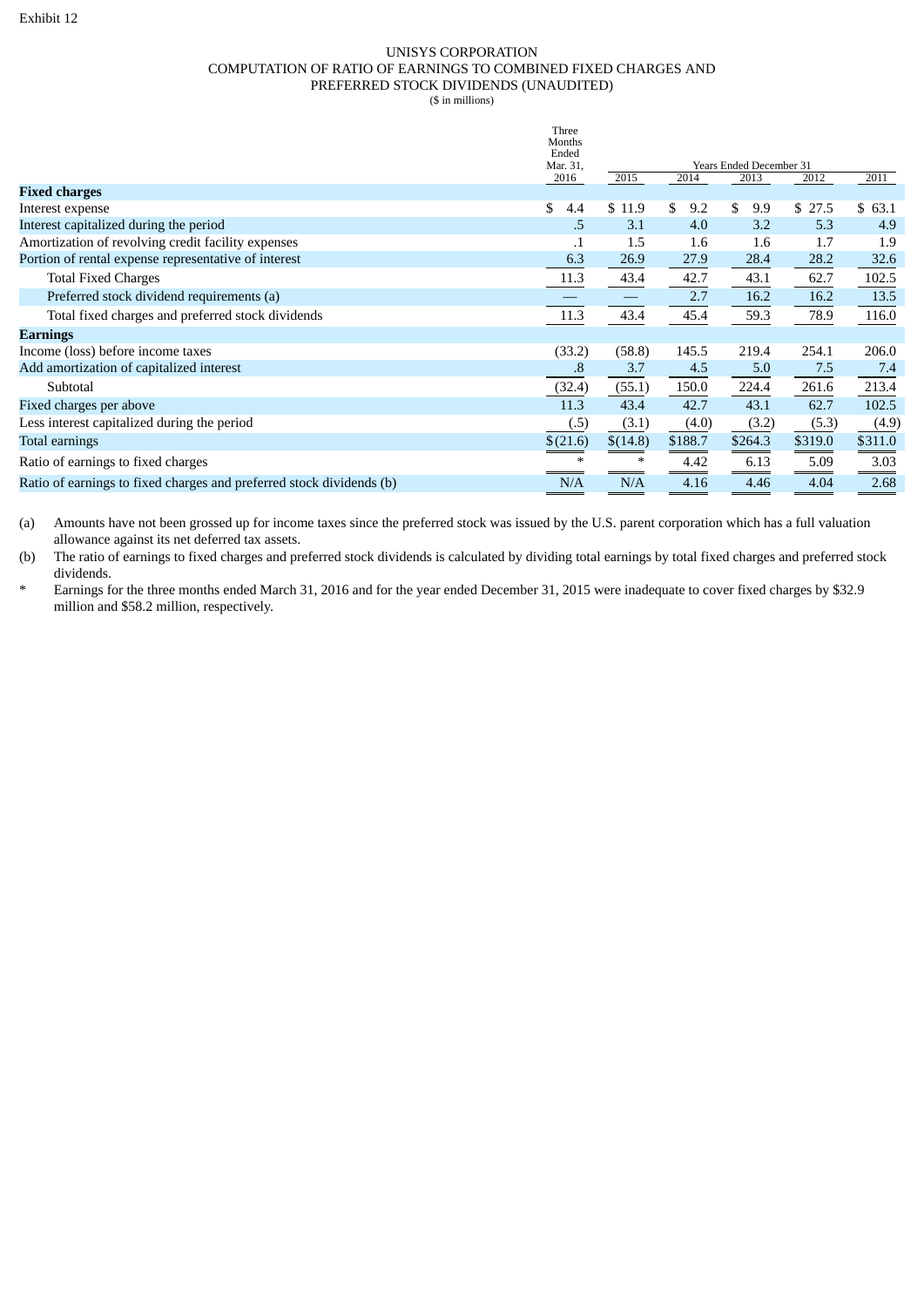Exhibit 12

UNISYS CORPORATION
COMPUTATION OF RATIO OF EARNINGS TO COMBINED FIXED CHARGES AND
PREFERRED STOCK DIVIDENDS (UNAUDITED)
($ in millions)

| | Three Months Ended Mar. 31, 2016 | Years Ended December 31 2015 | 2014 | 2013 | 2012 | 2011 |
|---|---|---|---|---|---|---|
| **Fixed charges** | | | | | | |
| Interest expense | $ 4.4 | $ 11.9 | $ 9.2 | $ 9.9 | $ 27.5 | $ 63.1 |
| Interest capitalized during the period | .5 | 3.1 | 4.0 | 3.2 | 5.3 | 4.9 |
| Amortization of revolving credit facility expenses | .1 | 1.5 | 1.6 | 1.6 | 1.7 | 1.9 |
| Portion of rental expense representative of interest | 6.3 | 26.9 | 27.9 | 28.4 | 28.2 | 32.6 |
| Total Fixed Charges | 11.3 | 43.4 | 42.7 | 43.1 | 62.7 | 102.5 |
| Preferred stock dividend requirements (a) | — | — | 2.7 | 16.2 | 16.2 | 13.5 |
| Total fixed charges and preferred stock dividends | 11.3 | 43.4 | 45.4 | 59.3 | 78.9 | 116.0 |
| **Earnings** | | | | | | |
| Income (loss) before income taxes | (33.2) | (58.8) | 145.5 | 219.4 | 254.1 | 206.0 |
| Add amortization of capitalized interest | .8 | 3.7 | 4.5 | 5.0 | 7.5 | 7.4 |
| Subtotal | (32.4) | (55.1) | 150.0 | 224.4 | 261.6 | 213.4 |
| Fixed charges per above | 11.3 | 43.4 | 42.7 | 43.1 | 62.7 | 102.5 |
| Less interest capitalized during the period | (.5) | (3.1) | (4.0) | (3.2) | (5.3) | (4.9) |
| Total earnings | $(21.6) | $(14.8) | $188.7 | $264.3 | $319.0 | $311.0 |
| Ratio of earnings to fixed charges | * | * | 4.42 | 6.13 | 5.09 | 3.03 |
| Ratio of earnings to fixed charges and preferred stock dividends (b) | N/A | N/A | 4.16 | 4.46 | 4.04 | 2.68 |

(a) Amounts have not been grossed up for income taxes since the preferred stock was issued by the U.S. parent corporation which has a full valuation allowance against its net deferred tax assets.

(b) The ratio of earnings to fixed charges and preferred stock dividends is calculated by dividing total earnings by total fixed charges and preferred stock dividends.

\* Earnings for the three months ended March 31, 2016 and for the year ended December 31, 2015 were inadequate to cover fixed charges by $32.9 million and $58.2 million, respectively.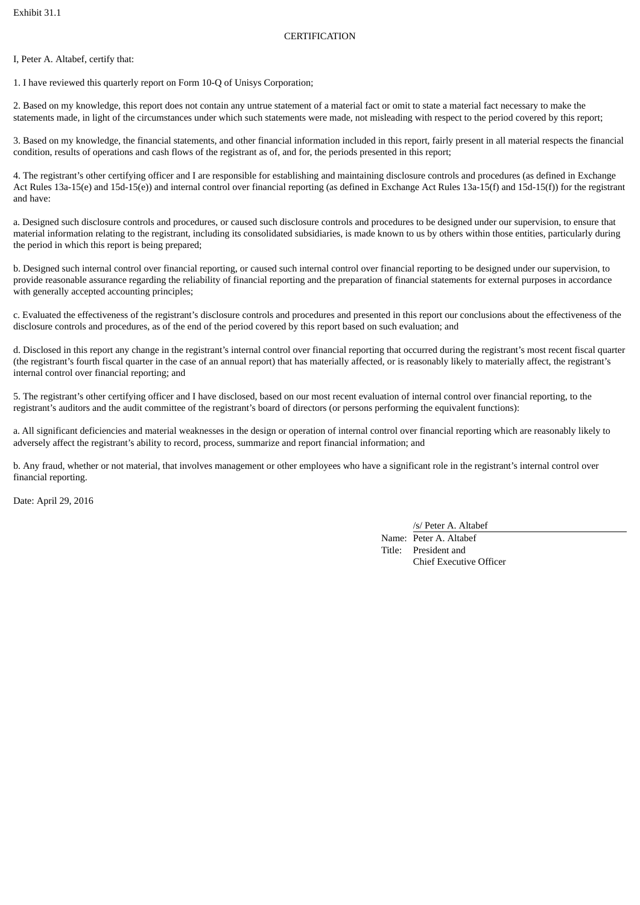Exhibit 31.1

CERTIFICATION

I, Peter A. Altabef, certify that:

1. I have reviewed this quarterly report on Form 10-Q of Unisys Corporation;

2. Based on my knowledge, this report does not contain any untrue statement of a material fact or omit to state a material fact necessary to make the statements made, in light of the circumstances under which such statements were made, not misleading with respect to the period covered by this report;

3. Based on my knowledge, the financial statements, and other financial information included in this report, fairly present in all material respects the financial condition, results of operations and cash flows of the registrant as of, and for, the periods presented in this report;

4. The registrant's other certifying officer and I are responsible for establishing and maintaining disclosure controls and procedures (as defined in Exchange Act Rules 13a-15(e) and 15d-15(e)) and internal control over financial reporting (as defined in Exchange Act Rules 13a-15(f) and 15d-15(f)) for the registrant and have:

a. Designed such disclosure controls and procedures, or caused such disclosure controls and procedures to be designed under our supervision, to ensure that material information relating to the registrant, including its consolidated subsidiaries, is made known to us by others within those entities, particularly during the period in which this report is being prepared;

b. Designed such internal control over financial reporting, or caused such internal control over financial reporting to be designed under our supervision, to provide reasonable assurance regarding the reliability of financial reporting and the preparation of financial statements for external purposes in accordance with generally accepted accounting principles;

c. Evaluated the effectiveness of the registrant's disclosure controls and procedures and presented in this report our conclusions about the effectiveness of the disclosure controls and procedures, as of the end of the period covered by this report based on such evaluation; and

d. Disclosed in this report any change in the registrant's internal control over financial reporting that occurred during the registrant's most recent fiscal quarter (the registrant's fourth fiscal quarter in the case of an annual report) that has materially affected, or is reasonably likely to materially affect, the registrant's internal control over financial reporting; and

5. The registrant's other certifying officer and I have disclosed, based on our most recent evaluation of internal control over financial reporting, to the registrant's auditors and the audit committee of the registrant's board of directors (or persons performing the equivalent functions):

a. All significant deficiencies and material weaknesses in the design or operation of internal control over financial reporting which are reasonably likely to adversely affect the registrant's ability to record, process, summarize and report financial information; and

b. Any fraud, whether or not material, that involves management or other employees who have a significant role in the registrant's internal control over financial reporting.

Date: April 29, 2016

/s/ Peter A. Altabef

Name: Peter A. Altabef

Title: President and Chief Executive Officer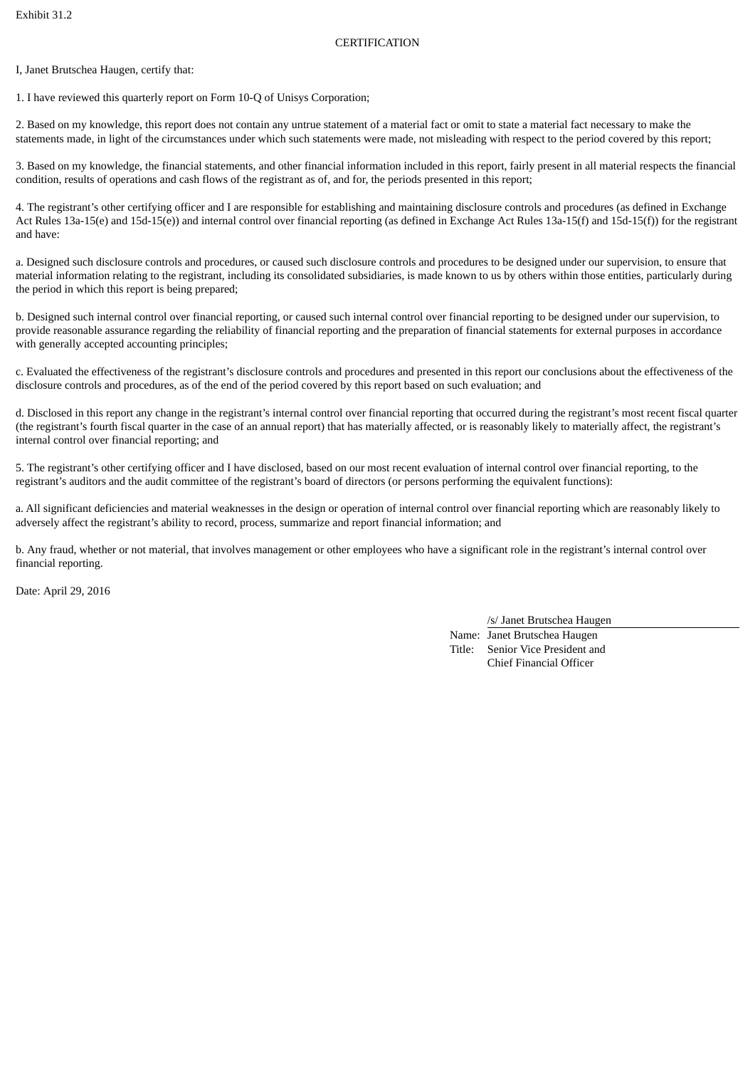Exhibit 31.2

CERTIFICATION

I, Janet Brutschea Haugen, certify that:

1. I have reviewed this quarterly report on Form 10-Q of Unisys Corporation;

2. Based on my knowledge, this report does not contain any untrue statement of a material fact or omit to state a material fact necessary to make the statements made, in light of the circumstances under which such statements were made, not misleading with respect to the period covered by this report;

3. Based on my knowledge, the financial statements, and other financial information included in this report, fairly present in all material respects the financial condition, results of operations and cash flows of the registrant as of, and for, the periods presented in this report;

4. The registrant's other certifying officer and I are responsible for establishing and maintaining disclosure controls and procedures (as defined in Exchange Act Rules 13a-15(e) and 15d-15(e)) and internal control over financial reporting (as defined in Exchange Act Rules 13a-15(f) and 15d-15(f)) for the registrant and have:

a. Designed such disclosure controls and procedures, or caused such disclosure controls and procedures to be designed under our supervision, to ensure that material information relating to the registrant, including its consolidated subsidiaries, is made known to us by others within those entities, particularly during the period in which this report is being prepared;

b. Designed such internal control over financial reporting, or caused such internal control over financial reporting to be designed under our supervision, to provide reasonable assurance regarding the reliability of financial reporting and the preparation of financial statements for external purposes in accordance with generally accepted accounting principles;

c. Evaluated the effectiveness of the registrant's disclosure controls and procedures and presented in this report our conclusions about the effectiveness of the disclosure controls and procedures, as of the end of the period covered by this report based on such evaluation; and

d. Disclosed in this report any change in the registrant's internal control over financial reporting that occurred during the registrant's most recent fiscal quarter (the registrant's fourth fiscal quarter in the case of an annual report) that has materially affected, or is reasonably likely to materially affect, the registrant's internal control over financial reporting; and

5. The registrant's other certifying officer and I have disclosed, based on our most recent evaluation of internal control over financial reporting, to the registrant's auditors and the audit committee of the registrant's board of directors (or persons performing the equivalent functions):

a. All significant deficiencies and material weaknesses in the design or operation of internal control over financial reporting which are reasonably likely to adversely affect the registrant's ability to record, process, summarize and report financial information; and

b. Any fraud, whether or not material, that involves management or other employees who have a significant role in the registrant's internal control over financial reporting.

Date: April 29, 2016

/s/ Janet Brutschea Haugen

Name: Janet Brutschea Haugen

Title: Senior Vice President and Chief Financial Officer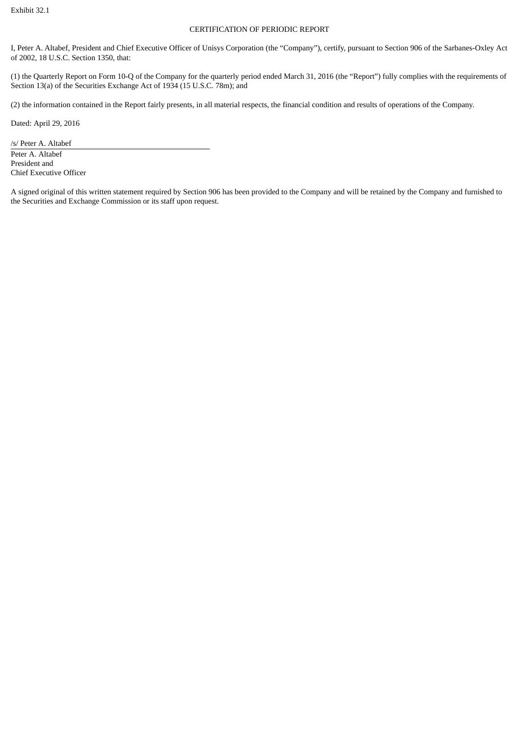Exhibit 32.1

CERTIFICATION OF PERIODIC REPORT

I, Peter A. Altabef, President and Chief Executive Officer of Unisys Corporation (the "Company"), certify, pursuant to Section 906 of the Sarbanes-Oxley Act of 2002, 18 U.S.C. Section 1350, that:

(1) the Quarterly Report on Form 10-Q of the Company for the quarterly period ended March 31, 2016 (the "Report") fully complies with the requirements of Section 13(a) of the Securities Exchange Act of 1934 (15 U.S.C. 78m); and

(2) the information contained in the Report fairly presents, in all material respects, the financial condition and results of operations of the Company.

Dated: April 29, 2016

/s/ Peter A. Altabef

Peter A. Altabef
President and
Chief Executive Officer

A signed original of this written statement required by Section 906 has been provided to the Company and will be retained by the Company and furnished to the Securities and Exchange Commission or its staff upon request.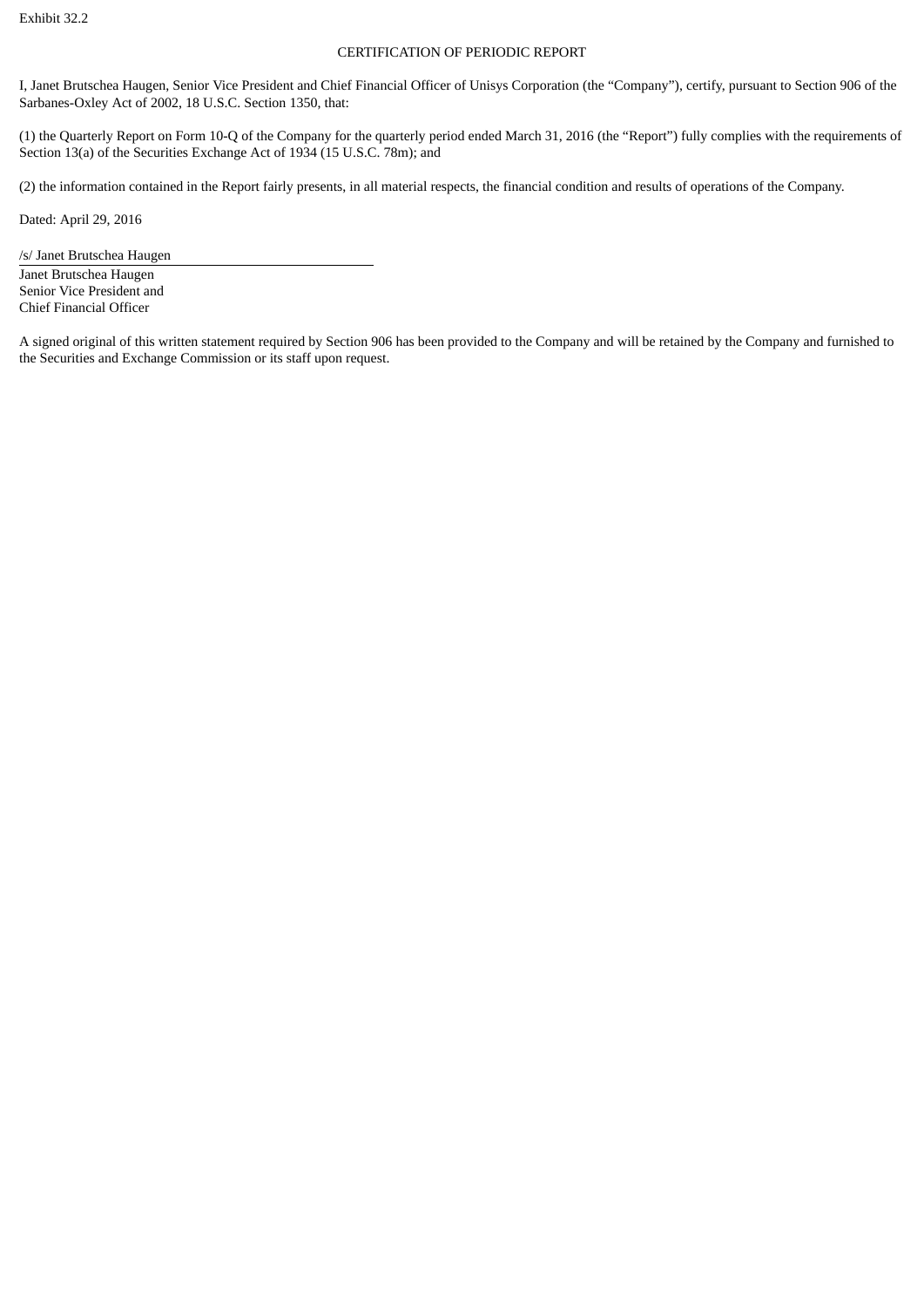Exhibit 32.2

CERTIFICATION OF PERIODIC REPORT

I, Janet Brutschea Haugen, Senior Vice President and Chief Financial Officer of Unisys Corporation (the "Company"), certify, pursuant to Section 906 of the Sarbanes-Oxley Act of 2002, 18 U.S.C. Section 1350, that:

(1) the Quarterly Report on Form 10-Q of the Company for the quarterly period ended March 31, 2016 (the "Report") fully complies with the requirements of Section 13(a) of the Securities Exchange Act of 1934 (15 U.S.C. 78m); and

(2) the information contained in the Report fairly presents, in all material respects, the financial condition and results of operations of the Company.

Dated: April 29, 2016

/s/ Janet Brutschea Haugen

Janet Brutschea Haugen
Senior Vice President and
Chief Financial Officer

A signed original of this written statement required by Section 906 has been provided to the Company and will be retained by the Company and furnished to the Securities and Exchange Commission or its staff upon request.